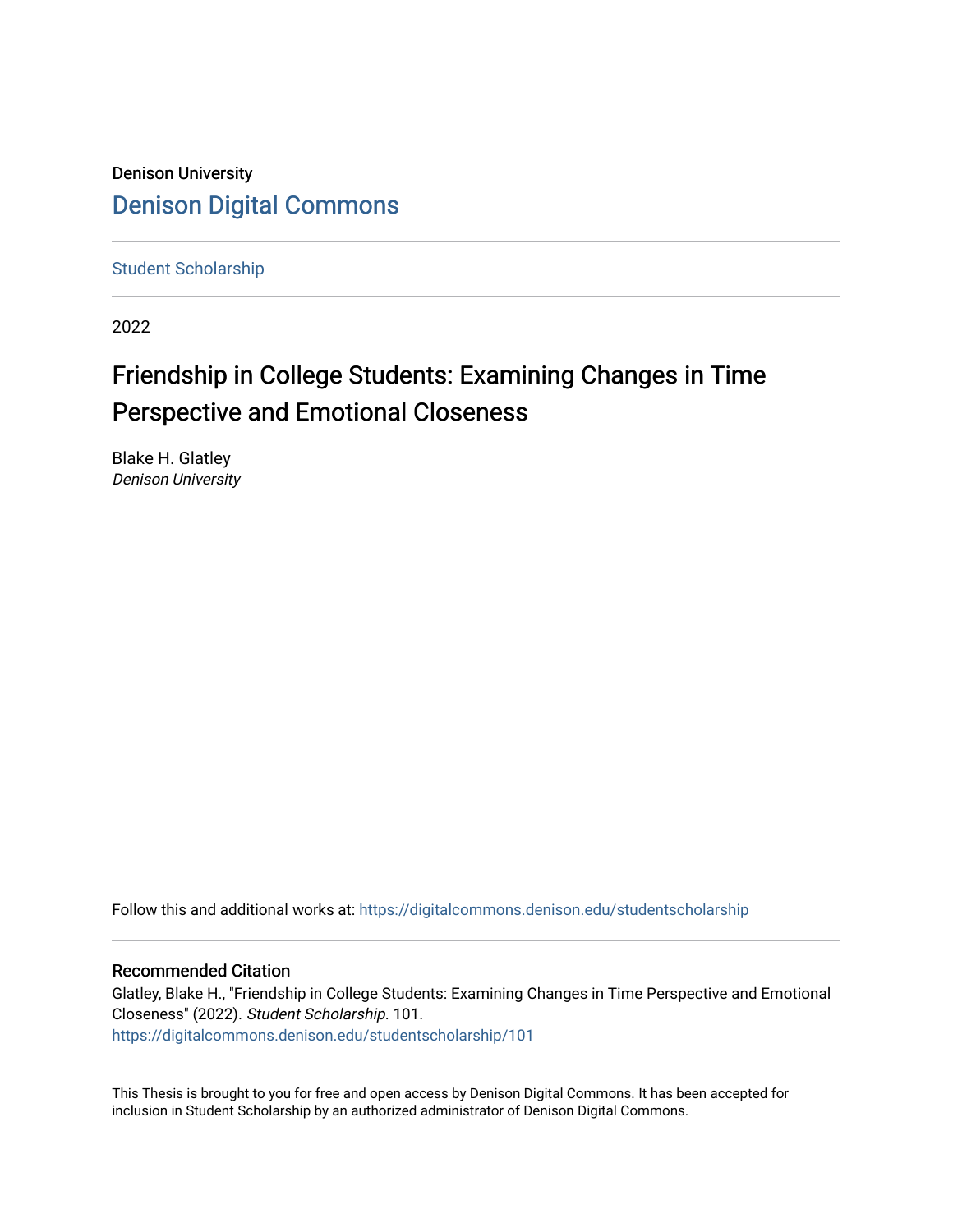Denison University

# Denison Digital Commons

Student Scholarship

2022

# Friendship in College Students: Examining Changes in Time Perspective and Emotional Closeness

Blake H. Glatley
*Denison University*

Follow this and additional works at: https://digitalcommons.denison.edu/studentscholarship

## Recommended Citation

Glatley, Blake H., "Friendship in College Students: Examining Changes in Time Perspective and Emotional Closeness" (2022). *Student Scholarship*. 101.
https://digitalcommons.denison.edu/studentscholarship/101

This Thesis is brought to you for free and open access by Denison Digital Commons. It has been accepted for inclusion in Student Scholarship by an authorized administrator of Denison Digital Commons.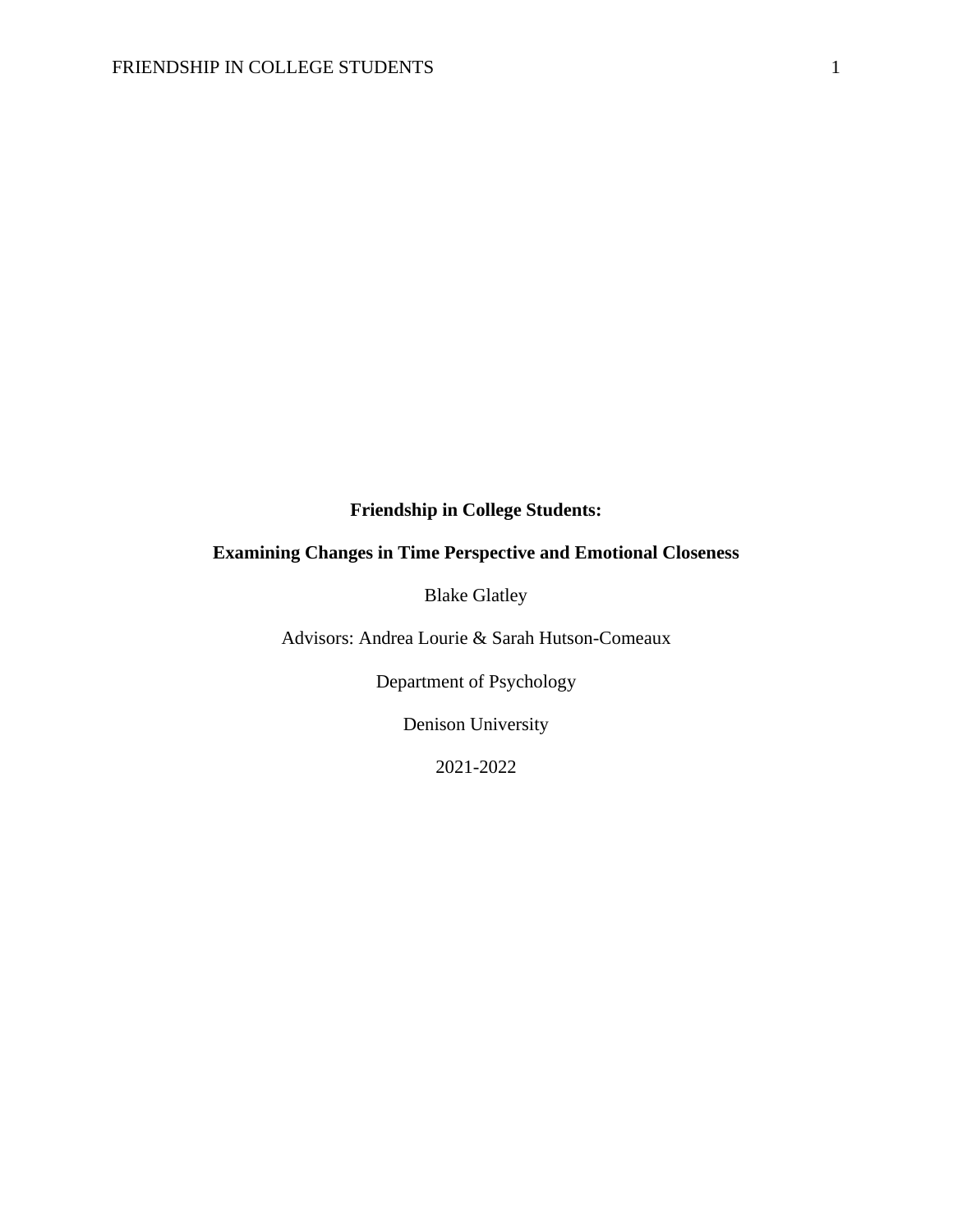**Friendship in College Students:**

**Examining Changes in Time Perspective and Emotional Closeness**

Blake Glatley

Advisors: Andrea Lourie & Sarah Hutson-Comeaux

Department of Psychology

Denison University

2021-2022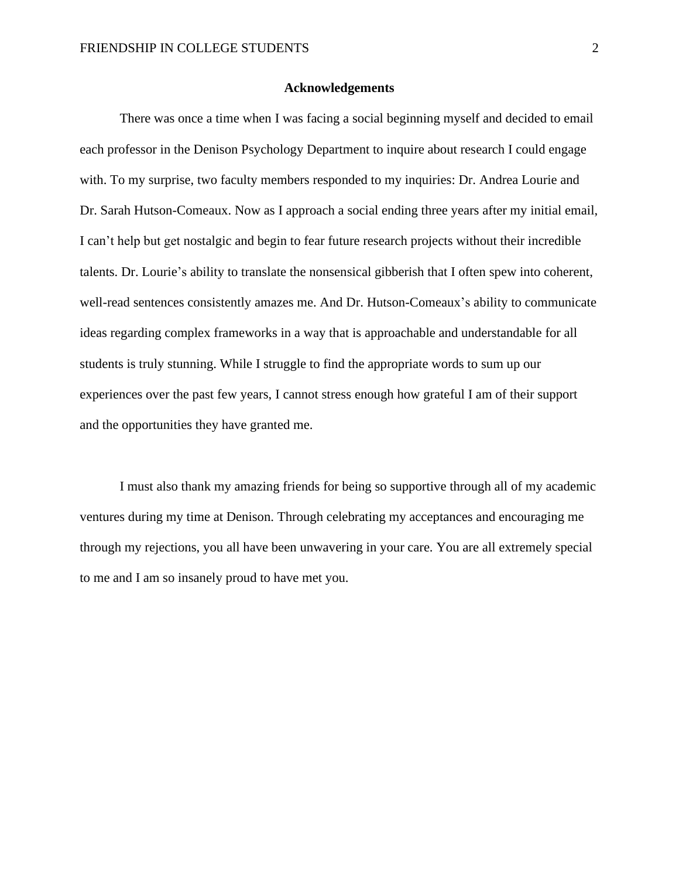## Acknowledgements

There was once a time when I was facing a social beginning myself and decided to email each professor in the Denison Psychology Department to inquire about research I could engage with. To my surprise, two faculty members responded to my inquiries: Dr. Andrea Lourie and Dr. Sarah Hutson-Comeaux. Now as I approach a social ending three years after my initial email, I can't help but get nostalgic and begin to fear future research projects without their incredible talents. Dr. Lourie's ability to translate the nonsensical gibberish that I often spew into coherent, well-read sentences consistently amazes me. And Dr. Hutson-Comeaux's ability to communicate ideas regarding complex frameworks in a way that is approachable and understandable for all students is truly stunning. While I struggle to find the appropriate words to sum up our experiences over the past few years, I cannot stress enough how grateful I am of their support and the opportunities they have granted me.

I must also thank my amazing friends for being so supportive through all of my academic ventures during my time at Denison. Through celebrating my acceptances and encouraging me through my rejections, you all have been unwavering in your care. You are all extremely special to me and I am so insanely proud to have met you.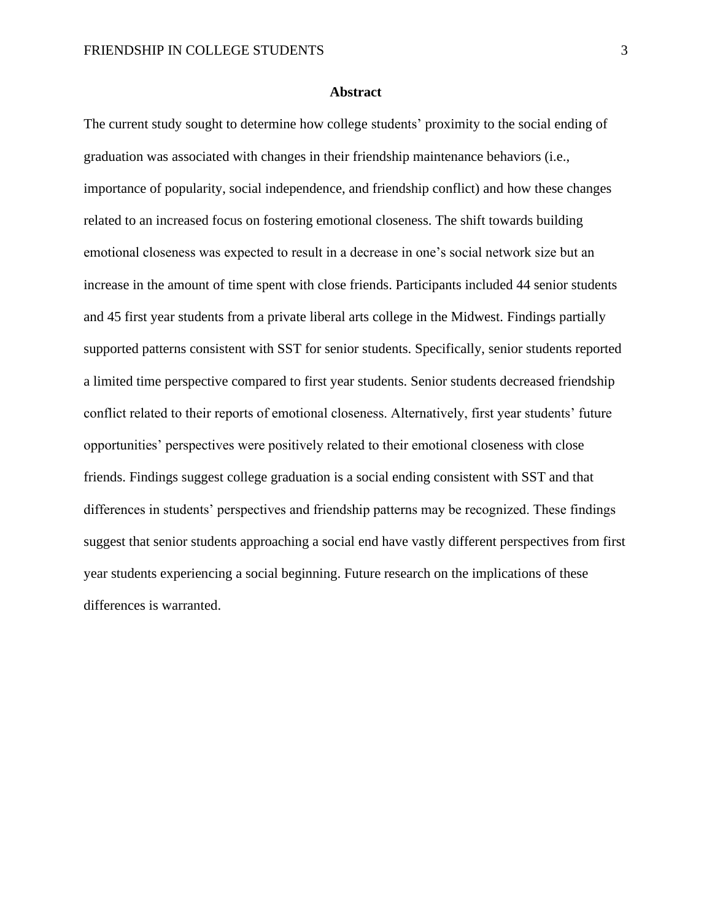# Abstract

The current study sought to determine how college students' proximity to the social ending of graduation was associated with changes in their friendship maintenance behaviors (i.e., importance of popularity, social independence, and friendship conflict) and how these changes related to an increased focus on fostering emotional closeness. The shift towards building emotional closeness was expected to result in a decrease in one's social network size but an increase in the amount of time spent with close friends. Participants included 44 senior students and 45 first year students from a private liberal arts college in the Midwest. Findings partially supported patterns consistent with SST for senior students. Specifically, senior students reported a limited time perspective compared to first year students. Senior students decreased friendship conflict related to their reports of emotional closeness. Alternatively, first year students' future opportunities' perspectives were positively related to their emotional closeness with close friends. Findings suggest college graduation is a social ending consistent with SST and that differences in students' perspectives and friendship patterns may be recognized. These findings suggest that senior students approaching a social end have vastly different perspectives from first year students experiencing a social beginning. Future research on the implications of these differences is warranted.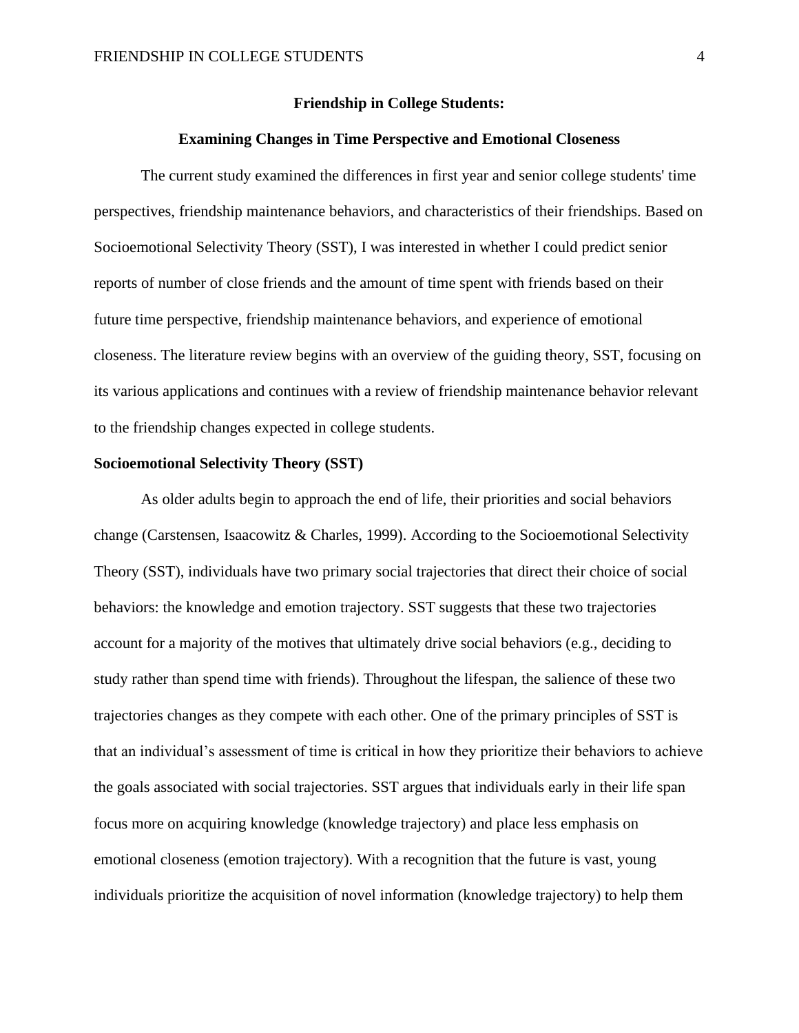# Friendship in College Students:

# Examining Changes in Time Perspective and Emotional Closeness

The current study examined the differences in first year and senior college students' time perspectives, friendship maintenance behaviors, and characteristics of their friendships. Based on Socioemotional Selectivity Theory (SST), I was interested in whether I could predict senior reports of number of close friends and the amount of time spent with friends based on their future time perspective, friendship maintenance behaviors, and experience of emotional closeness. The literature review begins with an overview of the guiding theory, SST, focusing on its various applications and continues with a review of friendship maintenance behavior relevant to the friendship changes expected in college students.

## Socioemotional Selectivity Theory (SST)

As older adults begin to approach the end of life, their priorities and social behaviors change (Carstensen, Isaacowitz & Charles, 1999). According to the Socioemotional Selectivity Theory (SST), individuals have two primary social trajectories that direct their choice of social behaviors: the knowledge and emotion trajectory. SST suggests that these two trajectories account for a majority of the motives that ultimately drive social behaviors (e.g., deciding to study rather than spend time with friends). Throughout the lifespan, the salience of these two trajectories changes as they compete with each other. One of the primary principles of SST is that an individual's assessment of time is critical in how they prioritize their behaviors to achieve the goals associated with social trajectories. SST argues that individuals early in their life span focus more on acquiring knowledge (knowledge trajectory) and place less emphasis on emotional closeness (emotion trajectory). With a recognition that the future is vast, young individuals prioritize the acquisition of novel information (knowledge trajectory) to help them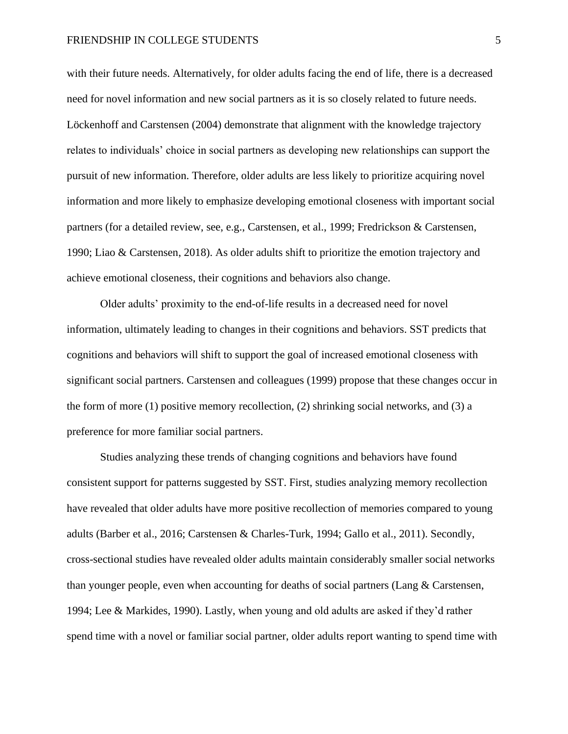with their future needs. Alternatively, for older adults facing the end of life, there is a decreased need for novel information and new social partners as it is so closely related to future needs. Löckenhoff and Carstensen (2004) demonstrate that alignment with the knowledge trajectory relates to individuals' choice in social partners as developing new relationships can support the pursuit of new information. Therefore, older adults are less likely to prioritize acquiring novel information and more likely to emphasize developing emotional closeness with important social partners (for a detailed review, see, e.g., Carstensen, et al., 1999; Fredrickson & Carstensen, 1990; Liao & Carstensen, 2018). As older adults shift to prioritize the emotion trajectory and achieve emotional closeness, their cognitions and behaviors also change.

Older adults' proximity to the end-of-life results in a decreased need for novel information, ultimately leading to changes in their cognitions and behaviors. SST predicts that cognitions and behaviors will shift to support the goal of increased emotional closeness with significant social partners. Carstensen and colleagues (1999) propose that these changes occur in the form of more (1) positive memory recollection, (2) shrinking social networks, and (3) a preference for more familiar social partners.

Studies analyzing these trends of changing cognitions and behaviors have found consistent support for patterns suggested by SST. First, studies analyzing memory recollection have revealed that older adults have more positive recollection of memories compared to young adults (Barber et al., 2016; Carstensen & Charles-Turk, 1994; Gallo et al., 2011). Secondly, cross-sectional studies have revealed older adults maintain considerably smaller social networks than younger people, even when accounting for deaths of social partners (Lang & Carstensen, 1994; Lee & Markides, 1990). Lastly, when young and old adults are asked if they'd rather spend time with a novel or familiar social partner, older adults report wanting to spend time with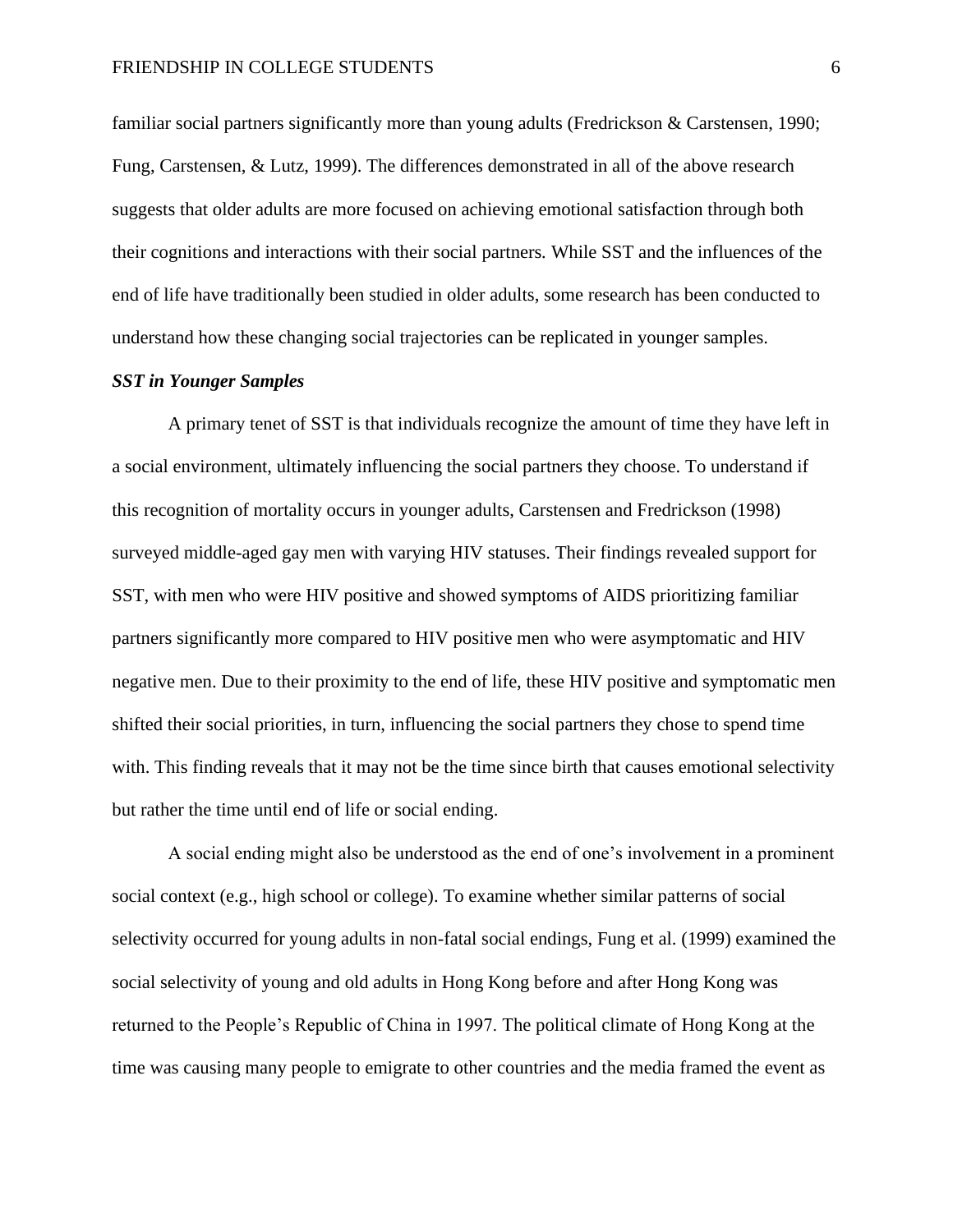familiar social partners significantly more than young adults (Fredrickson & Carstensen, 1990; Fung, Carstensen, & Lutz, 1999). The differences demonstrated in all of the above research suggests that older adults are more focused on achieving emotional satisfaction through both their cognitions and interactions with their social partners. While SST and the influences of the end of life have traditionally been studied in older adults, some research has been conducted to understand how these changing social trajectories can be replicated in younger samples.

***SST in Younger Samples***

A primary tenet of SST is that individuals recognize the amount of time they have left in a social environment, ultimately influencing the social partners they choose. To understand if this recognition of mortality occurs in younger adults, Carstensen and Fredrickson (1998) surveyed middle-aged gay men with varying HIV statuses. Their findings revealed support for SST, with men who were HIV positive and showed symptoms of AIDS prioritizing familiar partners significantly more compared to HIV positive men who were asymptomatic and HIV negative men. Due to their proximity to the end of life, these HIV positive and symptomatic men shifted their social priorities, in turn, influencing the social partners they chose to spend time with. This finding reveals that it may not be the time since birth that causes emotional selectivity but rather the time until end of life or social ending.

A social ending might also be understood as the end of one's involvement in a prominent social context (e.g., high school or college). To examine whether similar patterns of social selectivity occurred for young adults in non-fatal social endings, Fung et al. (1999) examined the social selectivity of young and old adults in Hong Kong before and after Hong Kong was returned to the People's Republic of China in 1997. The political climate of Hong Kong at the time was causing many people to emigrate to other countries and the media framed the event as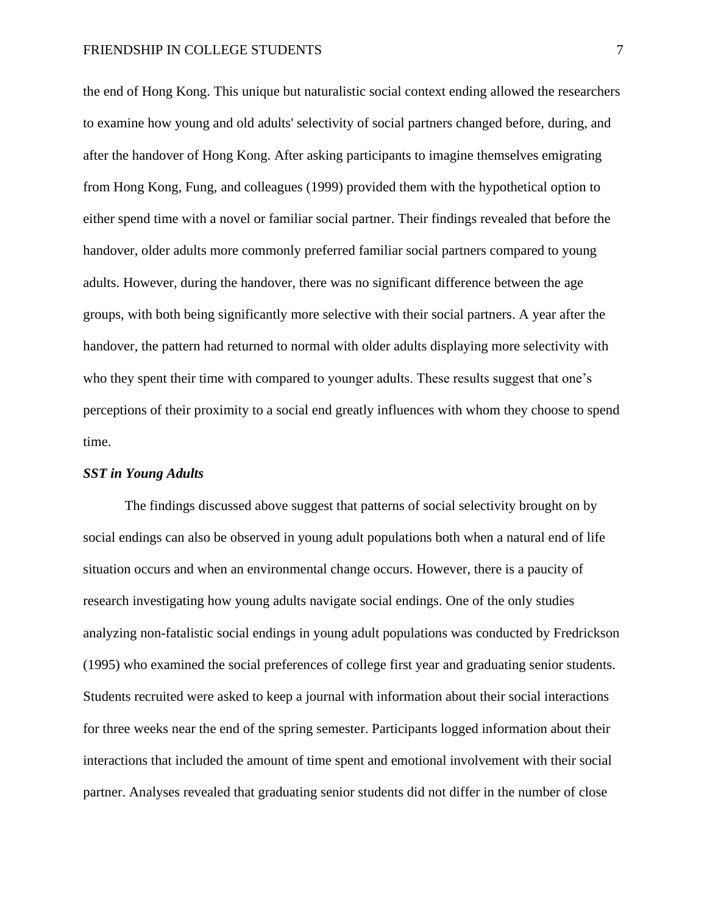the end of Hong Kong. This unique but naturalistic social context ending allowed the researchers to examine how young and old adults' selectivity of social partners changed before, during, and after the handover of Hong Kong. After asking participants to imagine themselves emigrating from Hong Kong, Fung, and colleagues (1999) provided them with the hypothetical option to either spend time with a novel or familiar social partner. Their findings revealed that before the handover, older adults more commonly preferred familiar social partners compared to young adults. However, during the handover, there was no significant difference between the age groups, with both being significantly more selective with their social partners. A year after the handover, the pattern had returned to normal with older adults displaying more selectivity with who they spent their time with compared to younger adults. These results suggest that one's perceptions of their proximity to a social end greatly influences with whom they choose to spend time.

### *SST in Young Adults*

The findings discussed above suggest that patterns of social selectivity brought on by social endings can also be observed in young adult populations both when a natural end of life situation occurs and when an environmental change occurs. However, there is a paucity of research investigating how young adults navigate social endings. One of the only studies analyzing non-fatalistic social endings in young adult populations was conducted by Fredrickson (1995) who examined the social preferences of college first year and graduating senior students. Students recruited were asked to keep a journal with information about their social interactions for three weeks near the end of the spring semester. Participants logged information about their interactions that included the amount of time spent and emotional involvement with their social partner. Analyses revealed that graduating senior students did not differ in the number of close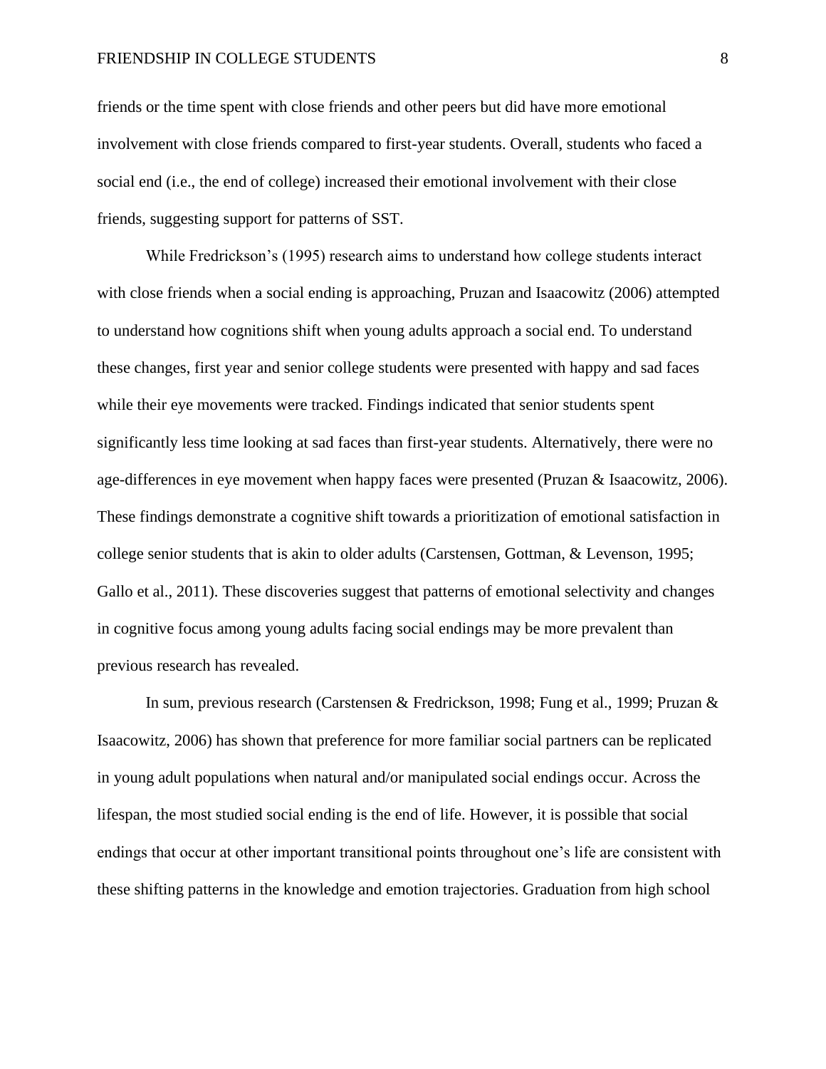friends or the time spent with close friends and other peers but did have more emotional involvement with close friends compared to first-year students. Overall, students who faced a social end (i.e., the end of college) increased their emotional involvement with their close friends, suggesting support for patterns of SST.

While Fredrickson's (1995) research aims to understand how college students interact with close friends when a social ending is approaching, Pruzan and Isaacowitz (2006) attempted to understand how cognitions shift when young adults approach a social end. To understand these changes, first year and senior college students were presented with happy and sad faces while their eye movements were tracked. Findings indicated that senior students spent significantly less time looking at sad faces than first-year students. Alternatively, there were no age-differences in eye movement when happy faces were presented (Pruzan & Isaacowitz, 2006). These findings demonstrate a cognitive shift towards a prioritization of emotional satisfaction in college senior students that is akin to older adults (Carstensen, Gottman, & Levenson, 1995; Gallo et al., 2011). These discoveries suggest that patterns of emotional selectivity and changes in cognitive focus among young adults facing social endings may be more prevalent than previous research has revealed.

In sum, previous research (Carstensen & Fredrickson, 1998; Fung et al., 1999; Pruzan & Isaacowitz, 2006) has shown that preference for more familiar social partners can be replicated in young adult populations when natural and/or manipulated social endings occur. Across the lifespan, the most studied social ending is the end of life. However, it is possible that social endings that occur at other important transitional points throughout one's life are consistent with these shifting patterns in the knowledge and emotion trajectories. Graduation from high school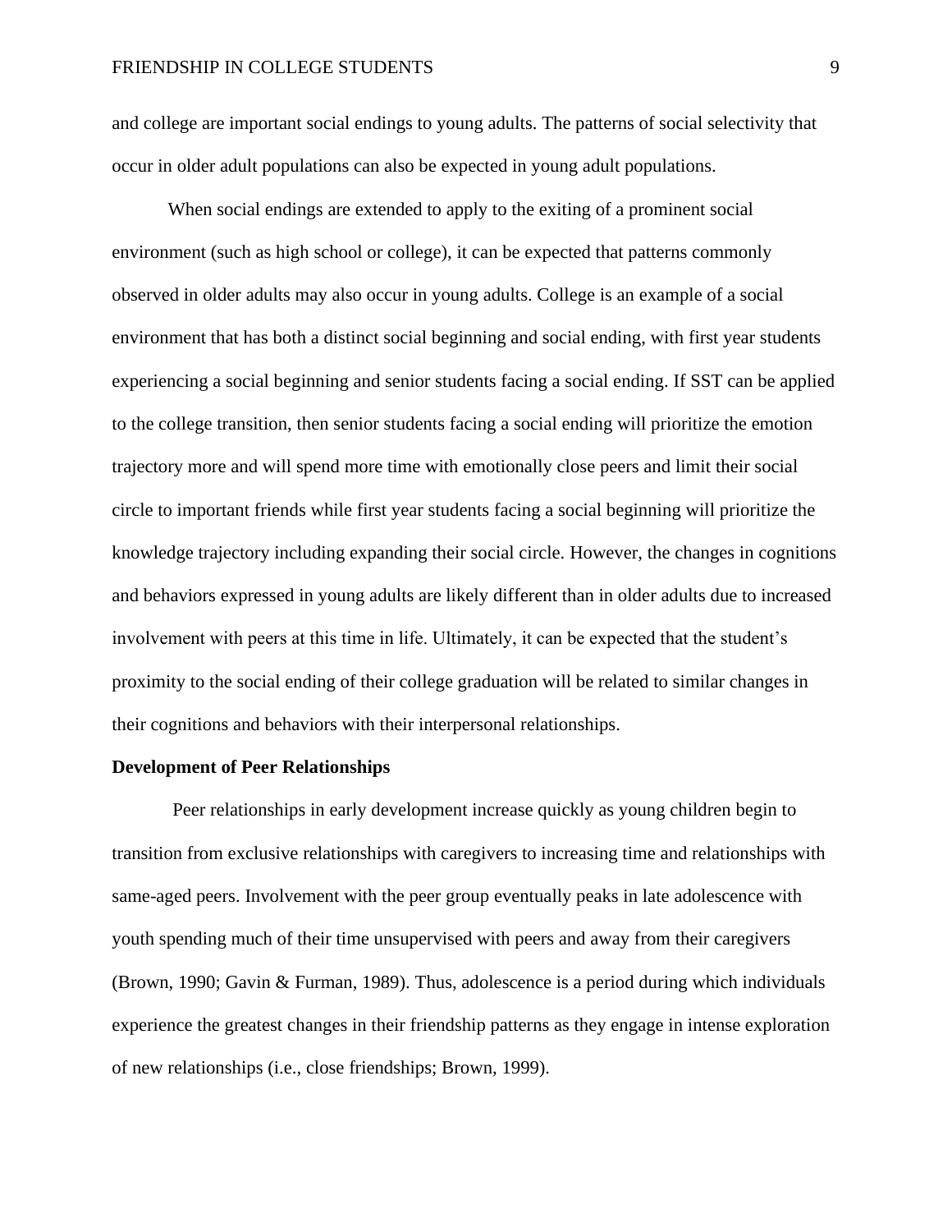and college are important social endings to young adults. The patterns of social selectivity that occur in older adult populations can also be expected in young adult populations.

When social endings are extended to apply to the exiting of a prominent social environment (such as high school or college), it can be expected that patterns commonly observed in older adults may also occur in young adults. College is an example of a social environment that has both a distinct social beginning and social ending, with first year students experiencing a social beginning and senior students facing a social ending. If SST can be applied to the college transition, then senior students facing a social ending will prioritize the emotion trajectory more and will spend more time with emotionally close peers and limit their social circle to important friends while first year students facing a social beginning will prioritize the knowledge trajectory including expanding their social circle. However, the changes in cognitions and behaviors expressed in young adults are likely different than in older adults due to increased involvement with peers at this time in life. Ultimately, it can be expected that the student's proximity to the social ending of their college graduation will be related to similar changes in their cognitions and behaviors with their interpersonal relationships.

**Development of Peer Relationships**

Peer relationships in early development increase quickly as young children begin to transition from exclusive relationships with caregivers to increasing time and relationships with same-aged peers. Involvement with the peer group eventually peaks in late adolescence with youth spending much of their time unsupervised with peers and away from their caregivers (Brown, 1990; Gavin & Furman, 1989). Thus, adolescence is a period during which individuals experience the greatest changes in their friendship patterns as they engage in intense exploration of new relationships (i.e., close friendships; Brown, 1999).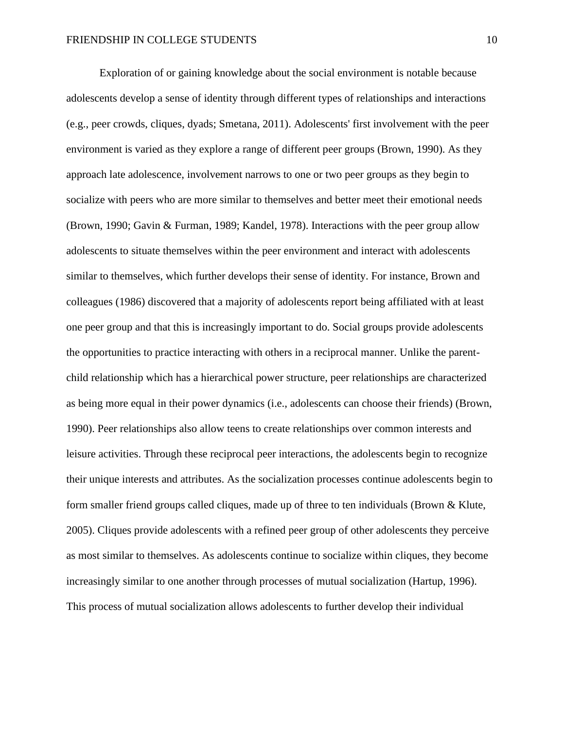Exploration of or gaining knowledge about the social environment is notable because adolescents develop a sense of identity through different types of relationships and interactions (e.g., peer crowds, cliques, dyads; Smetana, 2011). Adolescents' first involvement with the peer environment is varied as they explore a range of different peer groups (Brown, 1990). As they approach late adolescence, involvement narrows to one or two peer groups as they begin to socialize with peers who are more similar to themselves and better meet their emotional needs (Brown, 1990; Gavin & Furman, 1989; Kandel, 1978). Interactions with the peer group allow adolescents to situate themselves within the peer environment and interact with adolescents similar to themselves, which further develops their sense of identity. For instance, Brown and colleagues (1986) discovered that a majority of adolescents report being affiliated with at least one peer group and that this is increasingly important to do. Social groups provide adolescents the opportunities to practice interacting with others in a reciprocal manner. Unlike the parent-child relationship which has a hierarchical power structure, peer relationships are characterized as being more equal in their power dynamics (i.e., adolescents can choose their friends) (Brown, 1990). Peer relationships also allow teens to create relationships over common interests and leisure activities. Through these reciprocal peer interactions, the adolescents begin to recognize their unique interests and attributes. As the socialization processes continue adolescents begin to form smaller friend groups called cliques, made up of three to ten individuals (Brown & Klute, 2005). Cliques provide adolescents with a refined peer group of other adolescents they perceive as most similar to themselves. As adolescents continue to socialize within cliques, they become increasingly similar to one another through processes of mutual socialization (Hartup, 1996). This process of mutual socialization allows adolescents to further develop their individual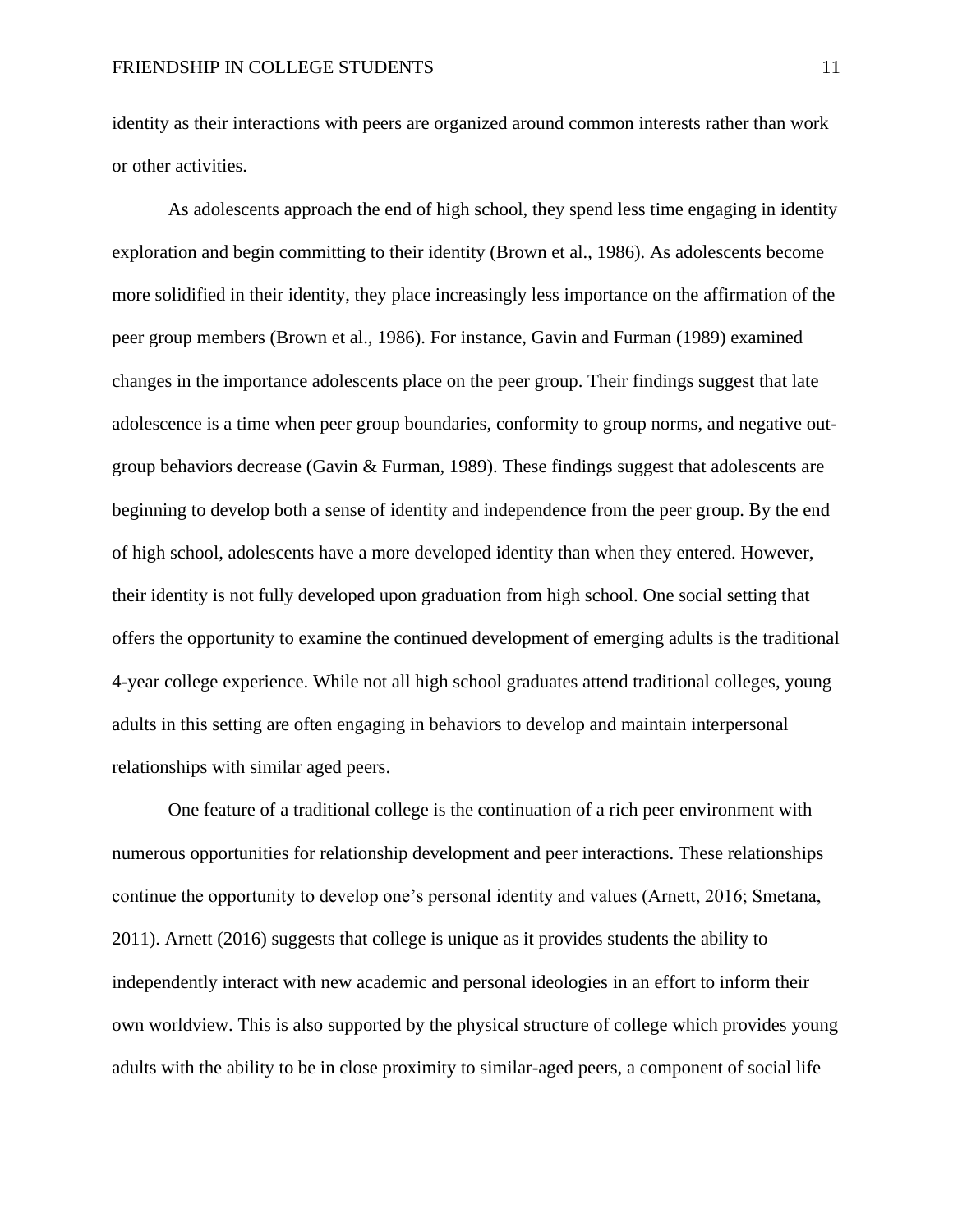identity as their interactions with peers are organized around common interests rather than work or other activities.

As adolescents approach the end of high school, they spend less time engaging in identity exploration and begin committing to their identity (Brown et al., 1986). As adolescents become more solidified in their identity, they place increasingly less importance on the affirmation of the peer group members (Brown et al., 1986). For instance, Gavin and Furman (1989) examined changes in the importance adolescents place on the peer group. Their findings suggest that late adolescence is a time when peer group boundaries, conformity to group norms, and negative out-group behaviors decrease (Gavin & Furman, 1989). These findings suggest that adolescents are beginning to develop both a sense of identity and independence from the peer group. By the end of high school, adolescents have a more developed identity than when they entered. However, their identity is not fully developed upon graduation from high school. One social setting that offers the opportunity to examine the continued development of emerging adults is the traditional 4-year college experience. While not all high school graduates attend traditional colleges, young adults in this setting are often engaging in behaviors to develop and maintain interpersonal relationships with similar aged peers.

One feature of a traditional college is the continuation of a rich peer environment with numerous opportunities for relationship development and peer interactions. These relationships continue the opportunity to develop one's personal identity and values (Arnett, 2016; Smetana, 2011). Arnett (2016) suggests that college is unique as it provides students the ability to independently interact with new academic and personal ideologies in an effort to inform their own worldview. This is also supported by the physical structure of college which provides young adults with the ability to be in close proximity to similar-aged peers, a component of social life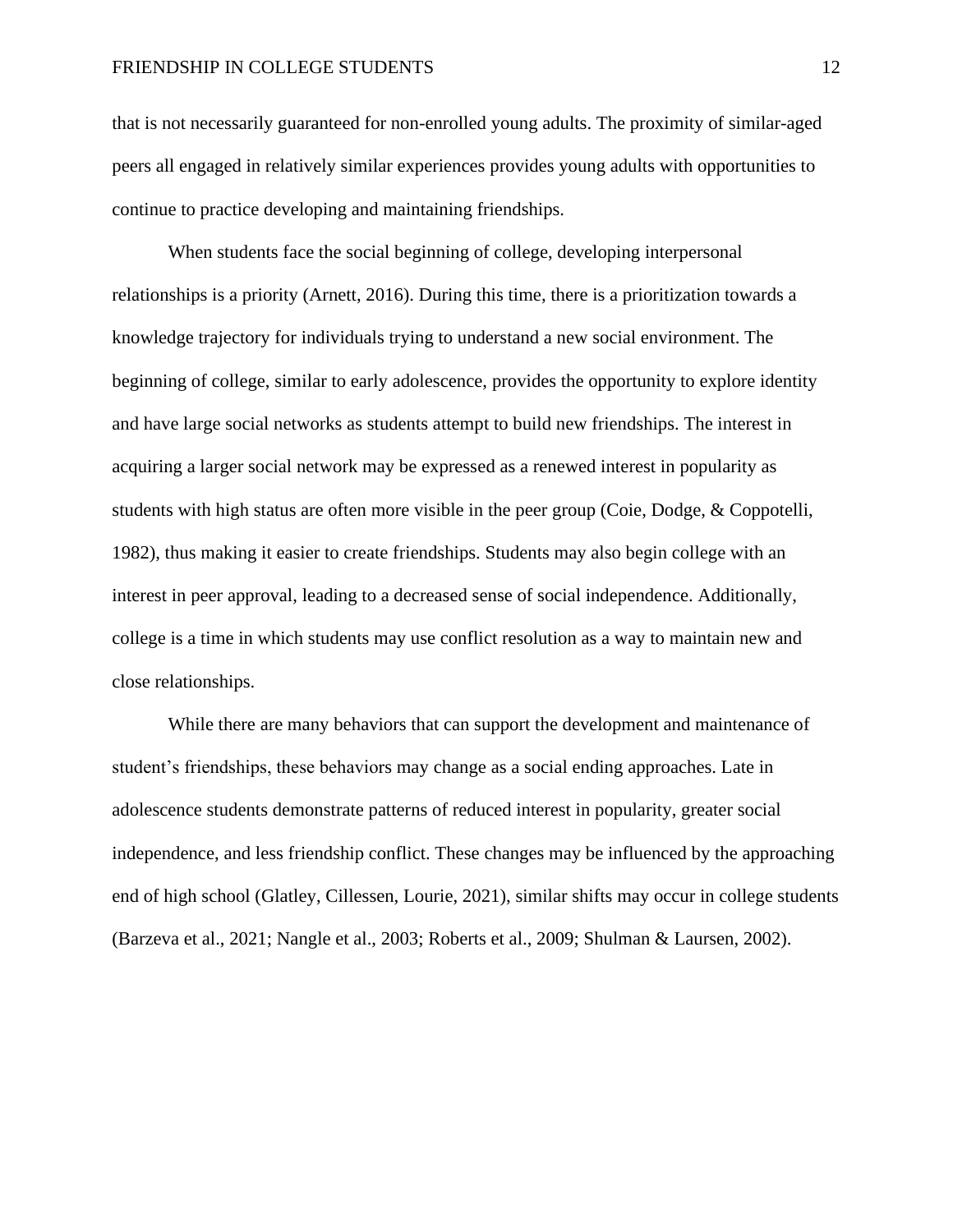that is not necessarily guaranteed for non-enrolled young adults. The proximity of similar-aged peers all engaged in relatively similar experiences provides young adults with opportunities to continue to practice developing and maintaining friendships.

When students face the social beginning of college, developing interpersonal relationships is a priority (Arnett, 2016). During this time, there is a prioritization towards a knowledge trajectory for individuals trying to understand a new social environment. The beginning of college, similar to early adolescence, provides the opportunity to explore identity and have large social networks as students attempt to build new friendships. The interest in acquiring a larger social network may be expressed as a renewed interest in popularity as students with high status are often more visible in the peer group (Coie, Dodge, & Coppotelli, 1982), thus making it easier to create friendships. Students may also begin college with an interest in peer approval, leading to a decreased sense of social independence. Additionally, college is a time in which students may use conflict resolution as a way to maintain new and close relationships.

While there are many behaviors that can support the development and maintenance of student's friendships, these behaviors may change as a social ending approaches. Late in adolescence students demonstrate patterns of reduced interest in popularity, greater social independence, and less friendship conflict. These changes may be influenced by the approaching end of high school (Glatley, Cillessen, Lourie, 2021), similar shifts may occur in college students (Barzeva et al., 2021; Nangle et al., 2003; Roberts et al., 2009; Shulman & Laursen, 2002).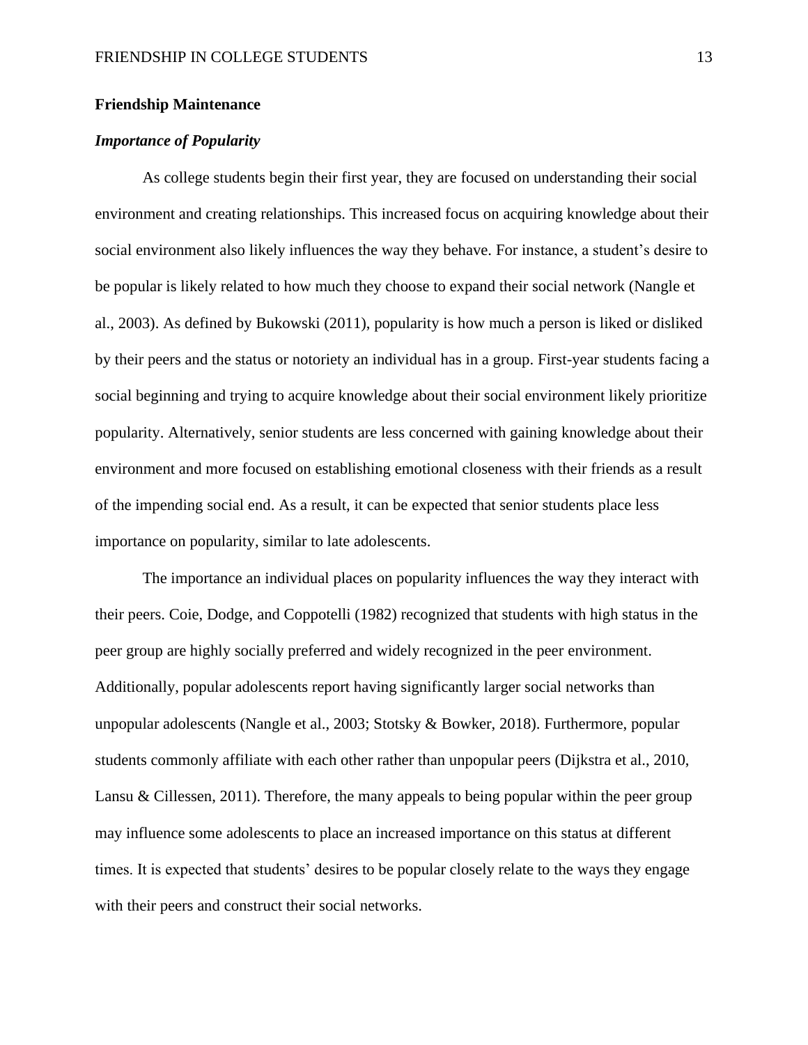## Friendship Maintenance

### *Importance of Popularity*

As college students begin their first year, they are focused on understanding their social environment and creating relationships. This increased focus on acquiring knowledge about their social environment also likely influences the way they behave. For instance, a student's desire to be popular is likely related to how much they choose to expand their social network (Nangle et al., 2003). As defined by Bukowski (2011), popularity is how much a person is liked or disliked by their peers and the status or notoriety an individual has in a group. First-year students facing a social beginning and trying to acquire knowledge about their social environment likely prioritize popularity. Alternatively, senior students are less concerned with gaining knowledge about their environment and more focused on establishing emotional closeness with their friends as a result of the impending social end. As a result, it can be expected that senior students place less importance on popularity, similar to late adolescents.

The importance an individual places on popularity influences the way they interact with their peers. Coie, Dodge, and Coppotelli (1982) recognized that students with high status in the peer group are highly socially preferred and widely recognized in the peer environment. Additionally, popular adolescents report having significantly larger social networks than unpopular adolescents (Nangle et al., 2003; Stotsky & Bowker, 2018). Furthermore, popular students commonly affiliate with each other rather than unpopular peers (Dijkstra et al., 2010, Lansu & Cillessen, 2011). Therefore, the many appeals to being popular within the peer group may influence some adolescents to place an increased importance on this status at different times. It is expected that students' desires to be popular closely relate to the ways they engage with their peers and construct their social networks.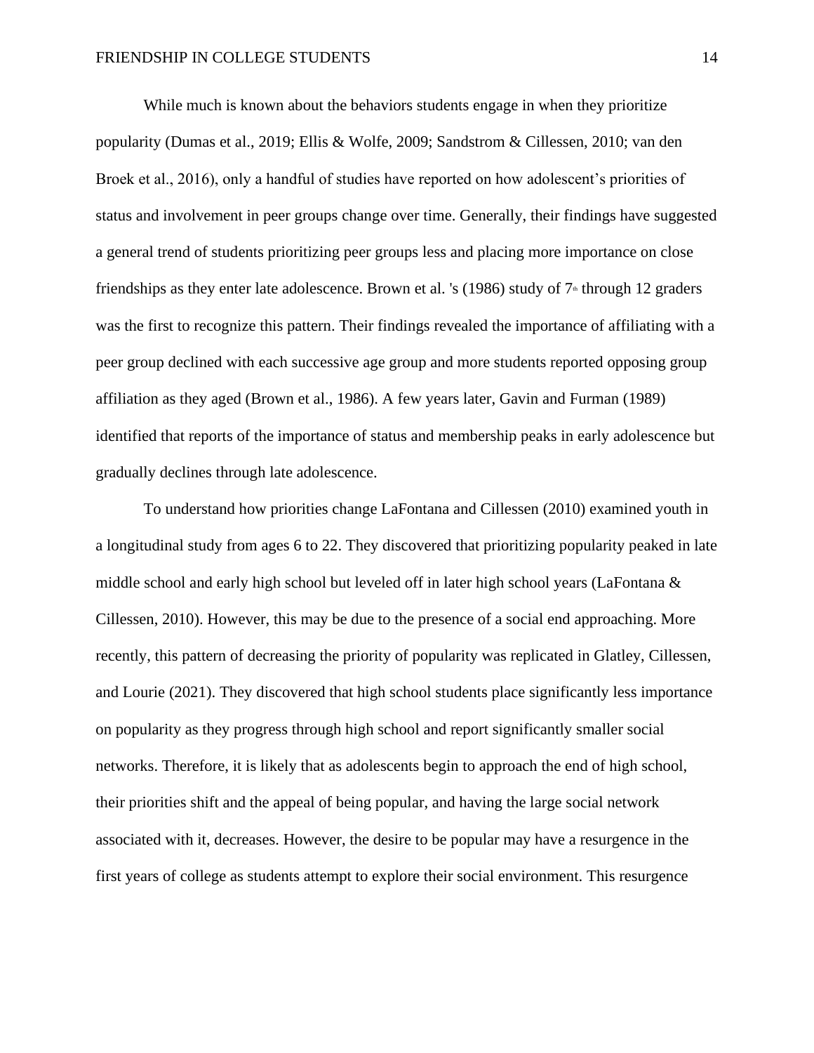While much is known about the behaviors students engage in when they prioritize popularity (Dumas et al., 2019; Ellis & Wolfe, 2009; Sandstrom & Cillessen, 2010; van den Broek et al., 2016), only a handful of studies have reported on how adolescent's priorities of status and involvement in peer groups change over time. Generally, their findings have suggested a general trend of students prioritizing peer groups less and placing more importance on close friendships as they enter late adolescence. Brown et al. 's (1986) study of 7th through 12 graders was the first to recognize this pattern. Their findings revealed the importance of affiliating with a peer group declined with each successive age group and more students reported opposing group affiliation as they aged (Brown et al., 1986). A few years later, Gavin and Furman (1989) identified that reports of the importance of status and membership peaks in early adolescence but gradually declines through late adolescence.

To understand how priorities change LaFontana and Cillessen (2010) examined youth in a longitudinal study from ages 6 to 22. They discovered that prioritizing popularity peaked in late middle school and early high school but leveled off in later high school years (LaFontana & Cillessen, 2010). However, this may be due to the presence of a social end approaching. More recently, this pattern of decreasing the priority of popularity was replicated in Glatley, Cillessen, and Lourie (2021). They discovered that high school students place significantly less importance on popularity as they progress through high school and report significantly smaller social networks. Therefore, it is likely that as adolescents begin to approach the end of high school, their priorities shift and the appeal of being popular, and having the large social network associated with it, decreases. However, the desire to be popular may have a resurgence in the first years of college as students attempt to explore their social environment. This resurgence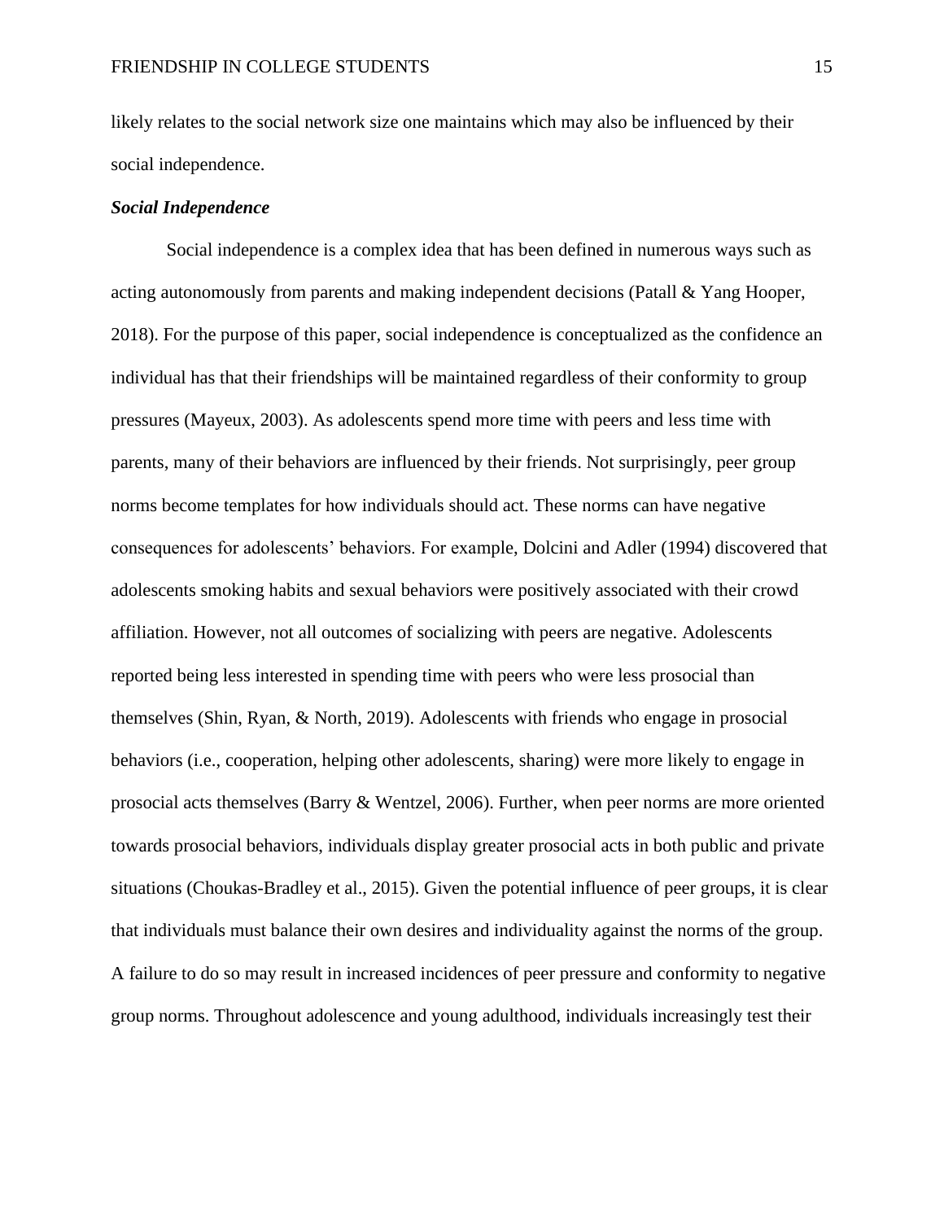likely relates to the social network size one maintains which may also be influenced by their social independence.

***Social Independence***

Social independence is a complex idea that has been defined in numerous ways such as acting autonomously from parents and making independent decisions (Patall & Yang Hooper, 2018). For the purpose of this paper, social independence is conceptualized as the confidence an individual has that their friendships will be maintained regardless of their conformity to group pressures (Mayeux, 2003). As adolescents spend more time with peers and less time with parents, many of their behaviors are influenced by their friends. Not surprisingly, peer group norms become templates for how individuals should act. These norms can have negative consequences for adolescents' behaviors. For example, Dolcini and Adler (1994) discovered that adolescents smoking habits and sexual behaviors were positively associated with their crowd affiliation. However, not all outcomes of socializing with peers are negative. Adolescents reported being less interested in spending time with peers who were less prosocial than themselves (Shin, Ryan, & North, 2019). Adolescents with friends who engage in prosocial behaviors (i.e., cooperation, helping other adolescents, sharing) were more likely to engage in prosocial acts themselves (Barry & Wentzel, 2006). Further, when peer norms are more oriented towards prosocial behaviors, individuals display greater prosocial acts in both public and private situations (Choukas-Bradley et al., 2015). Given the potential influence of peer groups, it is clear that individuals must balance their own desires and individuality against the norms of the group. A failure to do so may result in increased incidences of peer pressure and conformity to negative group norms. Throughout adolescence and young adulthood, individuals increasingly test their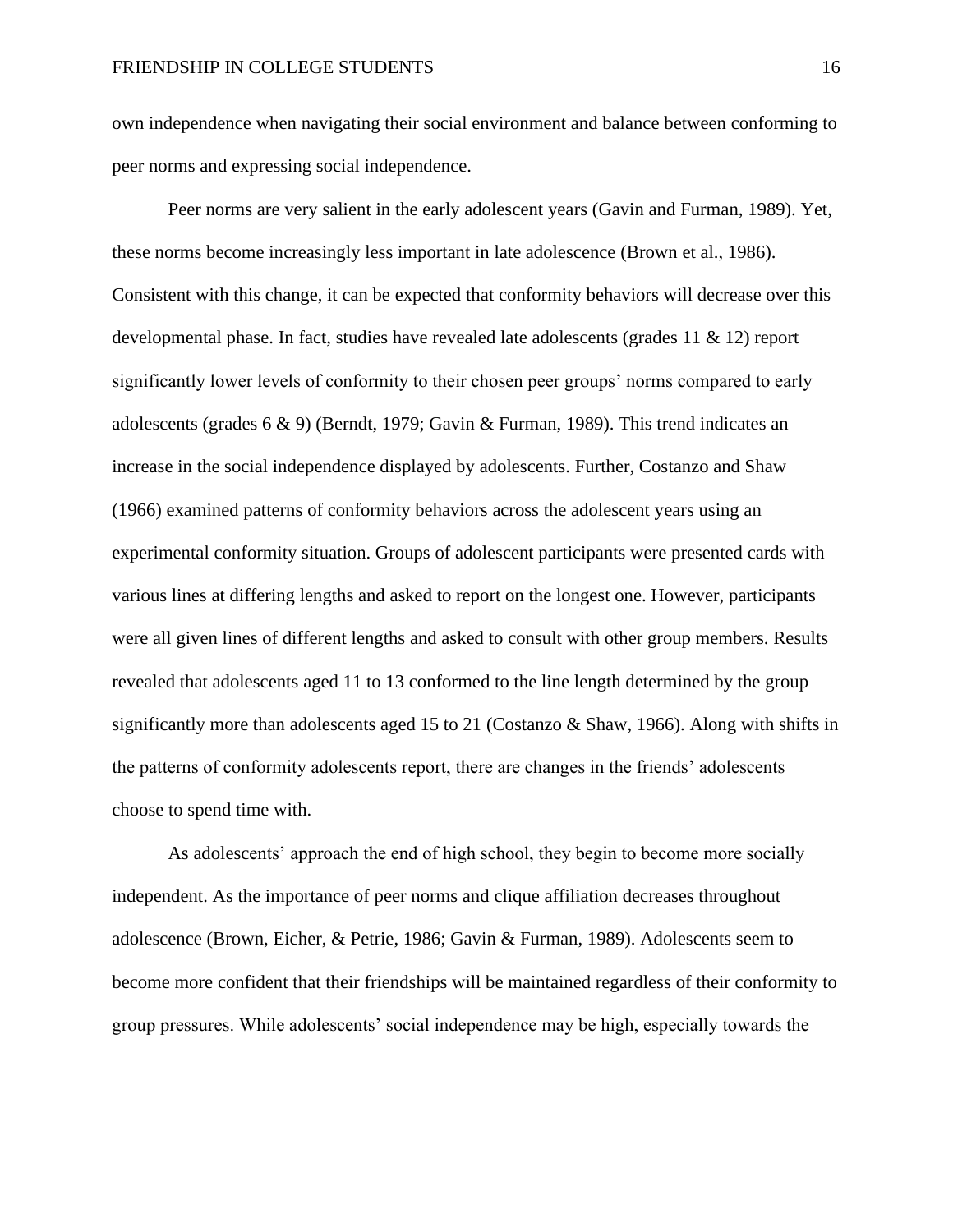own independence when navigating their social environment and balance between conforming to peer norms and expressing social independence.

Peer norms are very salient in the early adolescent years (Gavin and Furman, 1989). Yet, these norms become increasingly less important in late adolescence (Brown et al., 1986). Consistent with this change, it can be expected that conformity behaviors will decrease over this developmental phase. In fact, studies have revealed late adolescents (grades 11 & 12) report significantly lower levels of conformity to their chosen peer groups' norms compared to early adolescents (grades 6 & 9) (Berndt, 1979; Gavin & Furman, 1989). This trend indicates an increase in the social independence displayed by adolescents. Further, Costanzo and Shaw (1966) examined patterns of conformity behaviors across the adolescent years using an experimental conformity situation. Groups of adolescent participants were presented cards with various lines at differing lengths and asked to report on the longest one. However, participants were all given lines of different lengths and asked to consult with other group members. Results revealed that adolescents aged 11 to 13 conformed to the line length determined by the group significantly more than adolescents aged 15 to 21 (Costanzo & Shaw, 1966). Along with shifts in the patterns of conformity adolescents report, there are changes in the friends' adolescents choose to spend time with.

As adolescents' approach the end of high school, they begin to become more socially independent. As the importance of peer norms and clique affiliation decreases throughout adolescence (Brown, Eicher, & Petrie, 1986; Gavin & Furman, 1989). Adolescents seem to become more confident that their friendships will be maintained regardless of their conformity to group pressures. While adolescents' social independence may be high, especially towards the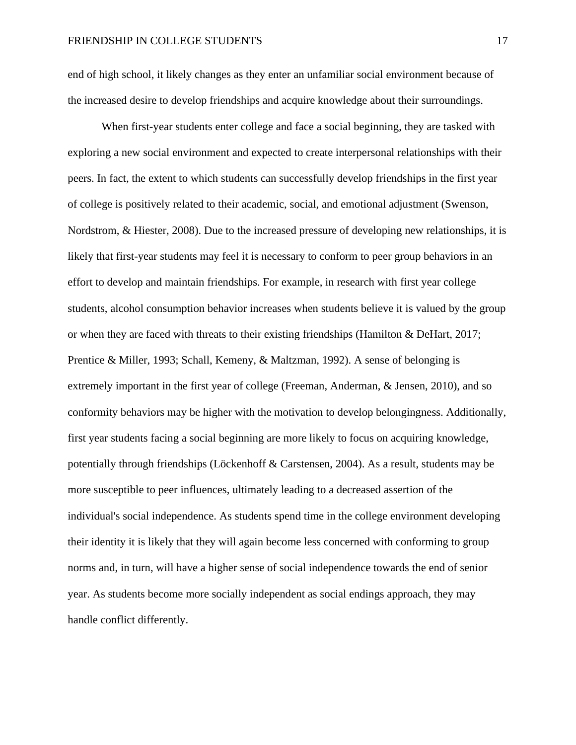end of high school, it likely changes as they enter an unfamiliar social environment because of the increased desire to develop friendships and acquire knowledge about their surroundings.

When first-year students enter college and face a social beginning, they are tasked with exploring a new social environment and expected to create interpersonal relationships with their peers. In fact, the extent to which students can successfully develop friendships in the first year of college is positively related to their academic, social, and emotional adjustment (Swenson, Nordstrom, & Hiester, 2008). Due to the increased pressure of developing new relationships, it is likely that first-year students may feel it is necessary to conform to peer group behaviors in an effort to develop and maintain friendships. For example, in research with first year college students, alcohol consumption behavior increases when students believe it is valued by the group or when they are faced with threats to their existing friendships (Hamilton & DeHart, 2017; Prentice & Miller, 1993; Schall, Kemeny, & Maltzman, 1992). A sense of belonging is extremely important in the first year of college (Freeman, Anderman, & Jensen, 2010), and so conformity behaviors may be higher with the motivation to develop belongingness. Additionally, first year students facing a social beginning are more likely to focus on acquiring knowledge, potentially through friendships (Löckenhoff & Carstensen, 2004). As a result, students may be more susceptible to peer influences, ultimately leading to a decreased assertion of the individual's social independence. As students spend time in the college environment developing their identity it is likely that they will again become less concerned with conforming to group norms and, in turn, will have a higher sense of social independence towards the end of senior year. As students become more socially independent as social endings approach, they may handle conflict differently.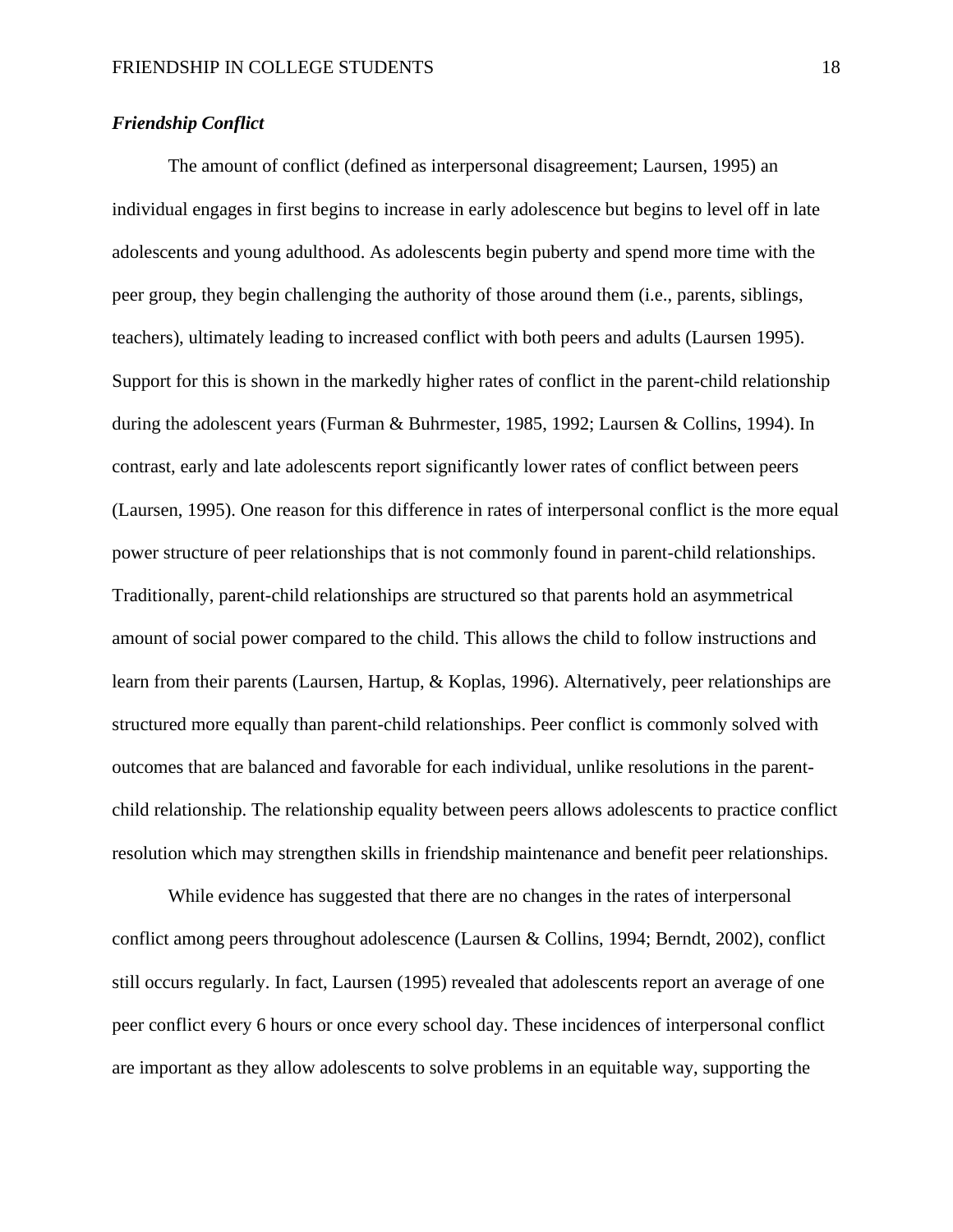### *Friendship Conflict*

The amount of conflict (defined as interpersonal disagreement; Laursen, 1995) an individual engages in first begins to increase in early adolescence but begins to level off in late adolescents and young adulthood. As adolescents begin puberty and spend more time with the peer group, they begin challenging the authority of those around them (i.e., parents, siblings, teachers), ultimately leading to increased conflict with both peers and adults (Laursen 1995). Support for this is shown in the markedly higher rates of conflict in the parent-child relationship during the adolescent years (Furman & Buhrmester, 1985, 1992; Laursen & Collins, 1994). In contrast, early and late adolescents report significantly lower rates of conflict between peers (Laursen, 1995). One reason for this difference in rates of interpersonal conflict is the more equal power structure of peer relationships that is not commonly found in parent-child relationships. Traditionally, parent-child relationships are structured so that parents hold an asymmetrical amount of social power compared to the child. This allows the child to follow instructions and learn from their parents (Laursen, Hartup, & Koplas, 1996). Alternatively, peer relationships are structured more equally than parent-child relationships. Peer conflict is commonly solved with outcomes that are balanced and favorable for each individual, unlike resolutions in the parent-child relationship. The relationship equality between peers allows adolescents to practice conflict resolution which may strengthen skills in friendship maintenance and benefit peer relationships.

While evidence has suggested that there are no changes in the rates of interpersonal conflict among peers throughout adolescence (Laursen & Collins, 1994; Berndt, 2002), conflict still occurs regularly. In fact, Laursen (1995) revealed that adolescents report an average of one peer conflict every 6 hours or once every school day. These incidences of interpersonal conflict are important as they allow adolescents to solve problems in an equitable way, supporting the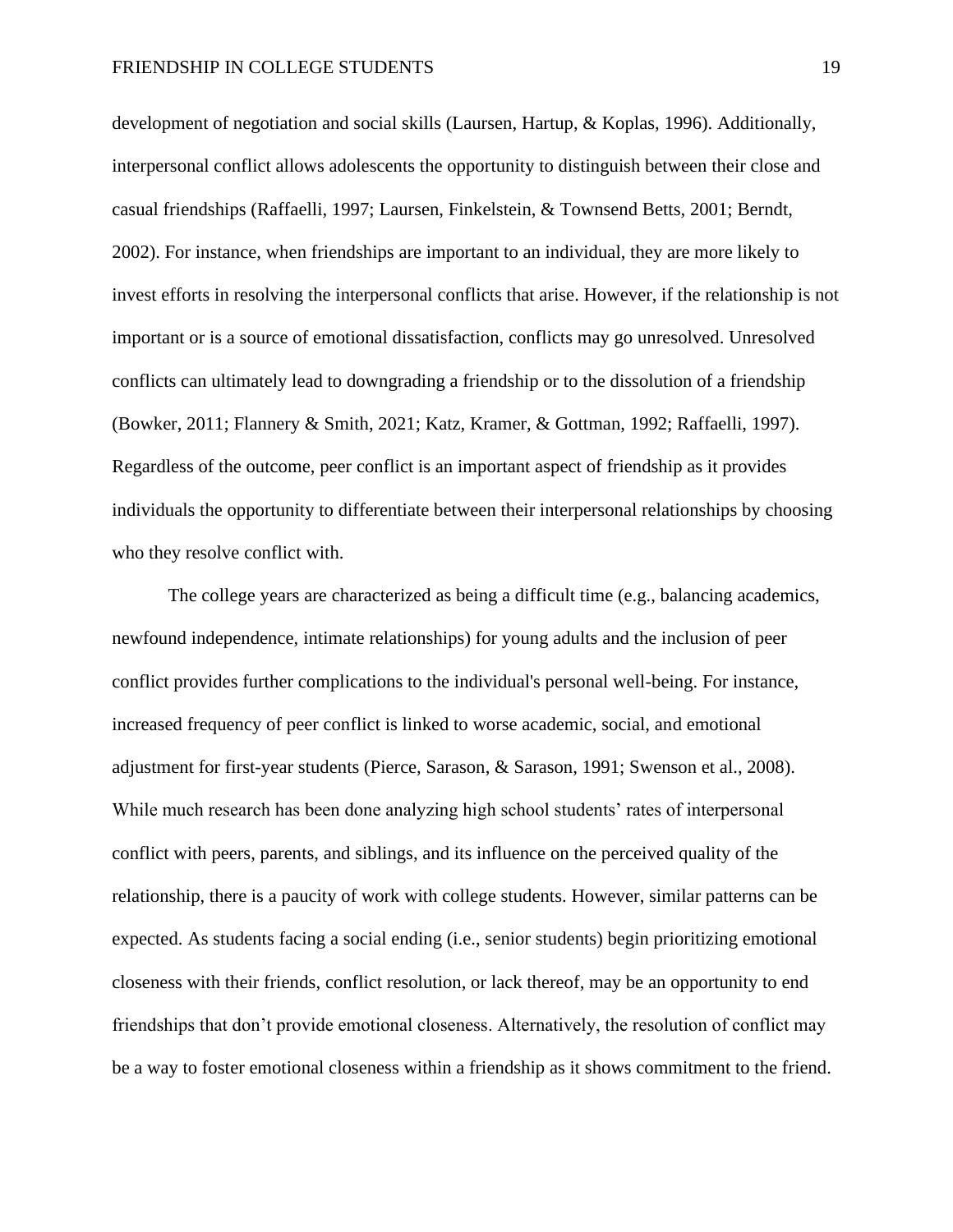development of negotiation and social skills (Laursen, Hartup, & Koplas, 1996). Additionally, interpersonal conflict allows adolescents the opportunity to distinguish between their close and casual friendships (Raffaelli, 1997; Laursen, Finkelstein, & Townsend Betts, 2001; Berndt, 2002). For instance, when friendships are important to an individual, they are more likely to invest efforts in resolving the interpersonal conflicts that arise. However, if the relationship is not important or is a source of emotional dissatisfaction, conflicts may go unresolved. Unresolved conflicts can ultimately lead to downgrading a friendship or to the dissolution of a friendship (Bowker, 2011; Flannery & Smith, 2021; Katz, Kramer, & Gottman, 1992; Raffaelli, 1997). Regardless of the outcome, peer conflict is an important aspect of friendship as it provides individuals the opportunity to differentiate between their interpersonal relationships by choosing who they resolve conflict with.

The college years are characterized as being a difficult time (e.g., balancing academics, newfound independence, intimate relationships) for young adults and the inclusion of peer conflict provides further complications to the individual's personal well-being. For instance, increased frequency of peer conflict is linked to worse academic, social, and emotional adjustment for first-year students (Pierce, Sarason, & Sarason, 1991; Swenson et al., 2008). While much research has been done analyzing high school students' rates of interpersonal conflict with peers, parents, and siblings, and its influence on the perceived quality of the relationship, there is a paucity of work with college students. However, similar patterns can be expected. As students facing a social ending (i.e., senior students) begin prioritizing emotional closeness with their friends, conflict resolution, or lack thereof, may be an opportunity to end friendships that don't provide emotional closeness. Alternatively, the resolution of conflict may be a way to foster emotional closeness within a friendship as it shows commitment to the friend.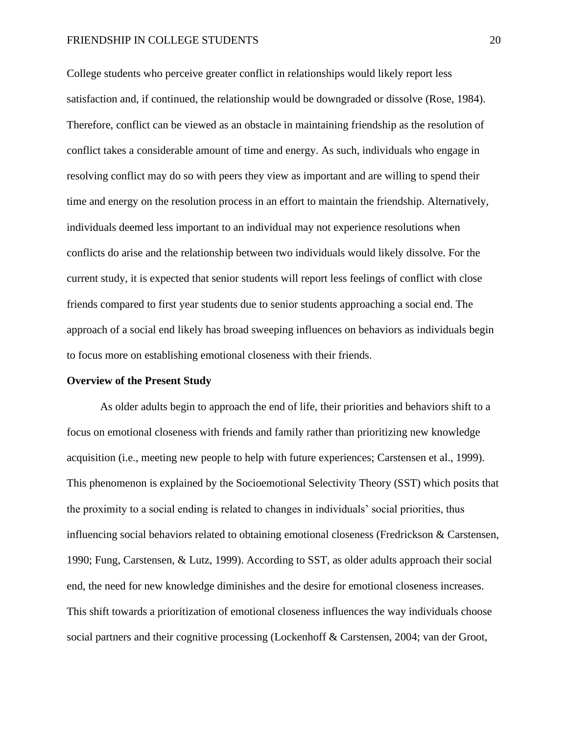College students who perceive greater conflict in relationships would likely report less satisfaction and, if continued, the relationship would be downgraded or dissolve (Rose, 1984). Therefore, conflict can be viewed as an obstacle in maintaining friendship as the resolution of conflict takes a considerable amount of time and energy. As such, individuals who engage in resolving conflict may do so with peers they view as important and are willing to spend their time and energy on the resolution process in an effort to maintain the friendship. Alternatively, individuals deemed less important to an individual may not experience resolutions when conflicts do arise and the relationship between two individuals would likely dissolve. For the current study, it is expected that senior students will report less feelings of conflict with close friends compared to first year students due to senior students approaching a social end. The approach of a social end likely has broad sweeping influences on behaviors as individuals begin to focus more on establishing emotional closeness with their friends.

**Overview of the Present Study**

As older adults begin to approach the end of life, their priorities and behaviors shift to a focus on emotional closeness with friends and family rather than prioritizing new knowledge acquisition (i.e., meeting new people to help with future experiences; Carstensen et al., 1999). This phenomenon is explained by the Socioemotional Selectivity Theory (SST) which posits that the proximity to a social ending is related to changes in individuals' social priorities, thus influencing social behaviors related to obtaining emotional closeness (Fredrickson & Carstensen, 1990; Fung, Carstensen, & Lutz, 1999). According to SST, as older adults approach their social end, the need for new knowledge diminishes and the desire for emotional closeness increases. This shift towards a prioritization of emotional closeness influences the way individuals choose social partners and their cognitive processing (Lockenhoff & Carstensen, 2004; van der Groot,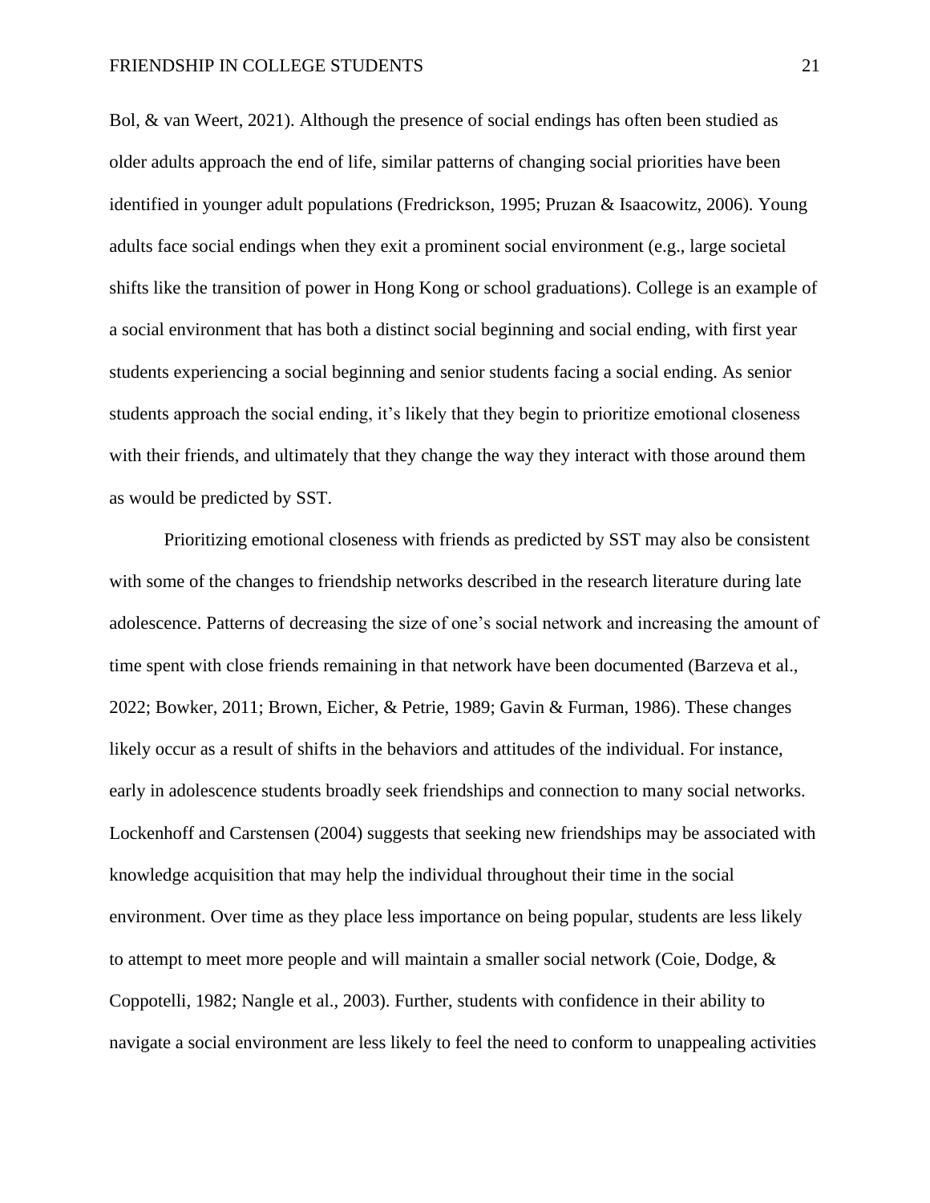Bol, & van Weert, 2021). Although the presence of social endings has often been studied as older adults approach the end of life, similar patterns of changing social priorities have been identified in younger adult populations (Fredrickson, 1995; Pruzan & Isaacowitz, 2006). Young adults face social endings when they exit a prominent social environment (e.g., large societal shifts like the transition of power in Hong Kong or school graduations). College is an example of a social environment that has both a distinct social beginning and social ending, with first year students experiencing a social beginning and senior students facing a social ending. As senior students approach the social ending, it's likely that they begin to prioritize emotional closeness with their friends, and ultimately that they change the way they interact with those around them as would be predicted by SST.

Prioritizing emotional closeness with friends as predicted by SST may also be consistent with some of the changes to friendship networks described in the research literature during late adolescence. Patterns of decreasing the size of one's social network and increasing the amount of time spent with close friends remaining in that network have been documented (Barzeva et al., 2022; Bowker, 2011; Brown, Eicher, & Petrie, 1989; Gavin & Furman, 1986). These changes likely occur as a result of shifts in the behaviors and attitudes of the individual. For instance, early in adolescence students broadly seek friendships and connection to many social networks. Lockenhoff and Carstensen (2004) suggests that seeking new friendships may be associated with knowledge acquisition that may help the individual throughout their time in the social environment. Over time as they place less importance on being popular, students are less likely to attempt to meet more people and will maintain a smaller social network (Coie, Dodge, & Coppotelli, 1982; Nangle et al., 2003). Further, students with confidence in their ability to navigate a social environment are less likely to feel the need to conform to unappealing activities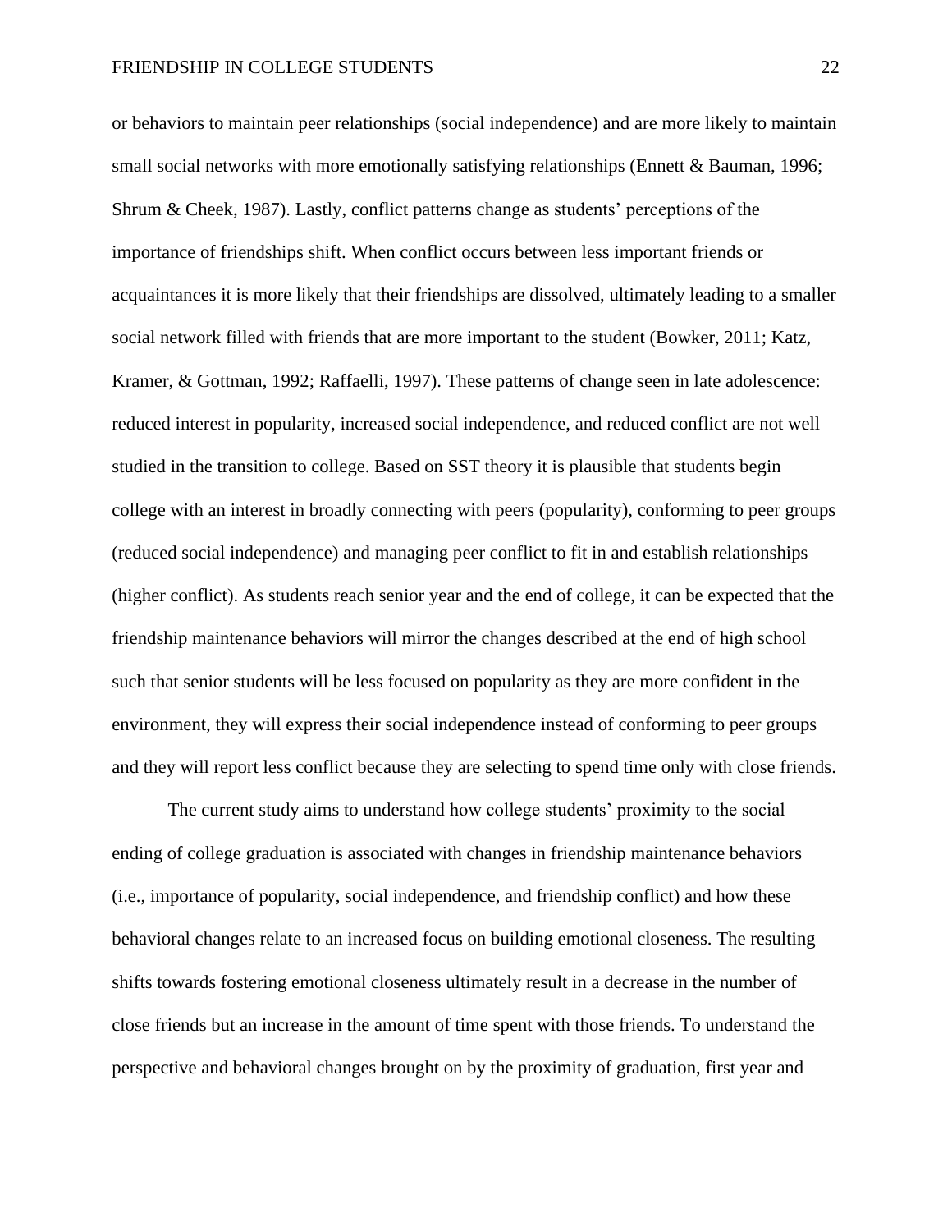or behaviors to maintain peer relationships (social independence) and are more likely to maintain small social networks with more emotionally satisfying relationships (Ennett & Bauman, 1996; Shrum & Cheek, 1987). Lastly, conflict patterns change as students' perceptions of the importance of friendships shift. When conflict occurs between less important friends or acquaintances it is more likely that their friendships are dissolved, ultimately leading to a smaller social network filled with friends that are more important to the student (Bowker, 2011; Katz, Kramer, & Gottman, 1992; Raffaelli, 1997). These patterns of change seen in late adolescence: reduced interest in popularity, increased social independence, and reduced conflict are not well studied in the transition to college. Based on SST theory it is plausible that students begin college with an interest in broadly connecting with peers (popularity), conforming to peer groups (reduced social independence) and managing peer conflict to fit in and establish relationships (higher conflict). As students reach senior year and the end of college, it can be expected that the friendship maintenance behaviors will mirror the changes described at the end of high school such that senior students will be less focused on popularity as they are more confident in the environment, they will express their social independence instead of conforming to peer groups and they will report less conflict because they are selecting to spend time only with close friends.

The current study aims to understand how college students' proximity to the social ending of college graduation is associated with changes in friendship maintenance behaviors (i.e., importance of popularity, social independence, and friendship conflict) and how these behavioral changes relate to an increased focus on building emotional closeness. The resulting shifts towards fostering emotional closeness ultimately result in a decrease in the number of close friends but an increase in the amount of time spent with those friends. To understand the perspective and behavioral changes brought on by the proximity of graduation, first year and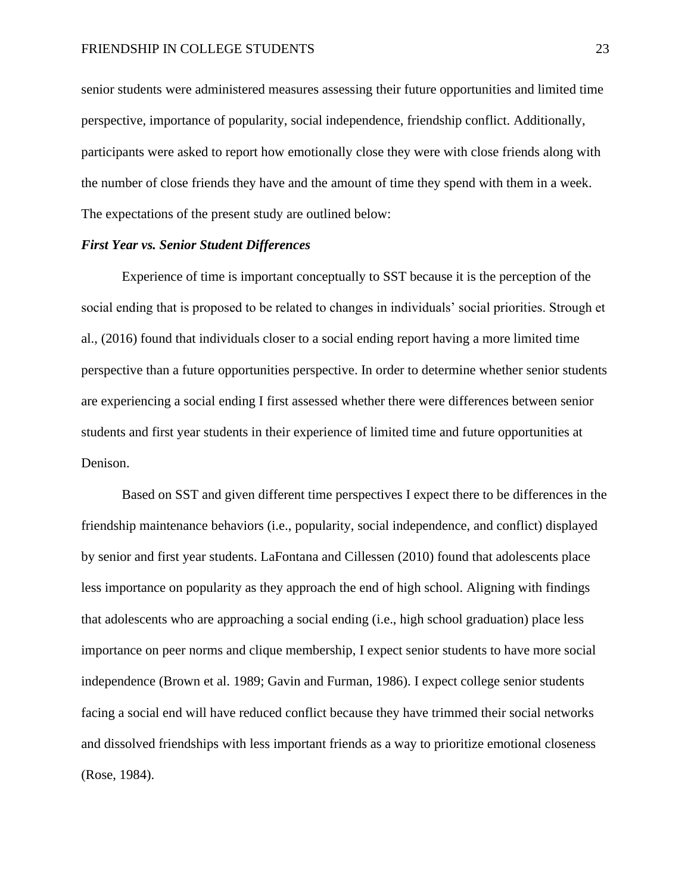senior students were administered measures assessing their future opportunities and limited time perspective, importance of popularity, social independence, friendship conflict. Additionally, participants were asked to report how emotionally close they were with close friends along with the number of close friends they have and the amount of time they spend with them in a week. The expectations of the present study are outlined below:

### ***First Year vs. Senior Student Differences***

Experience of time is important conceptually to SST because it is the perception of the social ending that is proposed to be related to changes in individuals' social priorities. Strough et al., (2016) found that individuals closer to a social ending report having a more limited time perspective than a future opportunities perspective. In order to determine whether senior students are experiencing a social ending I first assessed whether there were differences between senior students and first year students in their experience of limited time and future opportunities at Denison.

Based on SST and given different time perspectives I expect there to be differences in the friendship maintenance behaviors (i.e., popularity, social independence, and conflict) displayed by senior and first year students. LaFontana and Cillessen (2010) found that adolescents place less importance on popularity as they approach the end of high school. Aligning with findings that adolescents who are approaching a social ending (i.e., high school graduation) place less importance on peer norms and clique membership, I expect senior students to have more social independence (Brown et al. 1989; Gavin and Furman, 1986). I expect college senior students facing a social end will have reduced conflict because they have trimmed their social networks and dissolved friendships with less important friends as a way to prioritize emotional closeness (Rose, 1984).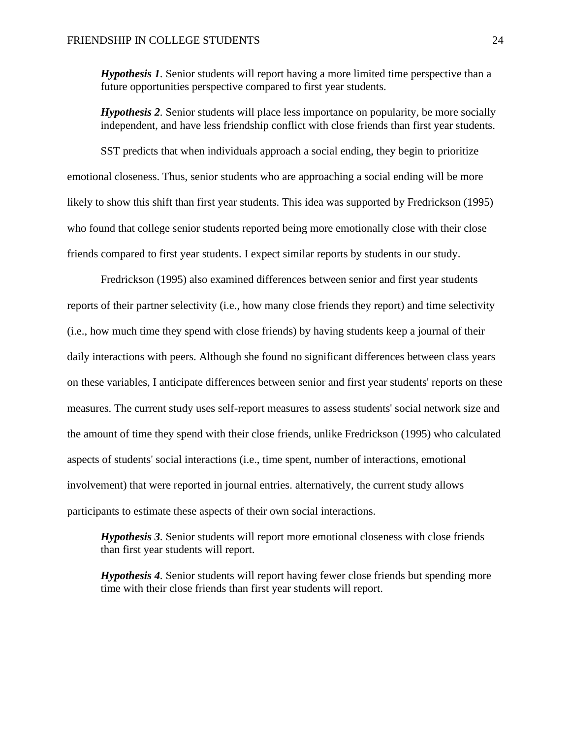***Hypothesis 1***. Senior students will report having a more limited time perspective than a future opportunities perspective compared to first year students.

***Hypothesis 2***. Senior students will place less importance on popularity, be more socially independent, and have less friendship conflict with close friends than first year students.

SST predicts that when individuals approach a social ending, they begin to prioritize emotional closeness. Thus, senior students who are approaching a social ending will be more likely to show this shift than first year students. This idea was supported by Fredrickson (1995) who found that college senior students reported being more emotionally close with their close friends compared to first year students. I expect similar reports by students in our study.

Fredrickson (1995) also examined differences between senior and first year students reports of their partner selectivity (i.e., how many close friends they report) and time selectivity (i.e., how much time they spend with close friends) by having students keep a journal of their daily interactions with peers. Although she found no significant differences between class years on these variables, I anticipate differences between senior and first year students' reports on these measures. The current study uses self-report measures to assess students' social network size and the amount of time they spend with their close friends, unlike Fredrickson (1995) who calculated aspects of students' social interactions (i.e., time spent, number of interactions, emotional involvement) that were reported in journal entries. alternatively, the current study allows participants to estimate these aspects of their own social interactions.

***Hypothesis 3***. Senior students will report more emotional closeness with close friends than first year students will report.

***Hypothesis 4***. Senior students will report having fewer close friends but spending more time with their close friends than first year students will report.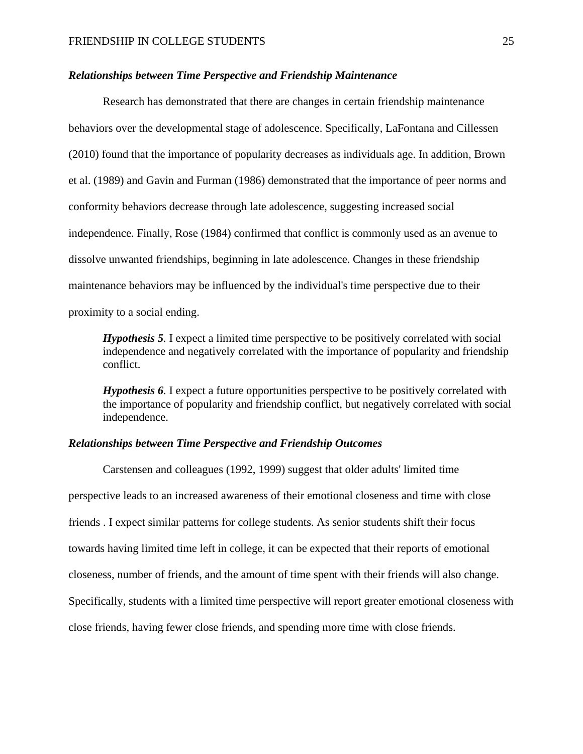### ***Relationships between Time Perspective and Friendship Maintenance***

Research has demonstrated that there are changes in certain friendship maintenance behaviors over the developmental stage of adolescence. Specifically, LaFontana and Cillessen (2010) found that the importance of popularity decreases as individuals age. In addition, Brown et al. (1989) and Gavin and Furman (1986) demonstrated that the importance of peer norms and conformity behaviors decrease through late adolescence, suggesting increased social independence. Finally, Rose (1984) confirmed that conflict is commonly used as an avenue to dissolve unwanted friendships, beginning in late adolescence. Changes in these friendship maintenance behaviors may be influenced by the individual's time perspective due to their proximity to a social ending.

> ***Hypothesis 5***. I expect a limited time perspective to be positively correlated with social independence and negatively correlated with the importance of popularity and friendship conflict.
>
> ***Hypothesis 6***. I expect a future opportunities perspective to be positively correlated with the importance of popularity and friendship conflict, but negatively correlated with social independence.

### ***Relationships between Time Perspective and Friendship Outcomes***

Carstensen and colleagues (1992, 1999) suggest that older adults' limited time perspective leads to an increased awareness of their emotional closeness and time with close friends . I expect similar patterns for college students. As senior students shift their focus towards having limited time left in college, it can be expected that their reports of emotional closeness, number of friends, and the amount of time spent with their friends will also change. Specifically, students with a limited time perspective will report greater emotional closeness with close friends, having fewer close friends, and spending more time with close friends.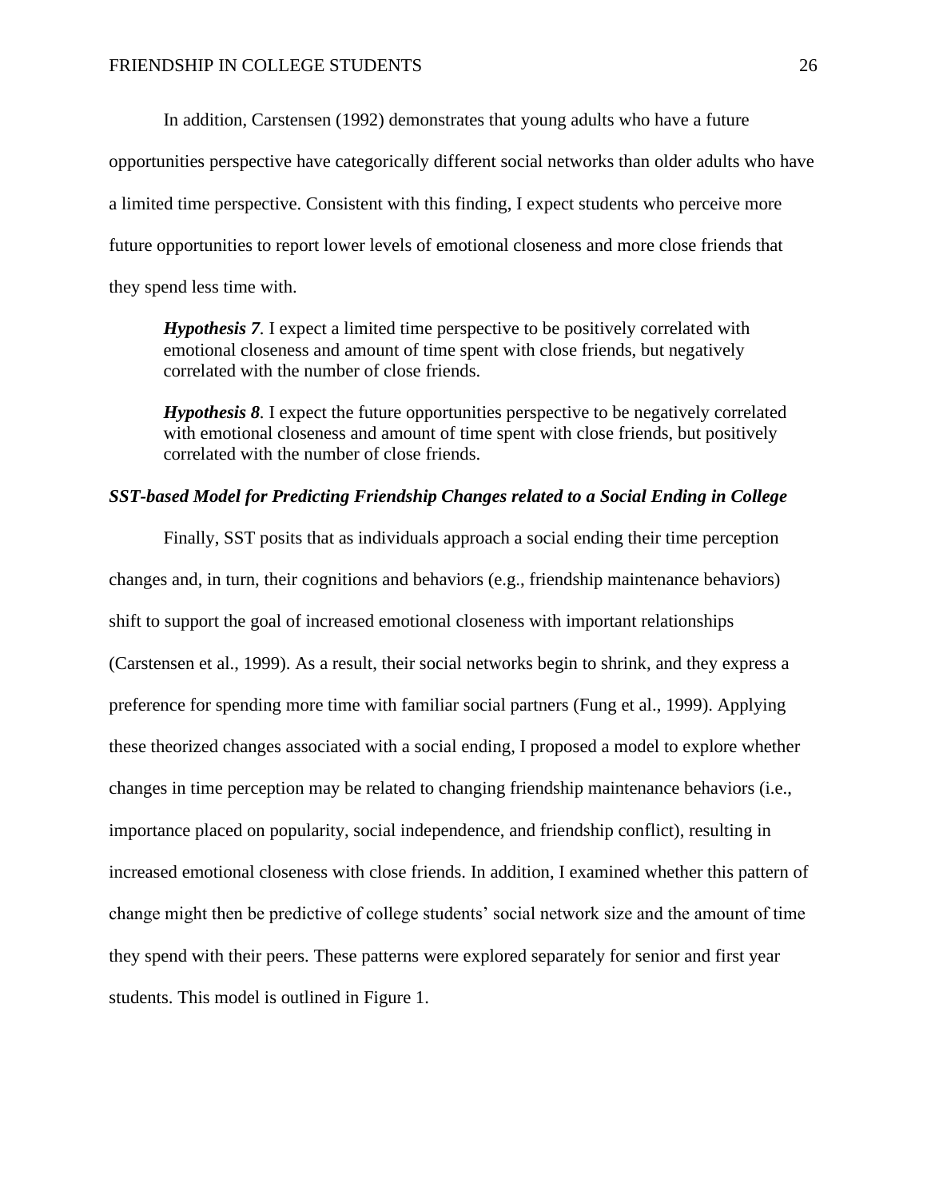In addition, Carstensen (1992) demonstrates that young adults who have a future opportunities perspective have categorically different social networks than older adults who have a limited time perspective. Consistent with this finding, I expect students who perceive more future opportunities to report lower levels of emotional closeness and more close friends that they spend less time with.

> ***Hypothesis 7***. I expect a limited time perspective to be positively correlated with emotional closeness and amount of time spent with close friends, but negatively correlated with the number of close friends.

> ***Hypothesis 8***. I expect the future opportunities perspective to be negatively correlated with emotional closeness and amount of time spent with close friends, but positively correlated with the number of close friends.

### *SST-based Model for Predicting Friendship Changes related to a Social Ending in College*

Finally, SST posits that as individuals approach a social ending their time perception changes and, in turn, their cognitions and behaviors (e.g., friendship maintenance behaviors) shift to support the goal of increased emotional closeness with important relationships (Carstensen et al., 1999). As a result, their social networks begin to shrink, and they express a preference for spending more time with familiar social partners (Fung et al., 1999). Applying these theorized changes associated with a social ending, I proposed a model to explore whether changes in time perception may be related to changing friendship maintenance behaviors (i.e., importance placed on popularity, social independence, and friendship conflict), resulting in increased emotional closeness with close friends. In addition, I examined whether this pattern of change might then be predictive of college students' social network size and the amount of time they spend with their peers. These patterns were explored separately for senior and first year students. This model is outlined in Figure 1.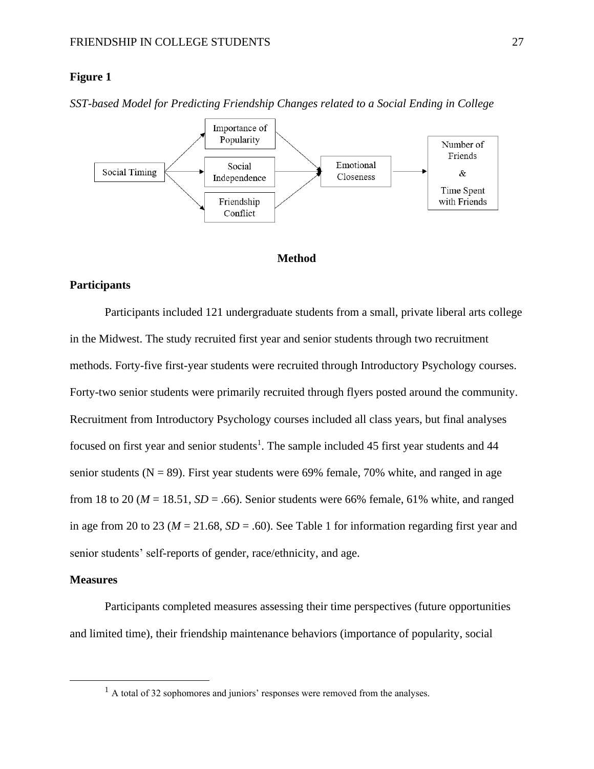**Figure 1**

*SST-based Model for Predicting Friendship Changes related to a Social Ending in College*

## Method

### Participants

Participants included 121 undergraduate students from a small, private liberal arts college in the Midwest. The study recruited first year and senior students through two recruitment methods. Forty-five first-year students were recruited through Introductory Psychology courses. Forty-two senior students were primarily recruited through flyers posted around the community. Recruitment from Introductory Psychology courses included all class years, but final analyses focused on first year and senior students[1]. The sample included 45 first year students and 44 senior students (N = 89). First year students were 69% female, 70% white, and ranged in age from 18 to 20 (*M* = 18.51, *SD* = .66). Senior students were 66% female, 61% white, and ranged in age from 20 to 23 (*M* = 21.68, *SD* = .60). See Table 1 for information regarding first year and senior students' self-reports of gender, race/ethnicity, and age.

### Measures

Participants completed measures assessing their time perspectives (future opportunities and limited time), their friendship maintenance behaviors (importance of popularity, social

[1] A total of 32 sophomores and juniors' responses were removed from the analyses.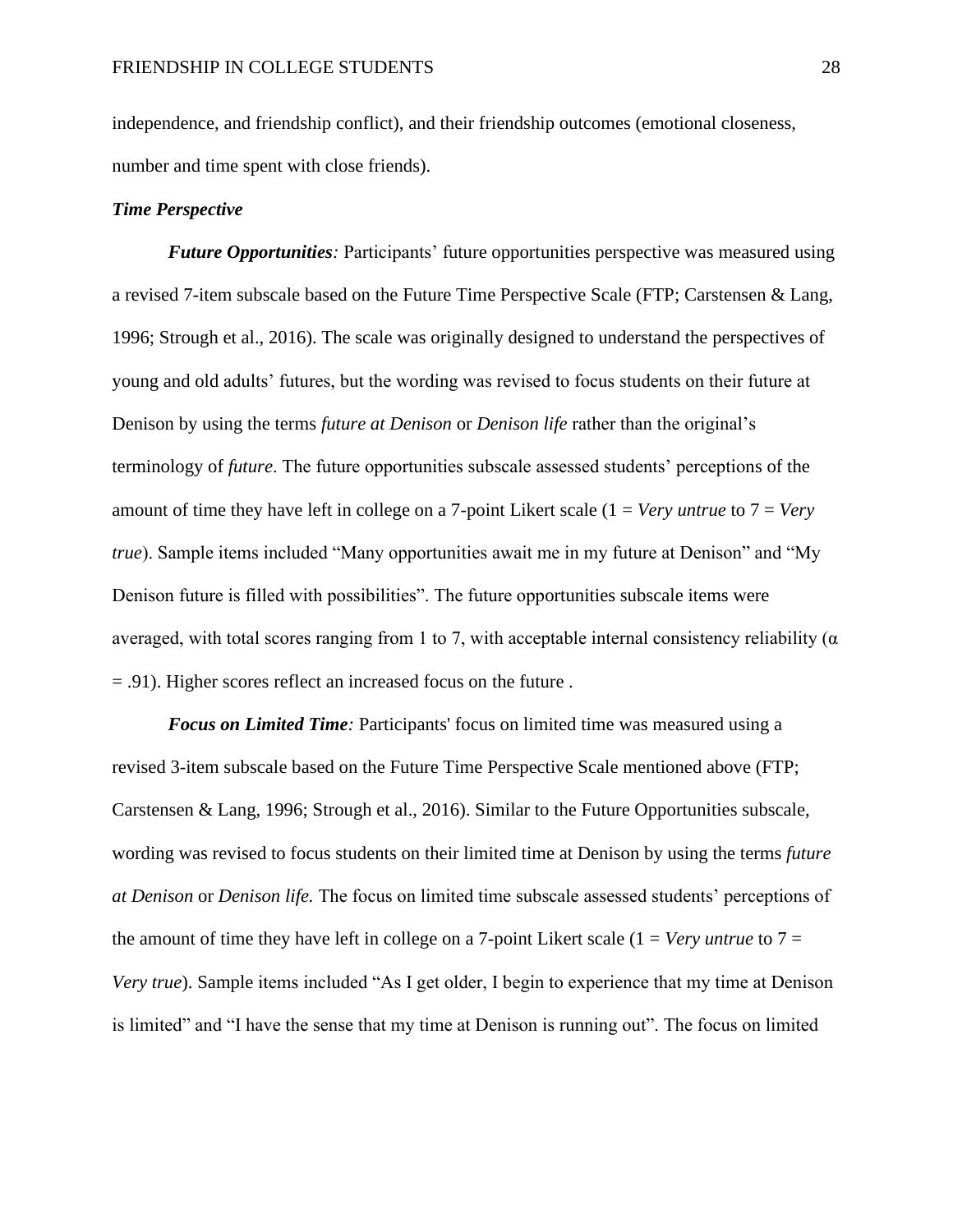independence, and friendship conflict), and their friendship outcomes (emotional closeness, number and time spent with close friends).

### *Time Perspective*

***Future Opportunities****:* Participants' future opportunities perspective was measured using a revised 7-item subscale based on the Future Time Perspective Scale (FTP; Carstensen & Lang, 1996; Strough et al., 2016). The scale was originally designed to understand the perspectives of young and old adults' futures, but the wording was revised to focus students on their future at Denison by using the terms *future at Denison* or *Denison life* rather than the original's terminology of *future*. The future opportunities subscale assessed students' perceptions of the amount of time they have left in college on a 7-point Likert scale (1 = *Very untrue* to 7 = *Very true*). Sample items included "Many opportunities await me in my future at Denison" and "My Denison future is filled with possibilities". The future opportunities subscale items were averaged, with total scores ranging from 1 to 7, with acceptable internal consistency reliability ($\alpha = .91$). Higher scores reflect an increased focus on the future .

***Focus on Limited Time****:* Participants' focus on limited time was measured using a revised 3-item subscale based on the Future Time Perspective Scale mentioned above (FTP; Carstensen & Lang, 1996; Strough et al., 2016). Similar to the Future Opportunities subscale, wording was revised to focus students on their limited time at Denison by using the terms *future at Denison* or *Denison life.* The focus on limited time subscale assessed students' perceptions of the amount of time they have left in college on a 7-point Likert scale (1 = *Very untrue* to 7 = *Very true*). Sample items included "As I get older, I begin to experience that my time at Denison is limited" and "I have the sense that my time at Denison is running out". The focus on limited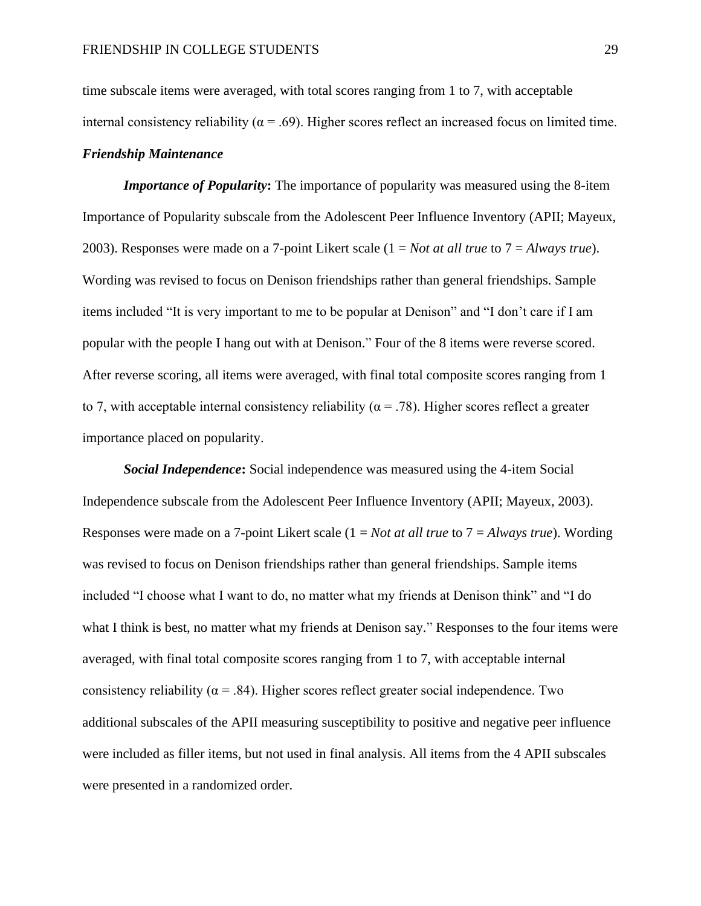time subscale items were averaged, with total scores ranging from 1 to 7, with acceptable internal consistency reliability ($\alpha = .69$). Higher scores reflect an increased focus on limited time.

### *Friendship Maintenance*

***Importance of Popularity*:** The importance of popularity was measured using the 8-item Importance of Popularity subscale from the Adolescent Peer Influence Inventory (APII; Mayeux, 2003). Responses were made on a 7-point Likert scale (1 = *Not at all true* to 7 = *Always true*). Wording was revised to focus on Denison friendships rather than general friendships. Sample items included "It is very important to me to be popular at Denison" and "I don't care if I am popular with the people I hang out with at Denison." Four of the 8 items were reverse scored. After reverse scoring, all items were averaged, with final total composite scores ranging from 1 to 7, with acceptable internal consistency reliability ($\alpha = .78$). Higher scores reflect a greater importance placed on popularity.

***Social Independence*:** Social independence was measured using the 4-item Social Independence subscale from the Adolescent Peer Influence Inventory (APII; Mayeux, 2003). Responses were made on a 7-point Likert scale (1 = *Not at all true* to 7 = *Always true*). Wording was revised to focus on Denison friendships rather than general friendships. Sample items included "I choose what I want to do, no matter what my friends at Denison think" and "I do what I think is best, no matter what my friends at Denison say." Responses to the four items were averaged, with final total composite scores ranging from 1 to 7, with acceptable internal consistency reliability ($\alpha = .84$). Higher scores reflect greater social independence. Two additional subscales of the APII measuring susceptibility to positive and negative peer influence were included as filler items, but not used in final analysis. All items from the 4 APII subscales were presented in a randomized order.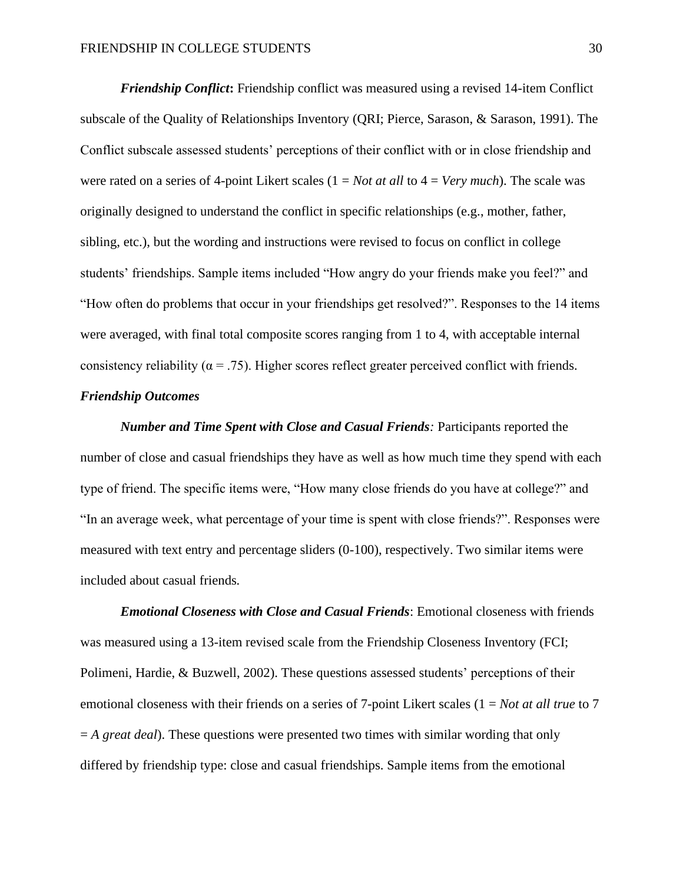***Friendship Conflict*:** Friendship conflict was measured using a revised 14-item Conflict subscale of the Quality of Relationships Inventory (QRI; Pierce, Sarason, & Sarason, 1991). The Conflict subscale assessed students' perceptions of their conflict with or in close friendship and were rated on a series of 4-point Likert scales (1 = *Not at all* to 4 = *Very much*). The scale was originally designed to understand the conflict in specific relationships (e.g., mother, father, sibling, etc.), but the wording and instructions were revised to focus on conflict in college students' friendships. Sample items included "How angry do your friends make you feel?" and "How often do problems that occur in your friendships get resolved?". Responses to the 14 items were averaged, with final total composite scores ranging from 1 to 4, with acceptable internal consistency reliability ($\alpha = .75$). Higher scores reflect greater perceived conflict with friends.

***Friendship Outcomes***

***Number and Time Spent with Close and Casual Friends*:** Participants reported the number of close and casual friendships they have as well as how much time they spend with each type of friend. The specific items were, "How many close friends do you have at college?" and "In an average week, what percentage of your time is spent with close friends?". Responses were measured with text entry and percentage sliders (0-100), respectively. Two similar items were included about casual friends.

***Emotional Closeness with Close and Casual Friends*:** Emotional closeness with friends was measured using a 13-item revised scale from the Friendship Closeness Inventory (FCI; Polimeni, Hardie, & Buzwell, 2002). These questions assessed students' perceptions of their emotional closeness with their friends on a series of 7-point Likert scales (1 = *Not at all true* to 7 = *A great deal*). These questions were presented two times with similar wording that only differed by friendship type: close and casual friendships. Sample items from the emotional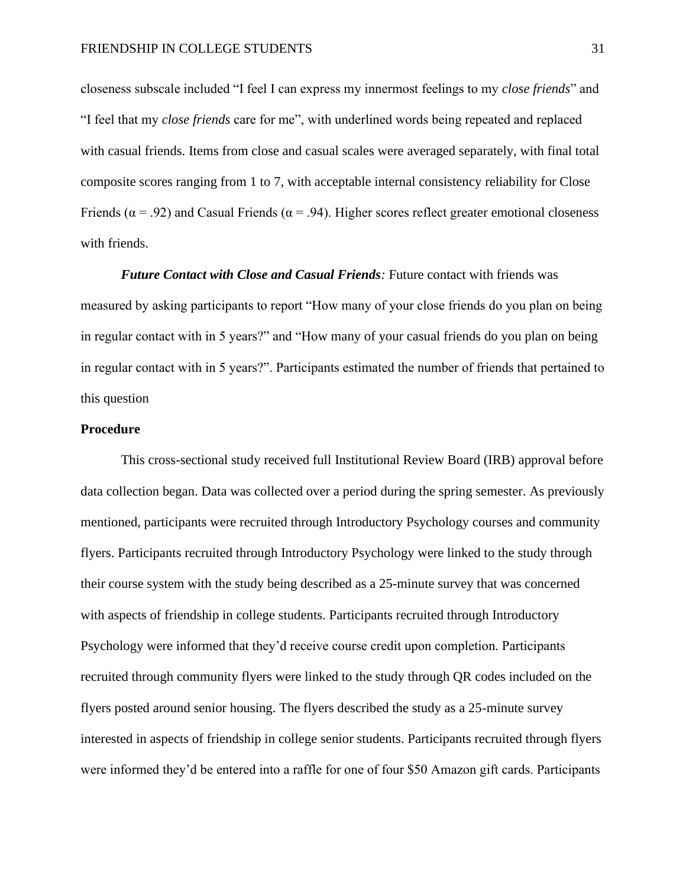closeness subscale included “I feel I can express my innermost feelings to my *close friends*” and “I feel that my *close friends* care for me”, with underlined words being repeated and replaced with casual friends. Items from close and casual scales were averaged separately, with final total composite scores ranging from 1 to 7, with acceptable internal consistency reliability for Close Friends ($\alpha = .92$) and Casual Friends ($\alpha = .94$). Higher scores reflect greater emotional closeness with friends.

***Future Contact with Close and Casual Friends****:* Future contact with friends was measured by asking participants to report “How many of your close friends do you plan on being in regular contact with in 5 years?” and “How many of your casual friends do you plan on being in regular contact with in 5 years?”. Participants estimated the number of friends that pertained to this question

**Procedure**

This cross-sectional study received full Institutional Review Board (IRB) approval before data collection began. Data was collected over a period during the spring semester. As previously mentioned, participants were recruited through Introductory Psychology courses and community flyers. Participants recruited through Introductory Psychology were linked to the study through their course system with the study being described as a 25-minute survey that was concerned with aspects of friendship in college students. Participants recruited through Introductory Psychology were informed that they’d receive course credit upon completion. Participants recruited through community flyers were linked to the study through QR codes included on the flyers posted around senior housing. The flyers described the study as a 25-minute survey interested in aspects of friendship in college senior students. Participants recruited through flyers were informed they’d be entered into a raffle for one of four $50 Amazon gift cards. Participants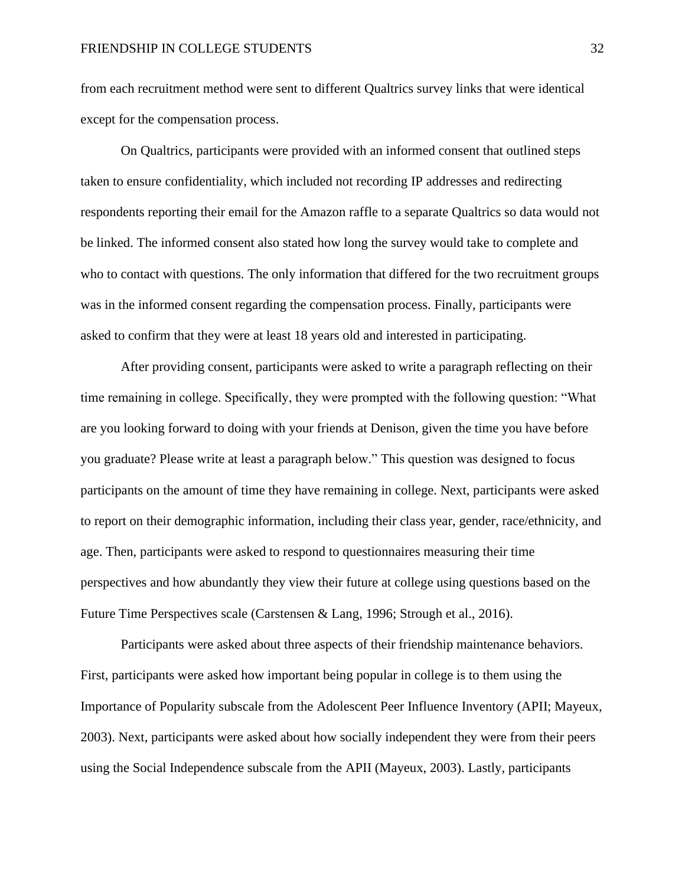from each recruitment method were sent to different Qualtrics survey links that were identical except for the compensation process.

On Qualtrics, participants were provided with an informed consent that outlined steps taken to ensure confidentiality, which included not recording IP addresses and redirecting respondents reporting their email for the Amazon raffle to a separate Qualtrics so data would not be linked. The informed consent also stated how long the survey would take to complete and who to contact with questions. The only information that differed for the two recruitment groups was in the informed consent regarding the compensation process. Finally, participants were asked to confirm that they were at least 18 years old and interested in participating.

After providing consent, participants were asked to write a paragraph reflecting on their time remaining in college. Specifically, they were prompted with the following question: “What are you looking forward to doing with your friends at Denison, given the time you have before you graduate? Please write at least a paragraph below.” This question was designed to focus participants on the amount of time they have remaining in college. Next, participants were asked to report on their demographic information, including their class year, gender, race/ethnicity, and age. Then, participants were asked to respond to questionnaires measuring their time perspectives and how abundantly they view their future at college using questions based on the Future Time Perspectives scale (Carstensen & Lang, 1996; Strough et al., 2016).

Participants were asked about three aspects of their friendship maintenance behaviors. First, participants were asked how important being popular in college is to them using the Importance of Popularity subscale from the Adolescent Peer Influence Inventory (APII; Mayeux, 2003). Next, participants were asked about how socially independent they were from their peers using the Social Independence subscale from the APII (Mayeux, 2003). Lastly, participants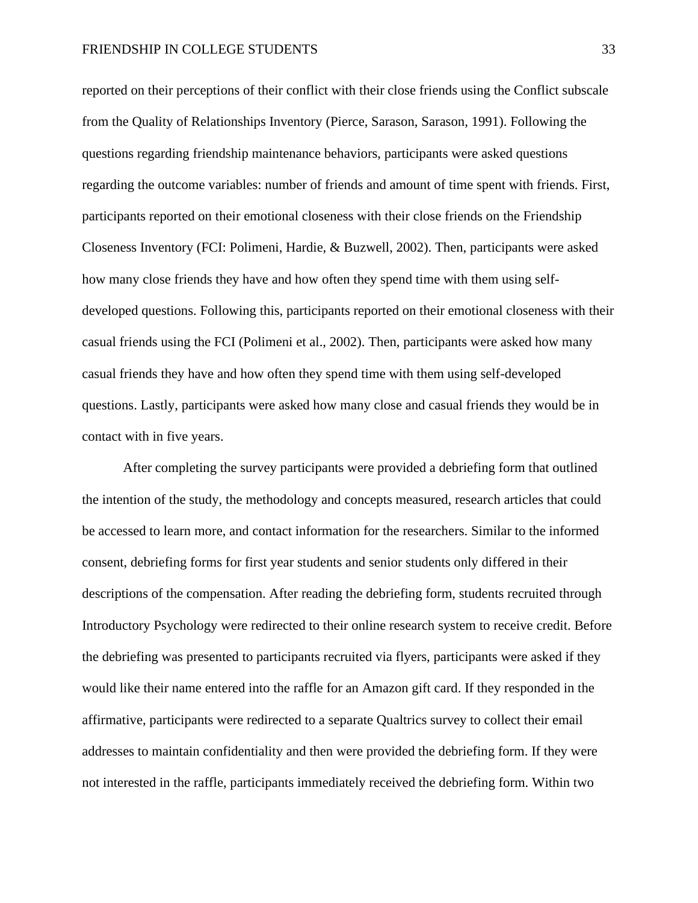reported on their perceptions of their conflict with their close friends using the Conflict subscale from the Quality of Relationships Inventory (Pierce, Sarason, Sarason, 1991). Following the questions regarding friendship maintenance behaviors, participants were asked questions regarding the outcome variables: number of friends and amount of time spent with friends. First, participants reported on their emotional closeness with their close friends on the Friendship Closeness Inventory (FCI: Polimeni, Hardie, & Buzwell, 2002). Then, participants were asked how many close friends they have and how often they spend time with them using self-developed questions. Following this, participants reported on their emotional closeness with their casual friends using the FCI (Polimeni et al., 2002). Then, participants were asked how many casual friends they have and how often they spend time with them using self-developed questions. Lastly, participants were asked how many close and casual friends they would be in contact with in five years.

After completing the survey participants were provided a debriefing form that outlined the intention of the study, the methodology and concepts measured, research articles that could be accessed to learn more, and contact information for the researchers. Similar to the informed consent, debriefing forms for first year students and senior students only differed in their descriptions of the compensation. After reading the debriefing form, students recruited through Introductory Psychology were redirected to their online research system to receive credit. Before the debriefing was presented to participants recruited via flyers, participants were asked if they would like their name entered into the raffle for an Amazon gift card. If they responded in the affirmative, participants were redirected to a separate Qualtrics survey to collect their email addresses to maintain confidentiality and then were provided the debriefing form. If they were not interested in the raffle, participants immediately received the debriefing form. Within two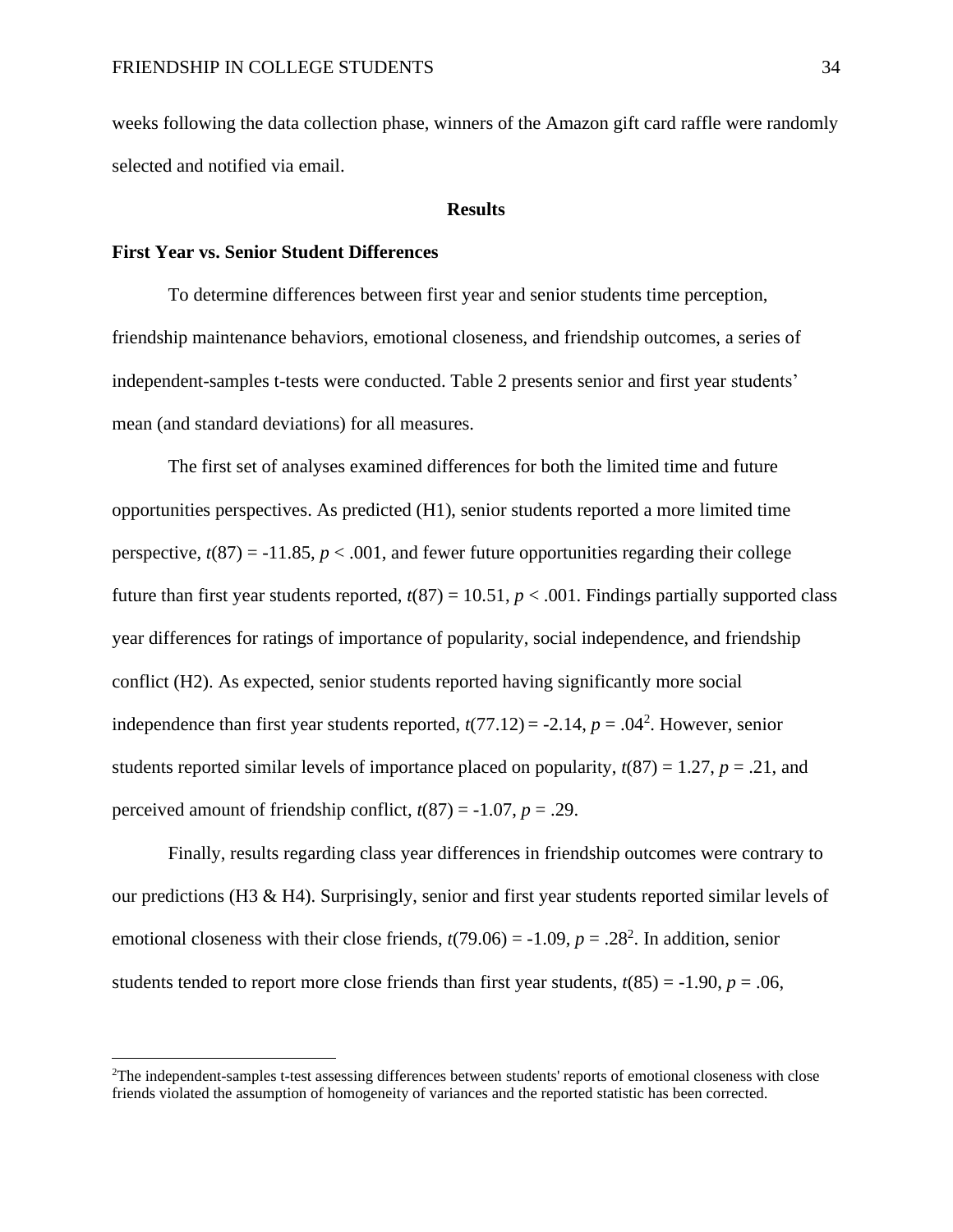weeks following the data collection phase, winners of the Amazon gift card raffle were randomly selected and notified via email.

## Results

### First Year vs. Senior Student Differences

To determine differences between first year and senior students time perception, friendship maintenance behaviors, emotional closeness, and friendship outcomes, a series of independent-samples t-tests were conducted. Table 2 presents senior and first year students' mean (and standard deviations) for all measures.

The first set of analyses examined differences for both the limited time and future opportunities perspectives. As predicted (H1), senior students reported a more limited time perspective, $t(87) = -11.85$, $p < .001$, and fewer future opportunities regarding their college future than first year students reported, $t(87) = 10.51$, $p < .001$. Findings partially supported class year differences for ratings of importance of popularity, social independence, and friendship conflict (H2). As expected, senior students reported having significantly more social independence than first year students reported, $t(77.12) = -2.14$, $p = .04$[2]. However, senior students reported similar levels of importance placed on popularity, $t(87) = 1.27$, $p = .21$, and perceived amount of friendship conflict, $t(87) = -1.07$, $p = .29$.

Finally, results regarding class year differences in friendship outcomes were contrary to our predictions (H3 & H4). Surprisingly, senior and first year students reported similar levels of emotional closeness with their close friends, $t(79.06) = -1.09$, $p = .28$[2]. In addition, senior students tended to report more close friends than first year students, $t(85) = -1.90$, $p = .06$,

---

[2]The independent-samples t-test assessing differences between students' reports of emotional closeness with close friends violated the assumption of homogeneity of variances and the reported statistic has been corrected.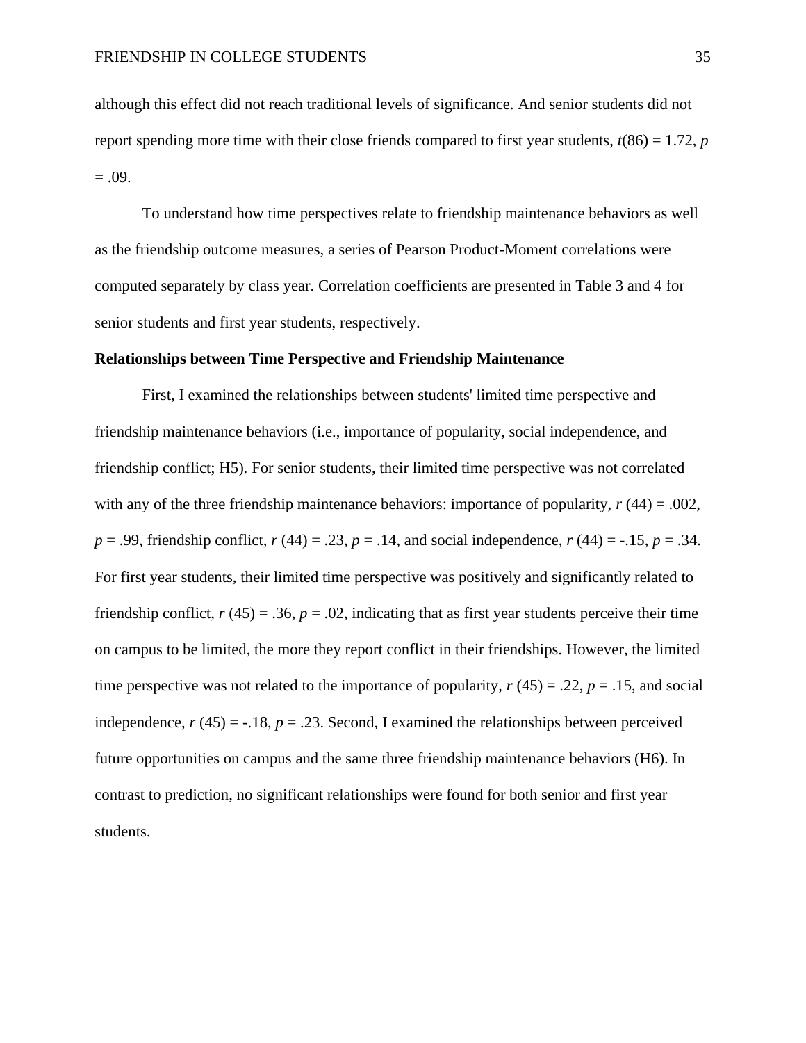although this effect did not reach traditional levels of significance. And senior students did not report spending more time with their close friends compared to first year students, $t(86) = 1.72$, $p = .09$.

To understand how time perspectives relate to friendship maintenance behaviors as well as the friendship outcome measures, a series of Pearson Product-Moment correlations were computed separately by class year. Correlation coefficients are presented in Table 3 and 4 for senior students and first year students, respectively.

**Relationships between Time Perspective and Friendship Maintenance**

First, I examined the relationships between students' limited time perspective and friendship maintenance behaviors (i.e., importance of popularity, social independence, and friendship conflict; H5). For senior students, their limited time perspective was not correlated with any of the three friendship maintenance behaviors: importance of popularity, $r(44) = .002$, $p = .99$, friendship conflict, $r(44) = .23$, $p = .14$, and social independence, $r(44) = -.15$, $p = .34$. For first year students, their limited time perspective was positively and significantly related to friendship conflict, $r(45) = .36$, $p = .02$, indicating that as first year students perceive their time on campus to be limited, the more they report conflict in their friendships. However, the limited time perspective was not related to the importance of popularity, $r(45) = .22$, $p = .15$, and social independence, $r(45) = -.18$, $p = .23$. Second, I examined the relationships between perceived future opportunities on campus and the same three friendship maintenance behaviors (H6). In contrast to prediction, no significant relationships were found for both senior and first year students.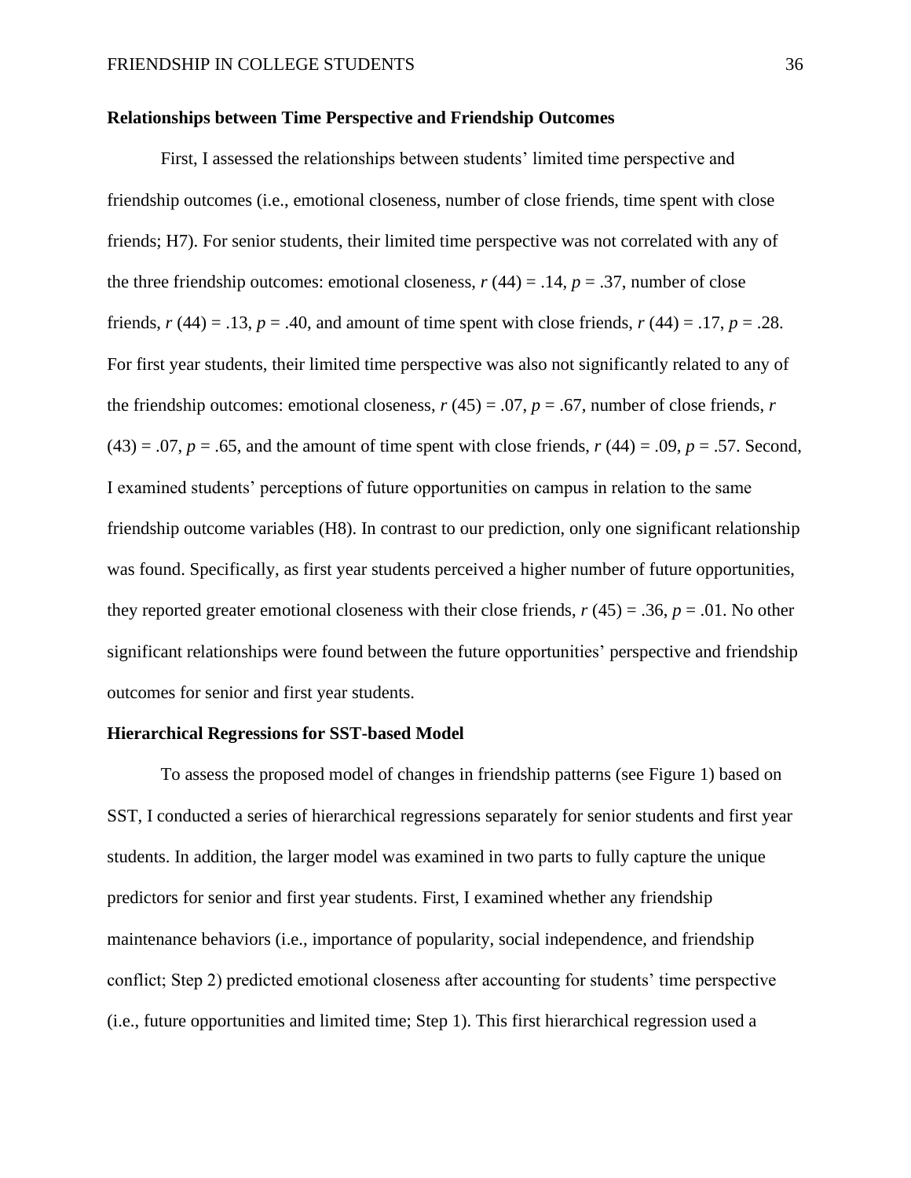**Relationships between Time Perspective and Friendship Outcomes**

First, I assessed the relationships between students' limited time perspective and friendship outcomes (i.e., emotional closeness, number of close friends, time spent with close friends; H7). For senior students, their limited time perspective was not correlated with any of the three friendship outcomes: emotional closeness, $r$ (44) = .14, $p$ = .37, number of close friends, $r$ (44) = .13, $p$ = .40, and amount of time spent with close friends, $r$ (44) = .17, $p$ = .28. For first year students, their limited time perspective was also not significantly related to any of the friendship outcomes: emotional closeness, $r$ (45) = .07, $p$ = .67, number of close friends, $r$ (43) = .07, $p$ = .65, and the amount of time spent with close friends, $r$ (44) = .09, $p$ = .57. Second, I examined students' perceptions of future opportunities on campus in relation to the same friendship outcome variables (H8). In contrast to our prediction, only one significant relationship was found. Specifically, as first year students perceived a higher number of future opportunities, they reported greater emotional closeness with their close friends, $r$ (45) = .36, $p$ = .01. No other significant relationships were found between the future opportunities' perspective and friendship outcomes for senior and first year students.

**Hierarchical Regressions for SST-based Model**

To assess the proposed model of changes in friendship patterns (see Figure 1) based on SST, I conducted a series of hierarchical regressions separately for senior students and first year students. In addition, the larger model was examined in two parts to fully capture the unique predictors for senior and first year students. First, I examined whether any friendship maintenance behaviors (i.e., importance of popularity, social independence, and friendship conflict; Step 2) predicted emotional closeness after accounting for students' time perspective (i.e., future opportunities and limited time; Step 1). This first hierarchical regression used a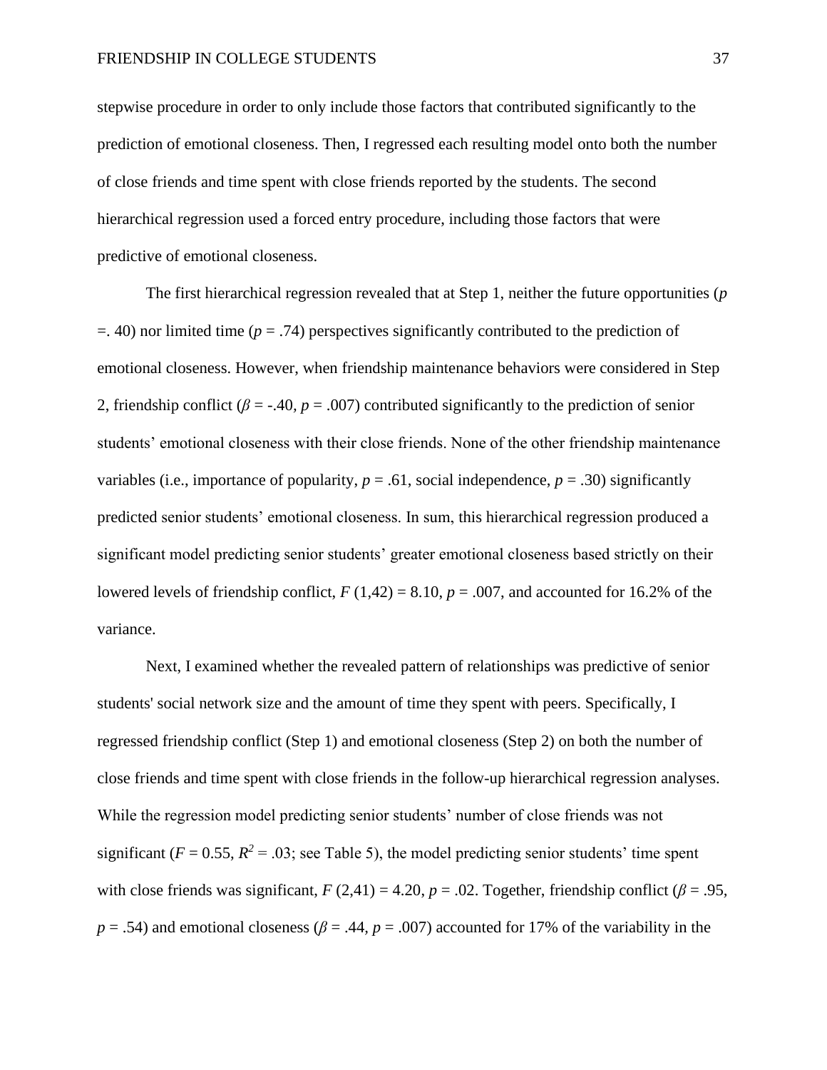stepwise procedure in order to only include those factors that contributed significantly to the prediction of emotional closeness. Then, I regressed each resulting model onto both the number of close friends and time spent with close friends reported by the students. The second hierarchical regression used a forced entry procedure, including those factors that were predictive of emotional closeness.

The first hierarchical regression revealed that at Step 1, neither the future opportunities ($p$ =. 40) nor limited time ($p$ = .74) perspectives significantly contributed to the prediction of emotional closeness. However, when friendship maintenance behaviors were considered in Step 2, friendship conflict ($\beta$ = -.40, $p$ = .007) contributed significantly to the prediction of senior students' emotional closeness with their close friends. None of the other friendship maintenance variables (i.e., importance of popularity, $p$ = .61, social independence, $p$ = .30) significantly predicted senior students' emotional closeness. In sum, this hierarchical regression produced a significant model predicting senior students' greater emotional closeness based strictly on their lowered levels of friendship conflict, $F$ (1,42) = 8.10, $p$ = .007, and accounted for 16.2% of the variance.

Next, I examined whether the revealed pattern of relationships was predictive of senior students' social network size and the amount of time they spent with peers. Specifically, I regressed friendship conflict (Step 1) and emotional closeness (Step 2) on both the number of close friends and time spent with close friends in the follow-up hierarchical regression analyses. While the regression model predicting senior students' number of close friends was not significant ($F$ = 0.55, $R^2$ = .03; see Table 5), the model predicting senior students' time spent with close friends was significant, $F$ (2,41) = 4.20, $p$ = .02. Together, friendship conflict ($\beta$ = .95, $p$ = .54) and emotional closeness ($\beta$ = .44, $p$ = .007) accounted for 17% of the variability in the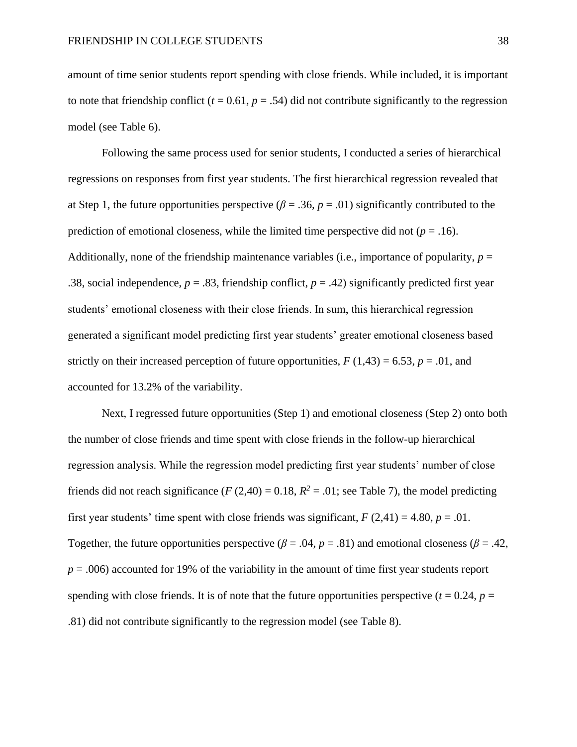amount of time senior students report spending with close friends. While included, it is important to note that friendship conflict ($t = 0.61$, $p = .54$) did not contribute significantly to the regression model (see Table 6).

Following the same process used for senior students, I conducted a series of hierarchical regressions on responses from first year students. The first hierarchical regression revealed that at Step 1, the future opportunities perspective ($\beta = .36$, $p = .01$) significantly contributed to the prediction of emotional closeness, while the limited time perspective did not ($p = .16$). Additionally, none of the friendship maintenance variables (i.e., importance of popularity, $p = .38$, social independence, $p = .83$, friendship conflict, $p = .42$) significantly predicted first year students' emotional closeness with their close friends. In sum, this hierarchical regression generated a significant model predicting first year students' greater emotional closeness based strictly on their increased perception of future opportunities, $F(1,43) = 6.53$, $p = .01$, and accounted for 13.2% of the variability.

Next, I regressed future opportunities (Step 1) and emotional closeness (Step 2) onto both the number of close friends and time spent with close friends in the follow-up hierarchical regression analysis. While the regression model predicting first year students' number of close friends did not reach significance ($F(2,40) = 0.18$, $R^2 = .01$; see Table 7), the model predicting first year students' time spent with close friends was significant, $F(2,41) = 4.80$, $p = .01$. Together, the future opportunities perspective ($\beta = .04$, $p = .81$) and emotional closeness ($\beta = .42$, $p = .006$) accounted for 19% of the variability in the amount of time first year students report spending with close friends. It is of note that the future opportunities perspective ($t = 0.24$, $p = .81$) did not contribute significantly to the regression model (see Table 8).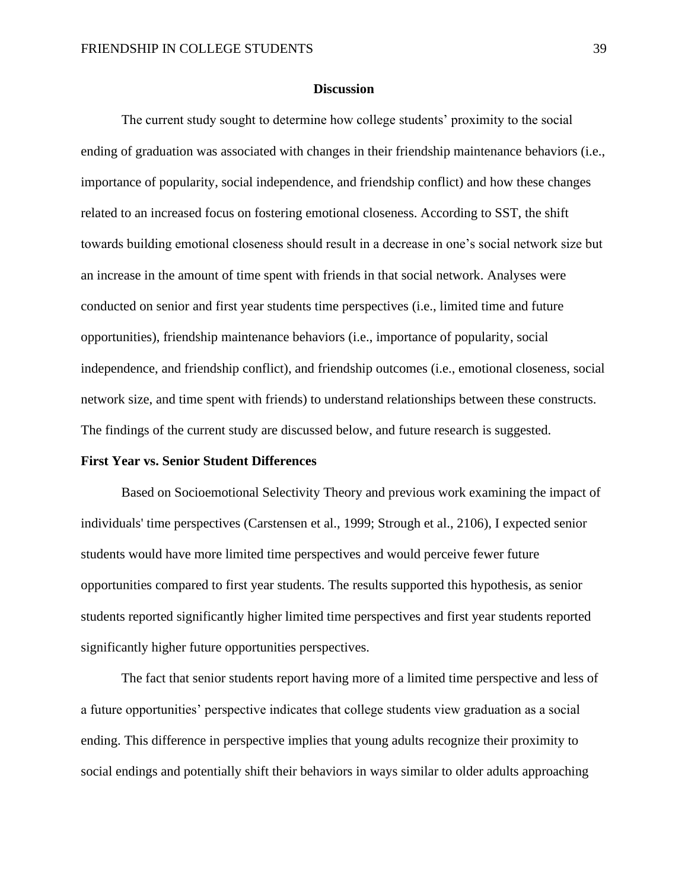## Discussion

The current study sought to determine how college students' proximity to the social ending of graduation was associated with changes in their friendship maintenance behaviors (i.e., importance of popularity, social independence, and friendship conflict) and how these changes related to an increased focus on fostering emotional closeness. According to SST, the shift towards building emotional closeness should result in a decrease in one's social network size but an increase in the amount of time spent with friends in that social network. Analyses were conducted on senior and first year students time perspectives (i.e., limited time and future opportunities), friendship maintenance behaviors (i.e., importance of popularity, social independence, and friendship conflict), and friendship outcomes (i.e., emotional closeness, social network size, and time spent with friends) to understand relationships between these constructs. The findings of the current study are discussed below, and future research is suggested.

### First Year vs. Senior Student Differences

Based on Socioemotional Selectivity Theory and previous work examining the impact of individuals' time perspectives (Carstensen et al., 1999; Strough et al., 2106), I expected senior students would have more limited time perspectives and would perceive fewer future opportunities compared to first year students. The results supported this hypothesis, as senior students reported significantly higher limited time perspectives and first year students reported significantly higher future opportunities perspectives.

The fact that senior students report having more of a limited time perspective and less of a future opportunities' perspective indicates that college students view graduation as a social ending. This difference in perspective implies that young adults recognize their proximity to social endings and potentially shift their behaviors in ways similar to older adults approaching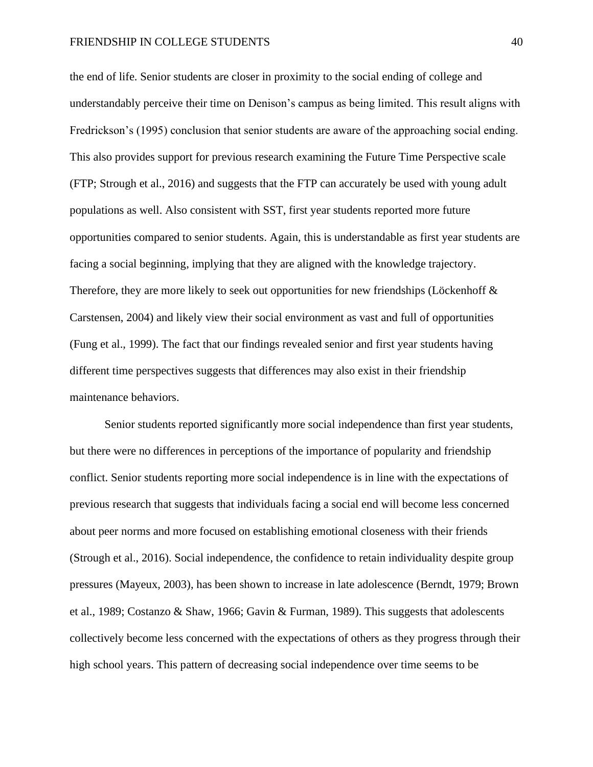the end of life. Senior students are closer in proximity to the social ending of college and understandably perceive their time on Denison's campus as being limited. This result aligns with Fredrickson's (1995) conclusion that senior students are aware of the approaching social ending. This also provides support for previous research examining the Future Time Perspective scale (FTP; Strough et al., 2016) and suggests that the FTP can accurately be used with young adult populations as well. Also consistent with SST, first year students reported more future opportunities compared to senior students. Again, this is understandable as first year students are facing a social beginning, implying that they are aligned with the knowledge trajectory. Therefore, they are more likely to seek out opportunities for new friendships (Löckenhoff & Carstensen, 2004) and likely view their social environment as vast and full of opportunities (Fung et al., 1999). The fact that our findings revealed senior and first year students having different time perspectives suggests that differences may also exist in their friendship maintenance behaviors.

Senior students reported significantly more social independence than first year students, but there were no differences in perceptions of the importance of popularity and friendship conflict. Senior students reporting more social independence is in line with the expectations of previous research that suggests that individuals facing a social end will become less concerned about peer norms and more focused on establishing emotional closeness with their friends (Strough et al., 2016). Social independence, the confidence to retain individuality despite group pressures (Mayeux, 2003), has been shown to increase in late adolescence (Berndt, 1979; Brown et al., 1989; Costanzo & Shaw, 1966; Gavin & Furman, 1989). This suggests that adolescents collectively become less concerned with the expectations of others as they progress through their high school years. This pattern of decreasing social independence over time seems to be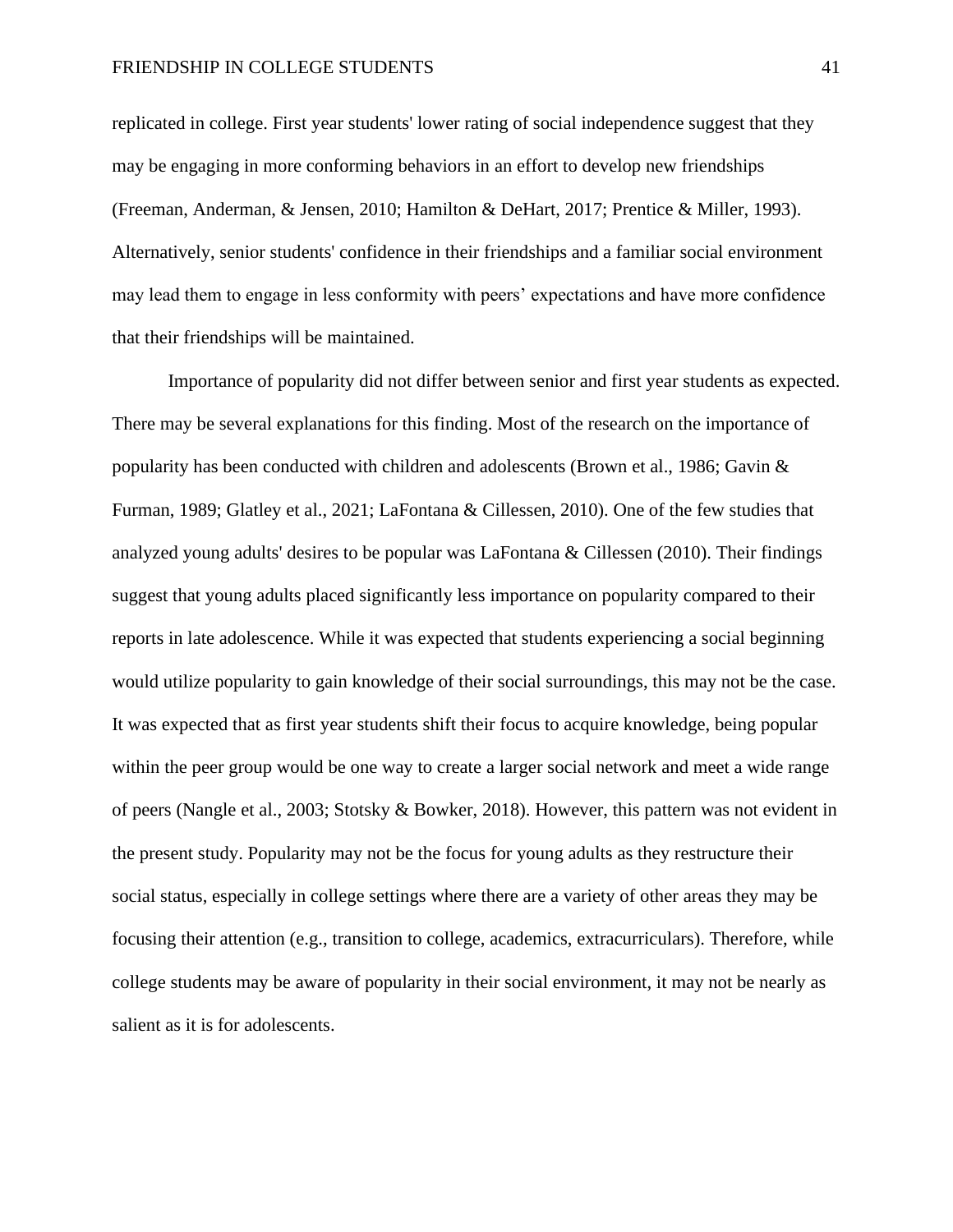replicated in college. First year students' lower rating of social independence suggest that they may be engaging in more conforming behaviors in an effort to develop new friendships (Freeman, Anderman, & Jensen, 2010; Hamilton & DeHart, 2017; Prentice & Miller, 1993). Alternatively, senior students' confidence in their friendships and a familiar social environment may lead them to engage in less conformity with peers' expectations and have more confidence that their friendships will be maintained.

Importance of popularity did not differ between senior and first year students as expected. There may be several explanations for this finding. Most of the research on the importance of popularity has been conducted with children and adolescents (Brown et al., 1986; Gavin & Furman, 1989; Glatley et al., 2021; LaFontana & Cillessen, 2010). One of the few studies that analyzed young adults' desires to be popular was LaFontana & Cillessen (2010). Their findings suggest that young adults placed significantly less importance on popularity compared to their reports in late adolescence. While it was expected that students experiencing a social beginning would utilize popularity to gain knowledge of their social surroundings, this may not be the case. It was expected that as first year students shift their focus to acquire knowledge, being popular within the peer group would be one way to create a larger social network and meet a wide range of peers (Nangle et al., 2003; Stotsky & Bowker, 2018). However, this pattern was not evident in the present study. Popularity may not be the focus for young adults as they restructure their social status, especially in college settings where there are a variety of other areas they may be focusing their attention (e.g., transition to college, academics, extracurriculars). Therefore, while college students may be aware of popularity in their social environment, it may not be nearly as salient as it is for adolescents.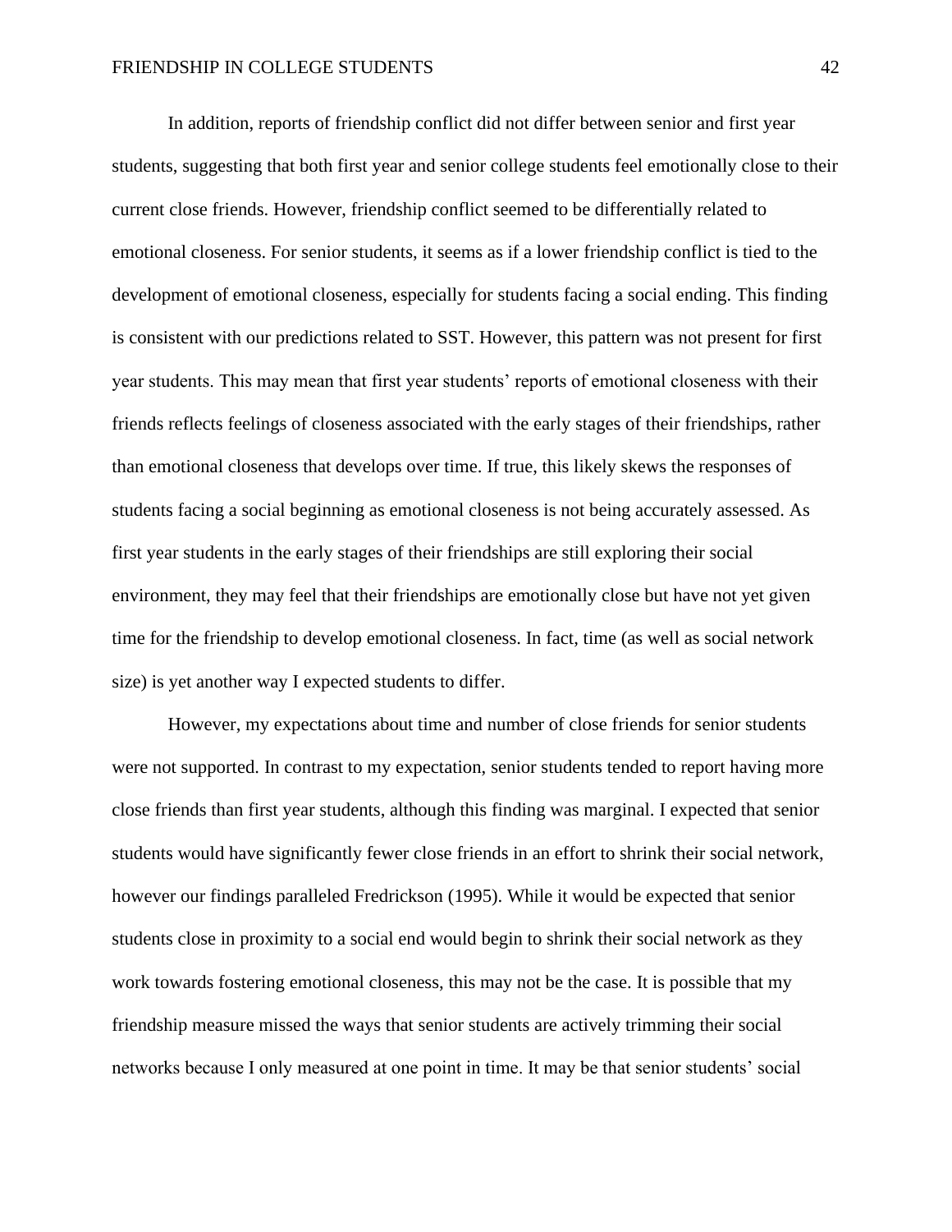In addition, reports of friendship conflict did not differ between senior and first year students, suggesting that both first year and senior college students feel emotionally close to their current close friends. However, friendship conflict seemed to be differentially related to emotional closeness. For senior students, it seems as if a lower friendship conflict is tied to the development of emotional closeness, especially for students facing a social ending. This finding is consistent with our predictions related to SST. However, this pattern was not present for first year students. This may mean that first year students' reports of emotional closeness with their friends reflects feelings of closeness associated with the early stages of their friendships, rather than emotional closeness that develops over time. If true, this likely skews the responses of students facing a social beginning as emotional closeness is not being accurately assessed. As first year students in the early stages of their friendships are still exploring their social environment, they may feel that their friendships are emotionally close but have not yet given time for the friendship to develop emotional closeness. In fact, time (as well as social network size) is yet another way I expected students to differ.

However, my expectations about time and number of close friends for senior students were not supported. In contrast to my expectation, senior students tended to report having more close friends than first year students, although this finding was marginal. I expected that senior students would have significantly fewer close friends in an effort to shrink their social network, however our findings paralleled Fredrickson (1995). While it would be expected that senior students close in proximity to a social end would begin to shrink their social network as they work towards fostering emotional closeness, this may not be the case. It is possible that my friendship measure missed the ways that senior students are actively trimming their social networks because I only measured at one point in time. It may be that senior students' social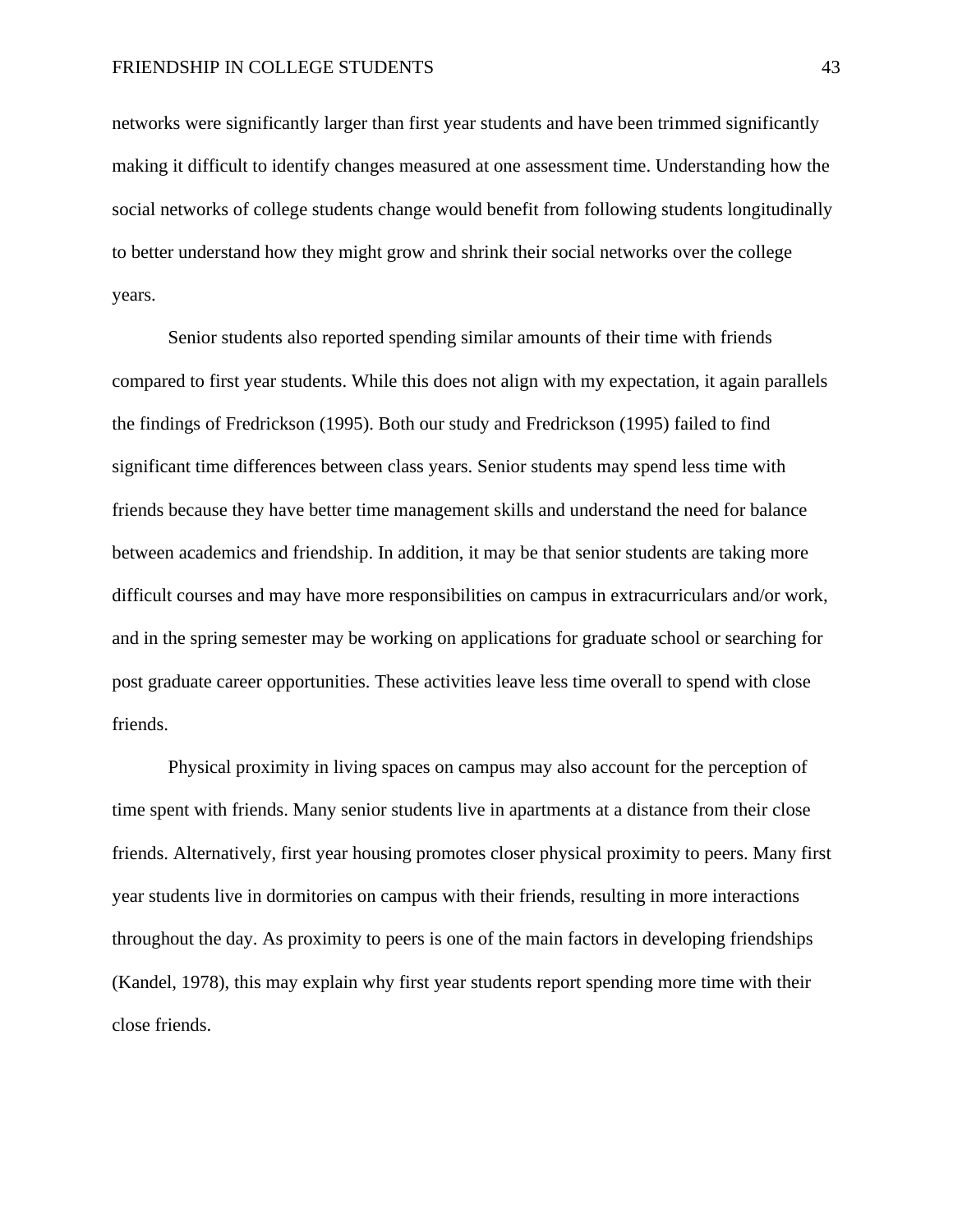networks were significantly larger than first year students and have been trimmed significantly making it difficult to identify changes measured at one assessment time. Understanding how the social networks of college students change would benefit from following students longitudinally to better understand how they might grow and shrink their social networks over the college years.

Senior students also reported spending similar amounts of their time with friends compared to first year students. While this does not align with my expectation, it again parallels the findings of Fredrickson (1995). Both our study and Fredrickson (1995) failed to find significant time differences between class years. Senior students may spend less time with friends because they have better time management skills and understand the need for balance between academics and friendship. In addition, it may be that senior students are taking more difficult courses and may have more responsibilities on campus in extracurriculars and/or work, and in the spring semester may be working on applications for graduate school or searching for post graduate career opportunities. These activities leave less time overall to spend with close friends.

Physical proximity in living spaces on campus may also account for the perception of time spent with friends. Many senior students live in apartments at a distance from their close friends. Alternatively, first year housing promotes closer physical proximity to peers. Many first year students live in dormitories on campus with their friends, resulting in more interactions throughout the day. As proximity to peers is one of the main factors in developing friendships (Kandel, 1978), this may explain why first year students report spending more time with their close friends.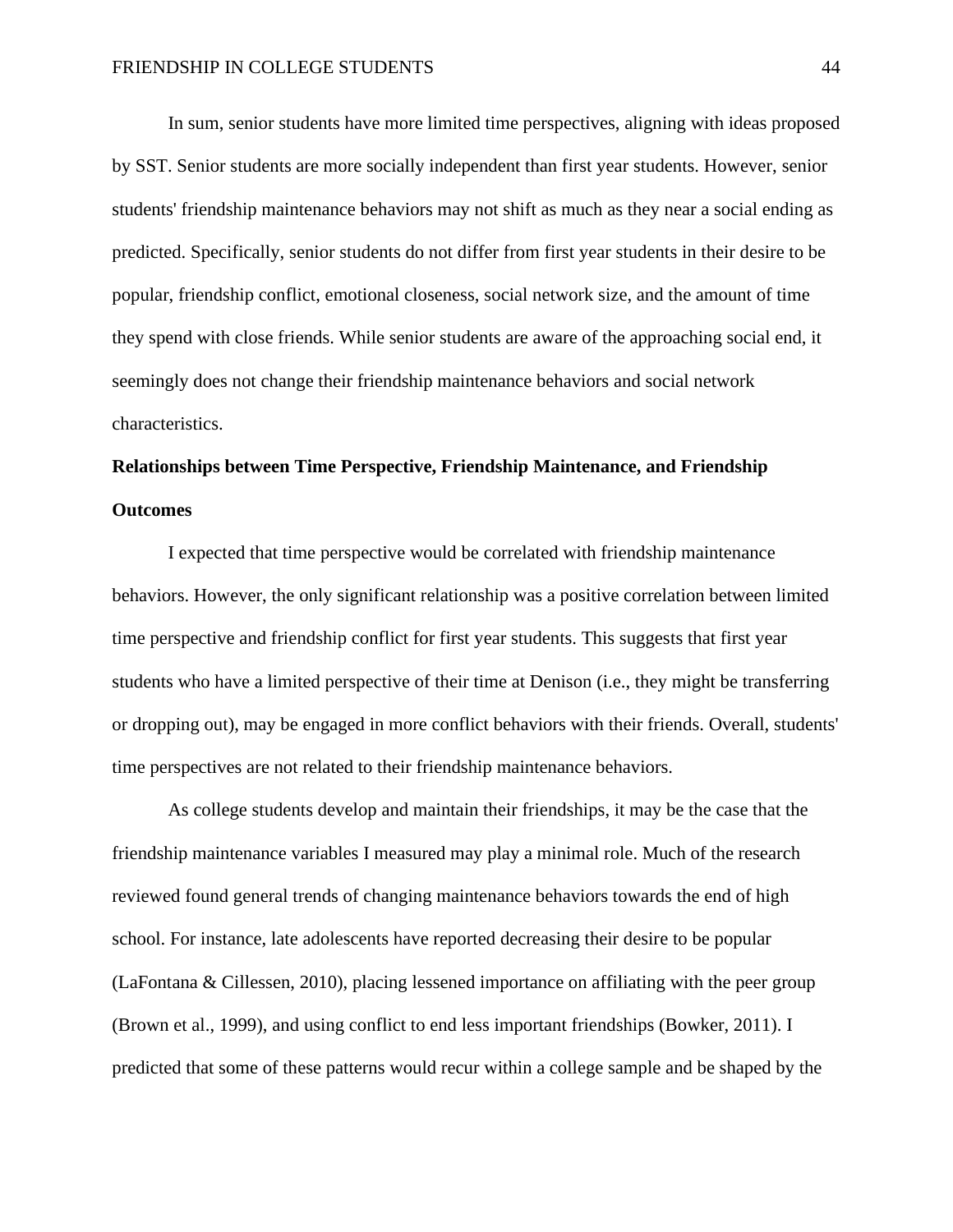In sum, senior students have more limited time perspectives, aligning with ideas proposed by SST. Senior students are more socially independent than first year students. However, senior students' friendship maintenance behaviors may not shift as much as they near a social ending as predicted. Specifically, senior students do not differ from first year students in their desire to be popular, friendship conflict, emotional closeness, social network size, and the amount of time they spend with close friends. While senior students are aware of the approaching social end, it seemingly does not change their friendship maintenance behaviors and social network characteristics.

**Relationships between Time Perspective, Friendship Maintenance, and Friendship Outcomes**

I expected that time perspective would be correlated with friendship maintenance behaviors. However, the only significant relationship was a positive correlation between limited time perspective and friendship conflict for first year students. This suggests that first year students who have a limited perspective of their time at Denison (i.e., they might be transferring or dropping out), may be engaged in more conflict behaviors with their friends. Overall, students' time perspectives are not related to their friendship maintenance behaviors.

As college students develop and maintain their friendships, it may be the case that the friendship maintenance variables I measured may play a minimal role. Much of the research reviewed found general trends of changing maintenance behaviors towards the end of high school. For instance, late adolescents have reported decreasing their desire to be popular (LaFontana & Cillessen, 2010), placing lessened importance on affiliating with the peer group (Brown et al., 1999), and using conflict to end less important friendships (Bowker, 2011). I predicted that some of these patterns would recur within a college sample and be shaped by the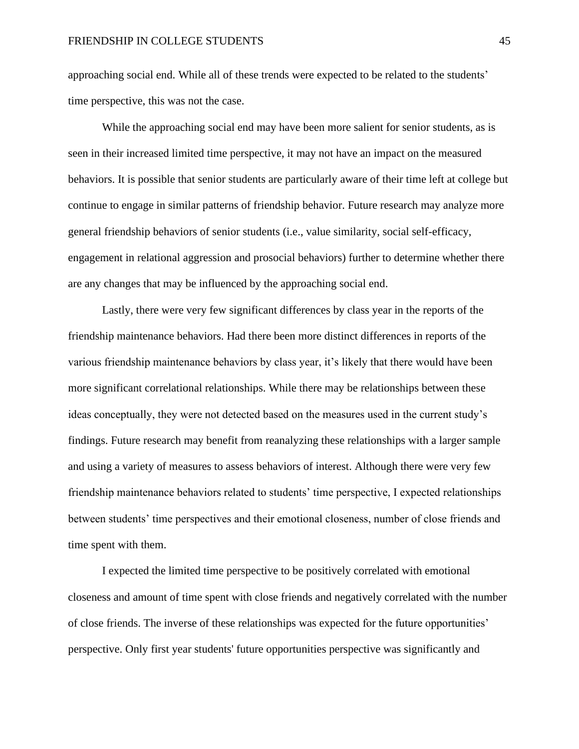approaching social end. While all of these trends were expected to be related to the students' time perspective, this was not the case.

While the approaching social end may have been more salient for senior students, as is seen in their increased limited time perspective, it may not have an impact on the measured behaviors. It is possible that senior students are particularly aware of their time left at college but continue to engage in similar patterns of friendship behavior. Future research may analyze more general friendship behaviors of senior students (i.e., value similarity, social self-efficacy, engagement in relational aggression and prosocial behaviors) further to determine whether there are any changes that may be influenced by the approaching social end.

Lastly, there were very few significant differences by class year in the reports of the friendship maintenance behaviors. Had there been more distinct differences in reports of the various friendship maintenance behaviors by class year, it's likely that there would have been more significant correlational relationships. While there may be relationships between these ideas conceptually, they were not detected based on the measures used in the current study's findings. Future research may benefit from reanalyzing these relationships with a larger sample and using a variety of measures to assess behaviors of interest. Although there were very few friendship maintenance behaviors related to students' time perspective, I expected relationships between students' time perspectives and their emotional closeness, number of close friends and time spent with them.

I expected the limited time perspective to be positively correlated with emotional closeness and amount of time spent with close friends and negatively correlated with the number of close friends. The inverse of these relationships was expected for the future opportunities' perspective. Only first year students' future opportunities perspective was significantly and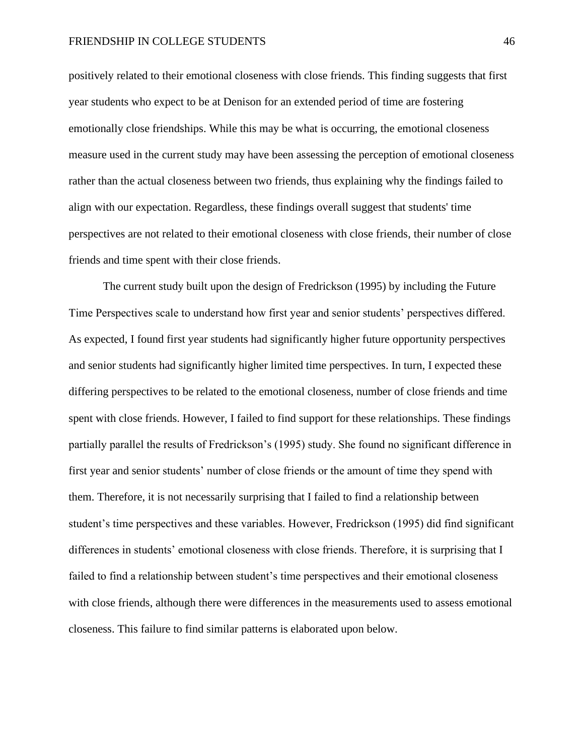positively related to their emotional closeness with close friends. This finding suggests that first year students who expect to be at Denison for an extended period of time are fostering emotionally close friendships. While this may be what is occurring, the emotional closeness measure used in the current study may have been assessing the perception of emotional closeness rather than the actual closeness between two friends, thus explaining why the findings failed to align with our expectation. Regardless, these findings overall suggest that students' time perspectives are not related to their emotional closeness with close friends, their number of close friends and time spent with their close friends.

The current study built upon the design of Fredrickson (1995) by including the Future Time Perspectives scale to understand how first year and senior students' perspectives differed. As expected, I found first year students had significantly higher future opportunity perspectives and senior students had significantly higher limited time perspectives. In turn, I expected these differing perspectives to be related to the emotional closeness, number of close friends and time spent with close friends. However, I failed to find support for these relationships. These findings partially parallel the results of Fredrickson's (1995) study. She found no significant difference in first year and senior students' number of close friends or the amount of time they spend with them. Therefore, it is not necessarily surprising that I failed to find a relationship between student's time perspectives and these variables. However, Fredrickson (1995) did find significant differences in students' emotional closeness with close friends. Therefore, it is surprising that I failed to find a relationship between student's time perspectives and their emotional closeness with close friends, although there were differences in the measurements used to assess emotional closeness. This failure to find similar patterns is elaborated upon below.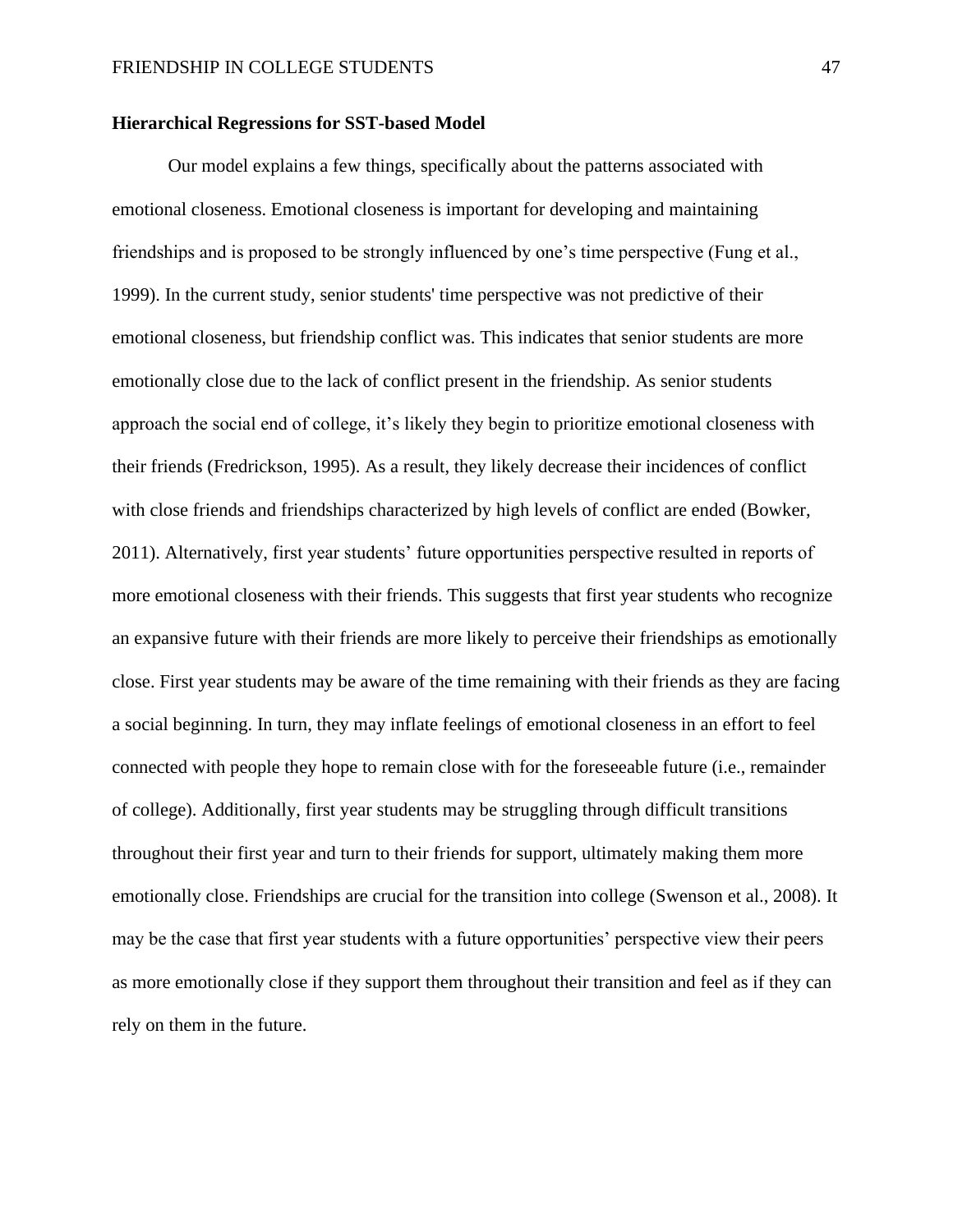**Hierarchical Regressions for SST-based Model**

Our model explains a few things, specifically about the patterns associated with emotional closeness. Emotional closeness is important for developing and maintaining friendships and is proposed to be strongly influenced by one's time perspective (Fung et al., 1999). In the current study, senior students' time perspective was not predictive of their emotional closeness, but friendship conflict was. This indicates that senior students are more emotionally close due to the lack of conflict present in the friendship. As senior students approach the social end of college, it's likely they begin to prioritize emotional closeness with their friends (Fredrickson, 1995). As a result, they likely decrease their incidences of conflict with close friends and friendships characterized by high levels of conflict are ended (Bowker, 2011). Alternatively, first year students' future opportunities perspective resulted in reports of more emotional closeness with their friends. This suggests that first year students who recognize an expansive future with their friends are more likely to perceive their friendships as emotionally close. First year students may be aware of the time remaining with their friends as they are facing a social beginning. In turn, they may inflate feelings of emotional closeness in an effort to feel connected with people they hope to remain close with for the foreseeable future (i.e., remainder of college). Additionally, first year students may be struggling through difficult transitions throughout their first year and turn to their friends for support, ultimately making them more emotionally close. Friendships are crucial for the transition into college (Swenson et al., 2008). It may be the case that first year students with a future opportunities' perspective view their peers as more emotionally close if they support them throughout their transition and feel as if they can rely on them in the future.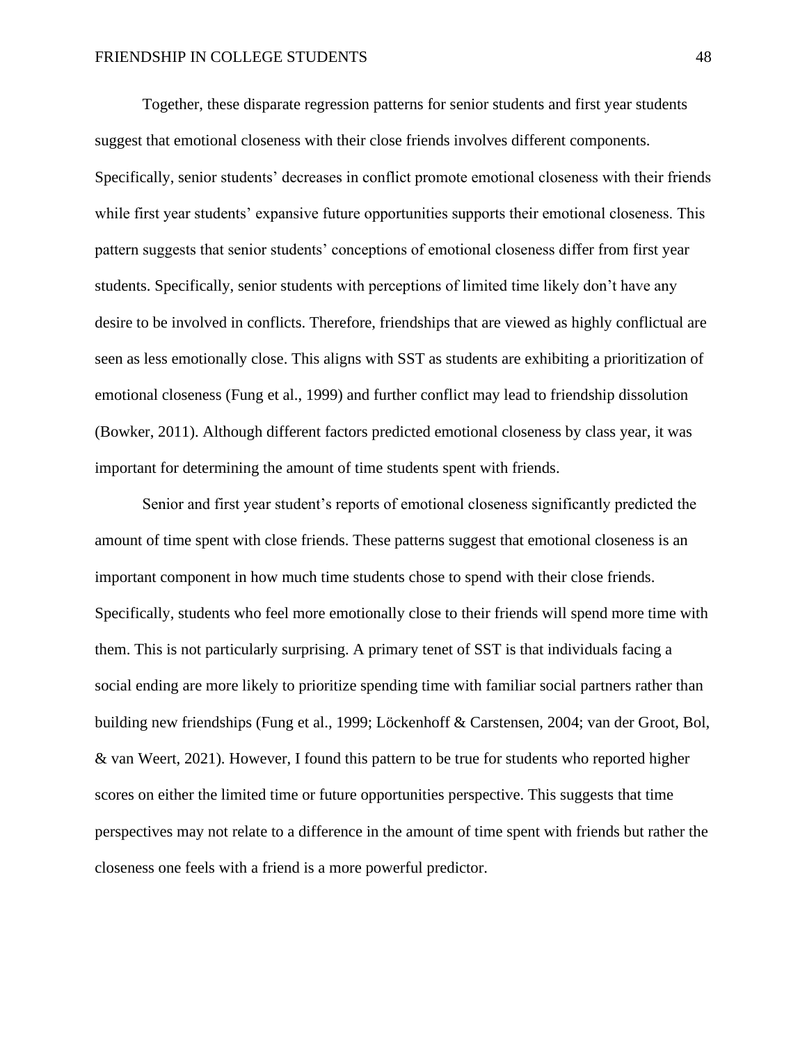Together, these disparate regression patterns for senior students and first year students suggest that emotional closeness with their close friends involves different components. Specifically, senior students' decreases in conflict promote emotional closeness with their friends while first year students' expansive future opportunities supports their emotional closeness. This pattern suggests that senior students' conceptions of emotional closeness differ from first year students. Specifically, senior students with perceptions of limited time likely don't have any desire to be involved in conflicts. Therefore, friendships that are viewed as highly conflictual are seen as less emotionally close. This aligns with SST as students are exhibiting a prioritization of emotional closeness (Fung et al., 1999) and further conflict may lead to friendship dissolution (Bowker, 2011). Although different factors predicted emotional closeness by class year, it was important for determining the amount of time students spent with friends.

Senior and first year student's reports of emotional closeness significantly predicted the amount of time spent with close friends. These patterns suggest that emotional closeness is an important component in how much time students chose to spend with their close friends. Specifically, students who feel more emotionally close to their friends will spend more time with them. This is not particularly surprising. A primary tenet of SST is that individuals facing a social ending are more likely to prioritize spending time with familiar social partners rather than building new friendships (Fung et al., 1999; Löckenhoff & Carstensen, 2004; van der Groot, Bol, & van Weert, 2021). However, I found this pattern to be true for students who reported higher scores on either the limited time or future opportunities perspective. This suggests that time perspectives may not relate to a difference in the amount of time spent with friends but rather the closeness one feels with a friend is a more powerful predictor.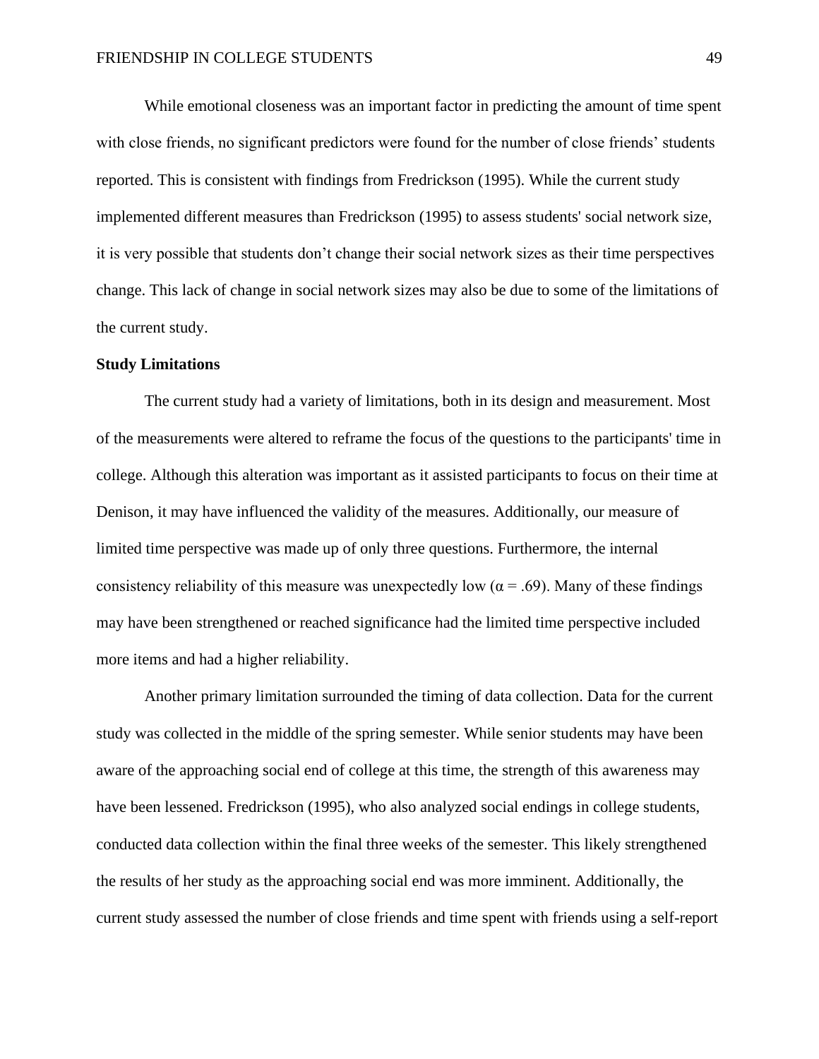While emotional closeness was an important factor in predicting the amount of time spent with close friends, no significant predictors were found for the number of close friends' students reported. This is consistent with findings from Fredrickson (1995). While the current study implemented different measures than Fredrickson (1995) to assess students' social network size, it is very possible that students don't change their social network sizes as their time perspectives change. This lack of change in social network sizes may also be due to some of the limitations of the current study.

**Study Limitations**

The current study had a variety of limitations, both in its design and measurement. Most of the measurements were altered to reframe the focus of the questions to the participants' time in college. Although this alteration was important as it assisted participants to focus on their time at Denison, it may have influenced the validity of the measures. Additionally, our measure of limited time perspective was made up of only three questions. Furthermore, the internal consistency reliability of this measure was unexpectedly low ($\alpha = .69$). Many of these findings may have been strengthened or reached significance had the limited time perspective included more items and had a higher reliability.

Another primary limitation surrounded the timing of data collection. Data for the current study was collected in the middle of the spring semester. While senior students may have been aware of the approaching social end of college at this time, the strength of this awareness may have been lessened. Fredrickson (1995), who also analyzed social endings in college students, conducted data collection within the final three weeks of the semester. This likely strengthened the results of her study as the approaching social end was more imminent. Additionally, the current study assessed the number of close friends and time spent with friends using a self-report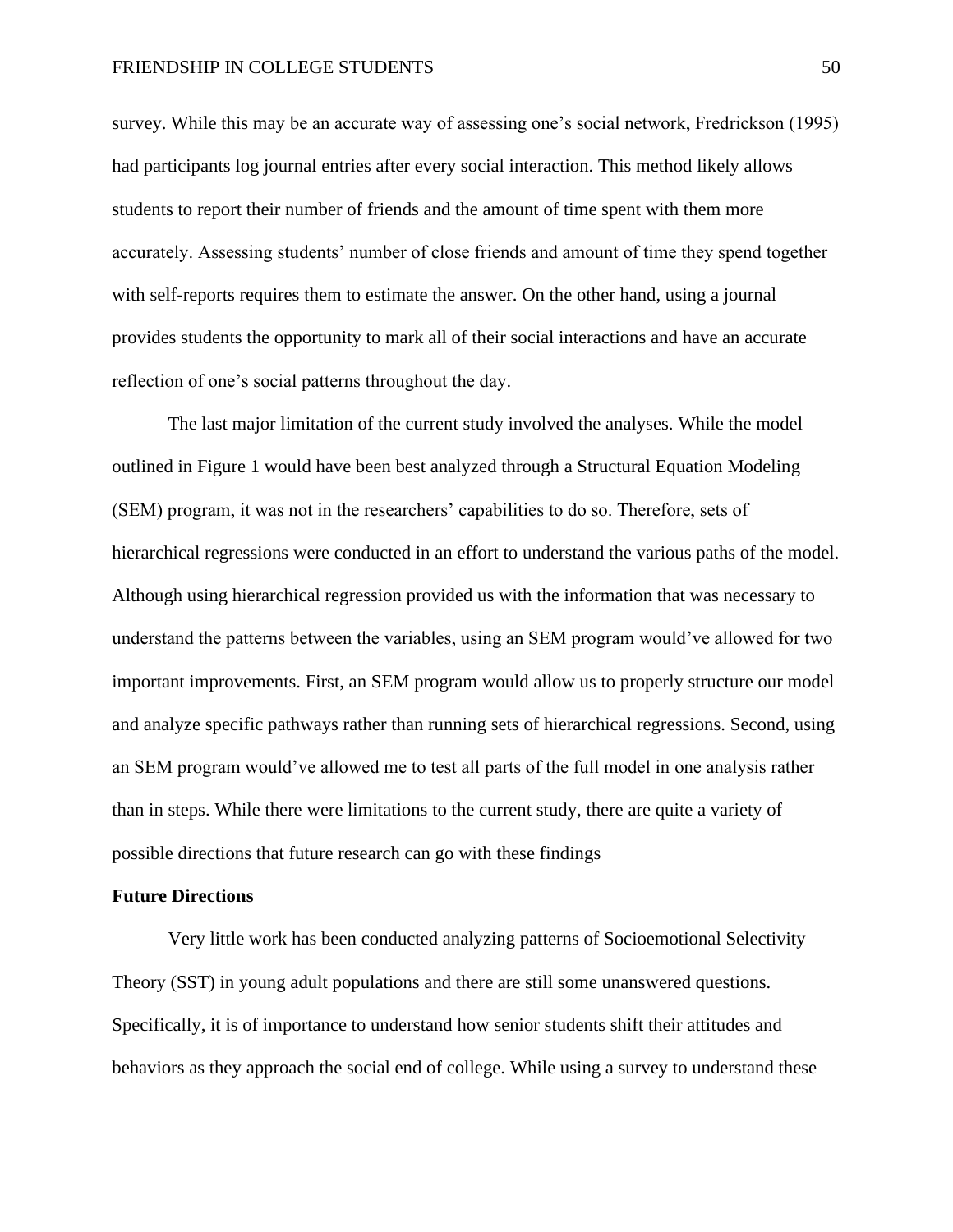survey. While this may be an accurate way of assessing one's social network, Fredrickson (1995) had participants log journal entries after every social interaction. This method likely allows students to report their number of friends and the amount of time spent with them more accurately. Assessing students' number of close friends and amount of time they spend together with self-reports requires them to estimate the answer. On the other hand, using a journal provides students the opportunity to mark all of their social interactions and have an accurate reflection of one's social patterns throughout the day.

The last major limitation of the current study involved the analyses. While the model outlined in Figure 1 would have been best analyzed through a Structural Equation Modeling (SEM) program, it was not in the researchers' capabilities to do so. Therefore, sets of hierarchical regressions were conducted in an effort to understand the various paths of the model. Although using hierarchical regression provided us with the information that was necessary to understand the patterns between the variables, using an SEM program would've allowed for two important improvements. First, an SEM program would allow us to properly structure our model and analyze specific pathways rather than running sets of hierarchical regressions. Second, using an SEM program would've allowed me to test all parts of the full model in one analysis rather than in steps. While there were limitations to the current study, there are quite a variety of possible directions that future research can go with these findings

**Future Directions**

Very little work has been conducted analyzing patterns of Socioemotional Selectivity Theory (SST) in young adult populations and there are still some unanswered questions. Specifically, it is of importance to understand how senior students shift their attitudes and behaviors as they approach the social end of college. While using a survey to understand these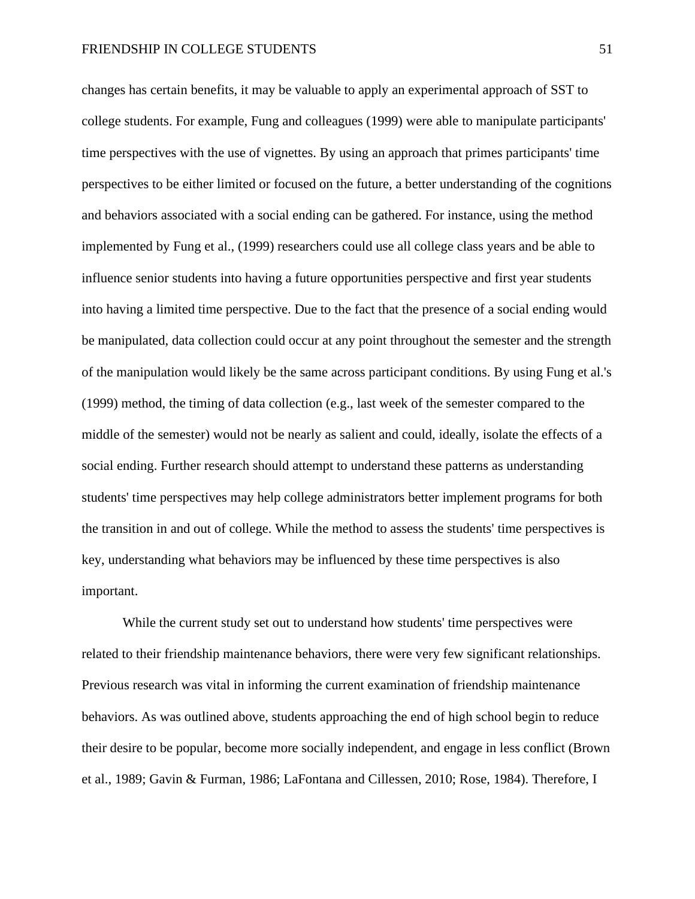changes has certain benefits, it may be valuable to apply an experimental approach of SST to college students. For example, Fung and colleagues (1999) were able to manipulate participants' time perspectives with the use of vignettes. By using an approach that primes participants' time perspectives to be either limited or focused on the future, a better understanding of the cognitions and behaviors associated with a social ending can be gathered. For instance, using the method implemented by Fung et al., (1999) researchers could use all college class years and be able to influence senior students into having a future opportunities perspective and first year students into having a limited time perspective. Due to the fact that the presence of a social ending would be manipulated, data collection could occur at any point throughout the semester and the strength of the manipulation would likely be the same across participant conditions. By using Fung et al.'s (1999) method, the timing of data collection (e.g., last week of the semester compared to the middle of the semester) would not be nearly as salient and could, ideally, isolate the effects of a social ending. Further research should attempt to understand these patterns as understanding students' time perspectives may help college administrators better implement programs for both the transition in and out of college. While the method to assess the students' time perspectives is key, understanding what behaviors may be influenced by these time perspectives is also important.

While the current study set out to understand how students' time perspectives were related to their friendship maintenance behaviors, there were very few significant relationships. Previous research was vital in informing the current examination of friendship maintenance behaviors. As was outlined above, students approaching the end of high school begin to reduce their desire to be popular, become more socially independent, and engage in less conflict (Brown et al., 1989; Gavin & Furman, 1986; LaFontana and Cillessen, 2010; Rose, 1984). Therefore, I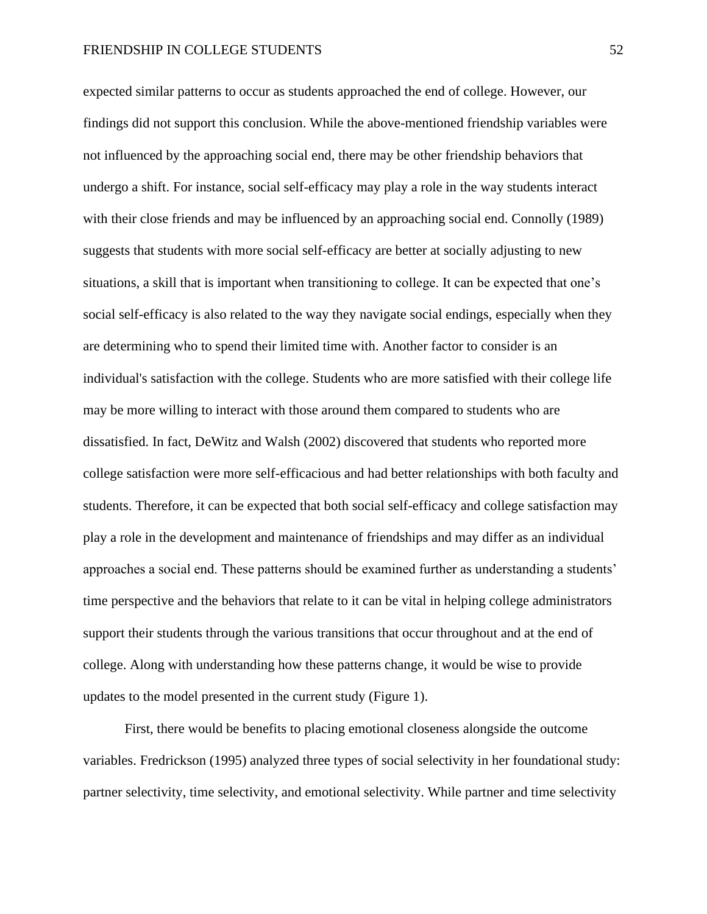expected similar patterns to occur as students approached the end of college. However, our findings did not support this conclusion. While the above-mentioned friendship variables were not influenced by the approaching social end, there may be other friendship behaviors that undergo a shift. For instance, social self-efficacy may play a role in the way students interact with their close friends and may be influenced by an approaching social end. Connolly (1989) suggests that students with more social self-efficacy are better at socially adjusting to new situations, a skill that is important when transitioning to college. It can be expected that one's social self-efficacy is also related to the way they navigate social endings, especially when they are determining who to spend their limited time with. Another factor to consider is an individual's satisfaction with the college. Students who are more satisfied with their college life may be more willing to interact with those around them compared to students who are dissatisfied. In fact, DeWitz and Walsh (2002) discovered that students who reported more college satisfaction were more self-efficacious and had better relationships with both faculty and students. Therefore, it can be expected that both social self-efficacy and college satisfaction may play a role in the development and maintenance of friendships and may differ as an individual approaches a social end. These patterns should be examined further as understanding a students' time perspective and the behaviors that relate to it can be vital in helping college administrators support their students through the various transitions that occur throughout and at the end of college. Along with understanding how these patterns change, it would be wise to provide updates to the model presented in the current study (Figure 1).

First, there would be benefits to placing emotional closeness alongside the outcome variables. Fredrickson (1995) analyzed three types of social selectivity in her foundational study: partner selectivity, time selectivity, and emotional selectivity. While partner and time selectivity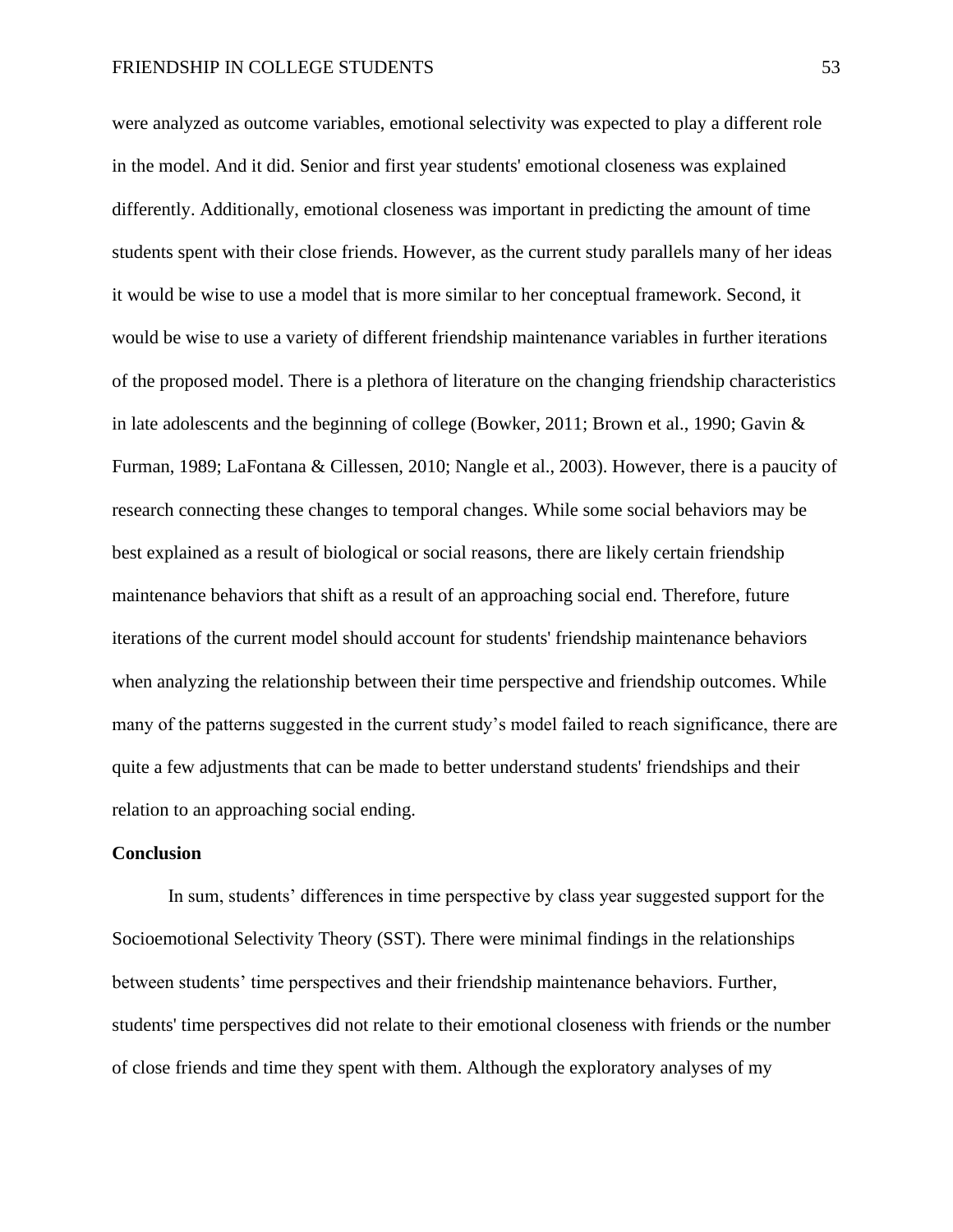were analyzed as outcome variables, emotional selectivity was expected to play a different role in the model. And it did. Senior and first year students' emotional closeness was explained differently. Additionally, emotional closeness was important in predicting the amount of time students spent with their close friends. However, as the current study parallels many of her ideas it would be wise to use a model that is more similar to her conceptual framework. Second, it would be wise to use a variety of different friendship maintenance variables in further iterations of the proposed model. There is a plethora of literature on the changing friendship characteristics in late adolescents and the beginning of college (Bowker, 2011; Brown et al., 1990; Gavin & Furman, 1989; LaFontana & Cillessen, 2010; Nangle et al., 2003). However, there is a paucity of research connecting these changes to temporal changes. While some social behaviors may be best explained as a result of biological or social reasons, there are likely certain friendship maintenance behaviors that shift as a result of an approaching social end. Therefore, future iterations of the current model should account for students' friendship maintenance behaviors when analyzing the relationship between their time perspective and friendship outcomes. While many of the patterns suggested in the current study's model failed to reach significance, there are quite a few adjustments that can be made to better understand students' friendships and their relation to an approaching social ending.

**Conclusion**

In sum, students' differences in time perspective by class year suggested support for the Socioemotional Selectivity Theory (SST). There were minimal findings in the relationships between students' time perspectives and their friendship maintenance behaviors. Further, students' time perspectives did not relate to their emotional closeness with friends or the number of close friends and time they spent with them. Although the exploratory analyses of my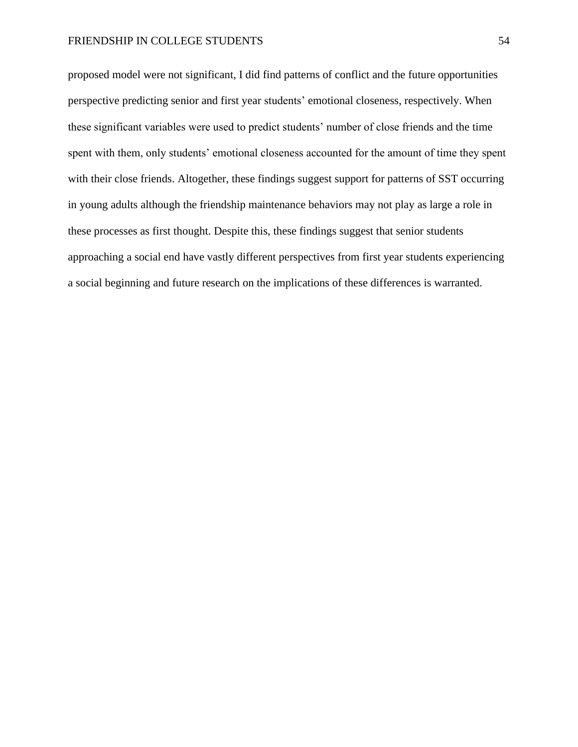proposed model were not significant, I did find patterns of conflict and the future opportunities perspective predicting senior and first year students' emotional closeness, respectively. When these significant variables were used to predict students' number of close friends and the time spent with them, only students' emotional closeness accounted for the amount of time they spent with their close friends. Altogether, these findings suggest support for patterns of SST occurring in young adults although the friendship maintenance behaviors may not play as large a role in these processes as first thought. Despite this, these findings suggest that senior students approaching a social end have vastly different perspectives from first year students experiencing a social beginning and future research on the implications of these differences is warranted.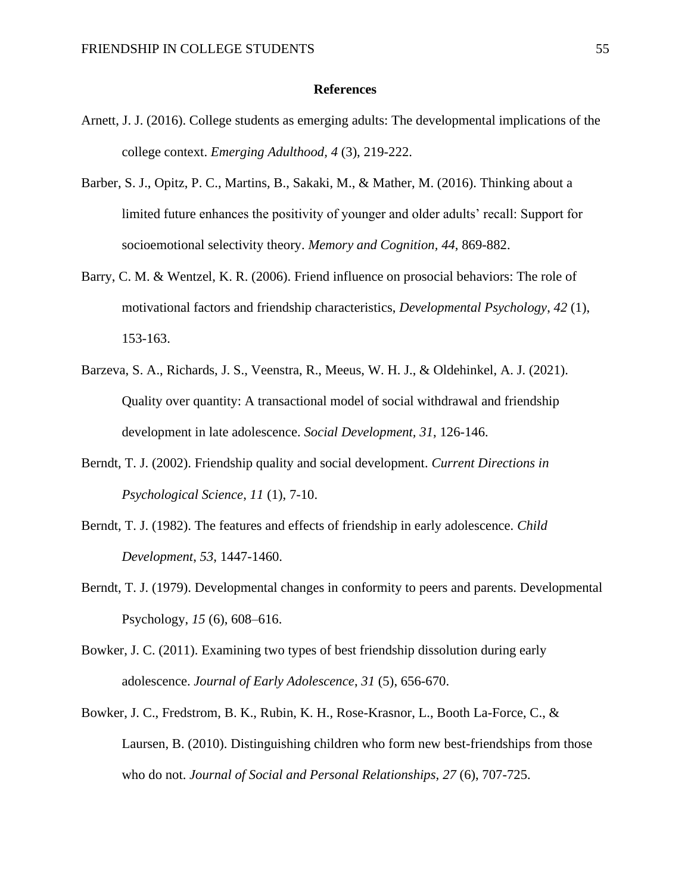# References

Arnett, J. J. (2016). College students as emerging adults: The developmental implications of the college context. *Emerging Adulthood*, *4* (3), 219-222.

Barber, S. J., Opitz, P. C., Martins, B., Sakaki, M., & Mather, M. (2016). Thinking about a limited future enhances the positivity of younger and older adults' recall: Support for socioemotional selectivity theory. *Memory and Cognition*, *44*, 869-882.

Barry, C. M. & Wentzel, K. R. (2006). Friend influence on prosocial behaviors: The role of motivational factors and friendship characteristics, *Developmental Psychology*, *42* (1), 153-163.

Barzeva, S. A., Richards, J. S., Veenstra, R., Meeus, W. H. J., & Oldehinkel, A. J. (2021). Quality over quantity: A transactional model of social withdrawal and friendship development in late adolescence. *Social Development, 31*, 126-146.

Berndt, T. J. (2002). Friendship quality and social development. *Current Directions in Psychological Science*, *11* (1), 7-10.

Berndt, T. J. (1982). The features and effects of friendship in early adolescence. *Child Development*, *53*, 1447-1460.

Berndt, T. J. (1979). Developmental changes in conformity to peers and parents. Developmental Psychology, *15* (6), 608–616.

Bowker, J. C. (2011). Examining two types of best friendship dissolution during early adolescence. *Journal of Early Adolescence*, *31* (5), 656-670.

Bowker, J. C., Fredstrom, B. K., Rubin, K. H., Rose-Krasnor, L., Booth La-Force, C., & Laursen, B. (2010). Distinguishing children who form new best-friendships from those who do not. *Journal of Social and Personal Relationships, 27* (6), 707-725.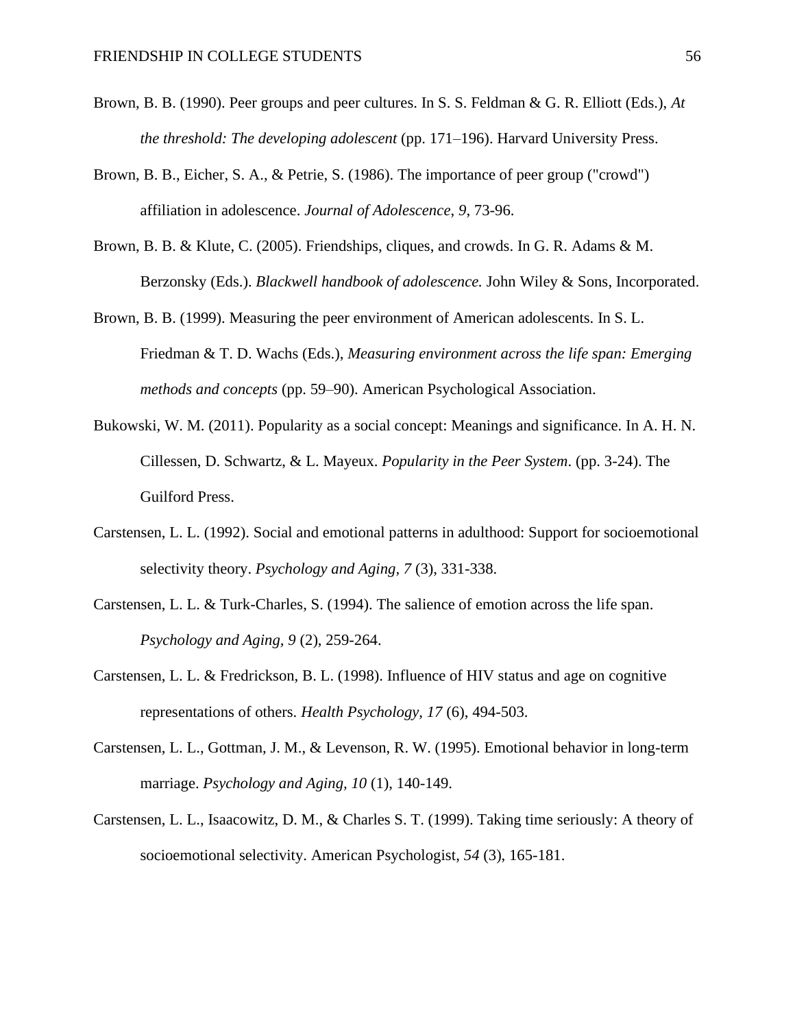Brown, B. B. (1990). Peer groups and peer cultures. In S. S. Feldman & G. R. Elliott (Eds.), *At the threshold: The developing adolescent* (pp. 171–196). Harvard University Press.

Brown, B. B., Eicher, S. A., & Petrie, S. (1986). The importance of peer group ("crowd") affiliation in adolescence. *Journal of Adolescence*, *9*, 73-96.

Brown, B. B. & Klute, C. (2005). Friendships, cliques, and crowds. In G. R. Adams & M. Berzonsky (Eds.). *Blackwell handbook of adolescence.* John Wiley & Sons, Incorporated.

Brown, B. B. (1999). Measuring the peer environment of American adolescents. In S. L. Friedman & T. D. Wachs (Eds.), *Measuring environment across the life span: Emerging methods and concepts* (pp. 59–90). American Psychological Association.

Bukowski, W. M. (2011). Popularity as a social concept: Meanings and significance. In A. H. N. Cillessen, D. Schwartz, & L. Mayeux. *Popularity in the Peer System*. (pp. 3-24). The Guilford Press.

Carstensen, L. L. (1992). Social and emotional patterns in adulthood: Support for socioemotional selectivity theory. *Psychology and Aging, 7* (3), 331-338.

Carstensen, L. L. & Turk-Charles, S. (1994). The salience of emotion across the life span. *Psychology and Aging, 9* (2), 259-264.

Carstensen, L. L. & Fredrickson, B. L. (1998). Influence of HIV status and age on cognitive representations of others. *Health Psychology, 17* (6), 494-503.

Carstensen, L. L., Gottman, J. M., & Levenson, R. W. (1995). Emotional behavior in long-term marriage. *Psychology and Aging, 10* (1), 140-149.

Carstensen, L. L., Isaacowitz, D. M., & Charles S. T. (1999). Taking time seriously: A theory of socioemotional selectivity. American Psychologist, *54* (3), 165-181.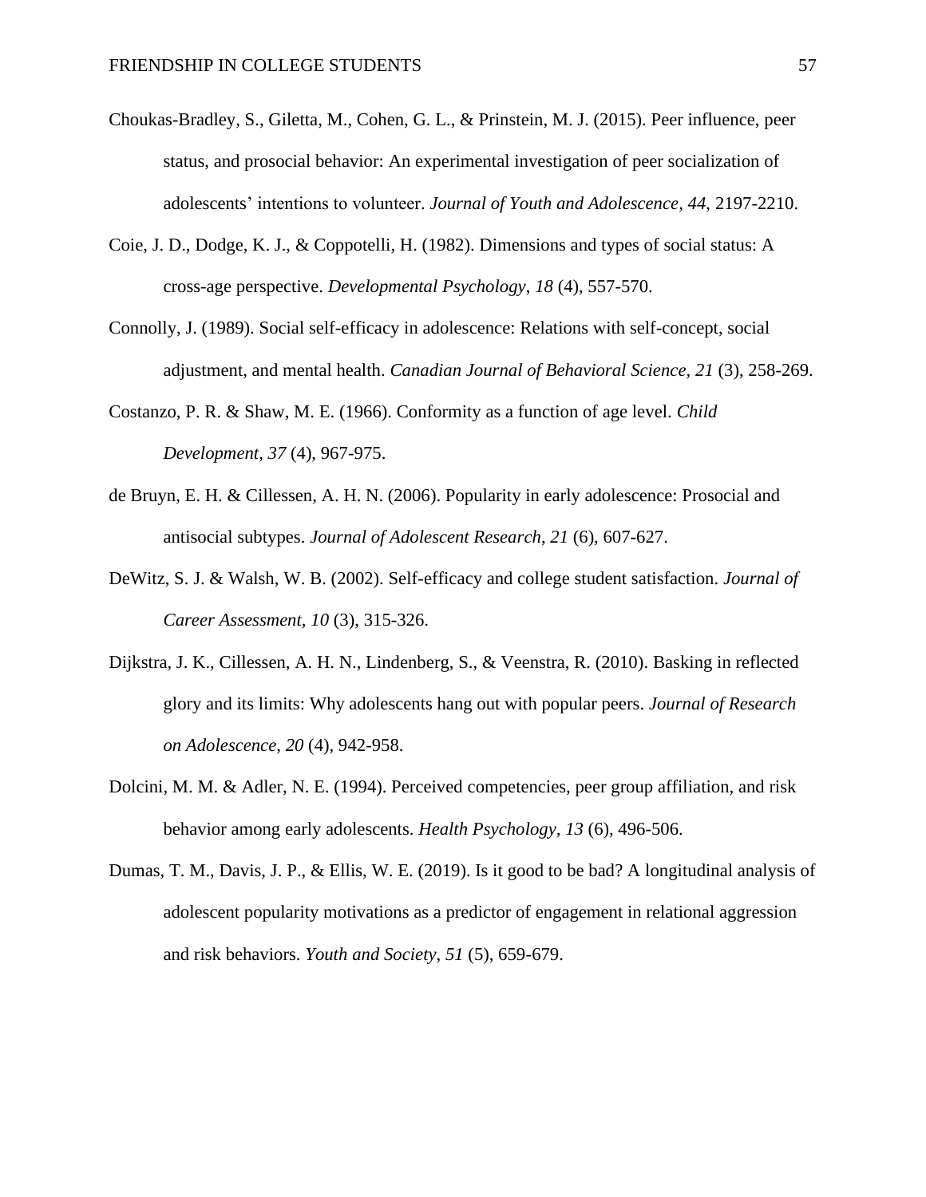Choukas-Bradley, S., Giletta, M., Cohen, G. L., & Prinstein, M. J. (2015). Peer influence, peer status, and prosocial behavior: An experimental investigation of peer socialization of adolescents' intentions to volunteer. *Journal of Youth and Adolescence*, *44*, 2197-2210.

Coie, J. D., Dodge, K. J., & Coppotelli, H. (1982). Dimensions and types of social status: A cross-age perspective. *Developmental Psychology*, *18* (4), 557-570.

Connolly, J. (1989). Social self-efficacy in adolescence: Relations with self-concept, social adjustment, and mental health. *Canadian Journal of Behavioral Science*, *21* (3), 258-269.

Costanzo, P. R. & Shaw, M. E. (1966). Conformity as a function of age level. *Child Development*, *37* (4), 967-975.

de Bruyn, E. H. & Cillessen, A. H. N. (2006). Popularity in early adolescence: Prosocial and antisocial subtypes. *Journal of Adolescent Research*, *21* (6), 607-627.

DeWitz, S. J. & Walsh, W. B. (2002). Self-efficacy and college student satisfaction. *Journal of Career Assessment*, *10* (3), 315-326.

Dijkstra, J. K., Cillessen, A. H. N., Lindenberg, S., & Veenstra, R. (2010). Basking in reflected glory and its limits: Why adolescents hang out with popular peers. *Journal of Research on Adolescence, 20* (4), 942-958.

Dolcini, M. M. & Adler, N. E. (1994). Perceived competencies, peer group affiliation, and risk behavior among early adolescents. *Health Psychology*, *13* (6), 496-506.

Dumas, T. M., Davis, J. P., & Ellis, W. E. (2019). Is it good to be bad? A longitudinal analysis of adolescent popularity motivations as a predictor of engagement in relational aggression and risk behaviors. *Youth and Society*, *51* (5), 659-679.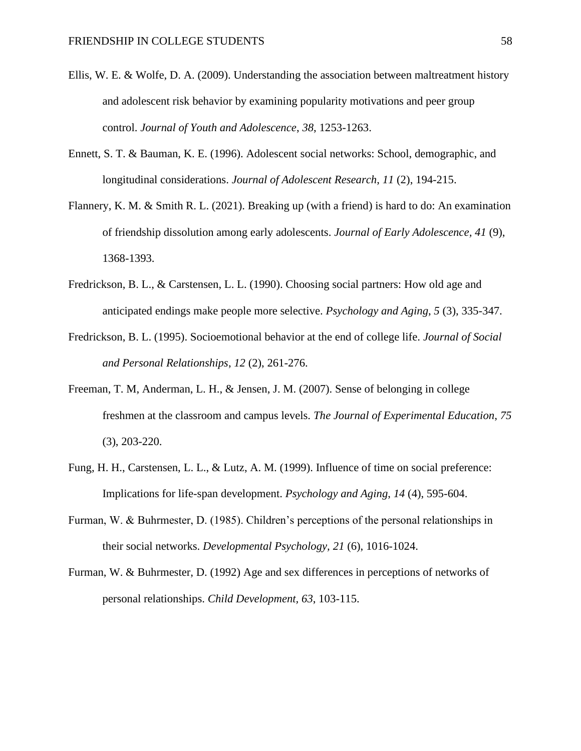Ellis, W. E. & Wolfe, D. A. (2009). Understanding the association between maltreatment history and adolescent risk behavior by examining popularity motivations and peer group control. *Journal of Youth and Adolescence*, *38*, 1253-1263.

Ennett, S. T. & Bauman, K. E. (1996). Adolescent social networks: School, demographic, and longitudinal considerations. *Journal of Adolescent Research*, *11* (2), 194-215.

Flannery, K. M. & Smith R. L. (2021). Breaking up (with a friend) is hard to do: An examination of friendship dissolution among early adolescents. *Journal of Early Adolescence*, *41* (9), 1368-1393.

Fredrickson, B. L., & Carstensen, L. L. (1990). Choosing social partners: How old age and anticipated endings make people more selective. *Psychology and Aging*, *5* (3), 335-347.

Fredrickson, B. L. (1995). Socioemotional behavior at the end of college life. *Journal of Social and Personal Relationships*, *12* (2), 261-276.

Freeman, T. M, Anderman, L. H., & Jensen, J. M. (2007). Sense of belonging in college freshmen at the classroom and campus levels. *The Journal of Experimental Education*, *75* (3), 203-220.

Fung, H. H., Carstensen, L. L., & Lutz, A. M. (1999). Influence of time on social preference: Implications for life-span development. *Psychology and Aging*, *14* (4), 595-604.

Furman, W. & Buhrmester, D. (1985). Children's perceptions of the personal relationships in their social networks. *Developmental Psychology, 21* (6), 1016-1024.

Furman, W. & Buhrmester, D. (1992) Age and sex differences in perceptions of networks of personal relationships. *Child Development*, *63*, 103-115.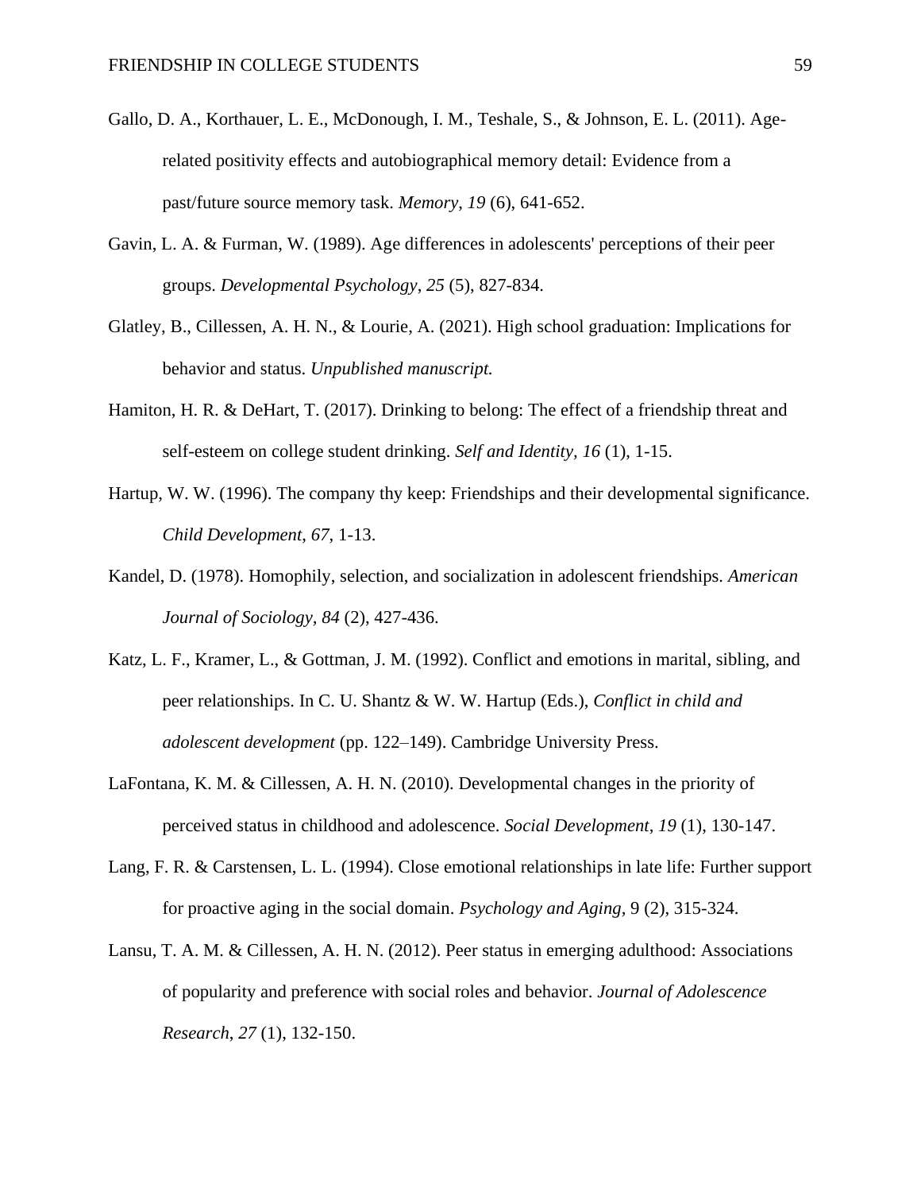Gallo, D. A., Korthauer, L. E., McDonough, I. M., Teshale, S., & Johnson, E. L. (2011). Age-related positivity effects and autobiographical memory detail: Evidence from a past/future source memory task. *Memory*, *19* (6), 641-652.

Gavin, L. A. & Furman, W. (1989). Age differences in adolescents' perceptions of their peer groups. *Developmental Psychology*, *25* (5), 827-834.

Glatley, B., Cillessen, A. H. N., & Lourie, A. (2021). High school graduation: Implications for behavior and status. *Unpublished manuscript.*

Hamiton, H. R. & DeHart, T. (2017). Drinking to belong: The effect of a friendship threat and self-esteem on college student drinking. *Self and Identity*, *16* (1), 1-15.

Hartup, W. W. (1996). The company thy keep: Friendships and their developmental significance. *Child Development*, *67*, 1-13.

Kandel, D. (1978). Homophily, selection, and socialization in adolescent friendships. *American Journal of Sociology*, *84* (2), 427-436.

Katz, L. F., Kramer, L., & Gottman, J. M. (1992). Conflict and emotions in marital, sibling, and peer relationships. In C. U. Shantz & W. W. Hartup (Eds.), *Conflict in child and adolescent development* (pp. 122–149). Cambridge University Press.

LaFontana, K. M. & Cillessen, A. H. N. (2010). Developmental changes in the priority of perceived status in childhood and adolescence. *Social Development*, *19* (1), 130-147.

Lang, F. R. & Carstensen, L. L. (1994). Close emotional relationships in late life: Further support for proactive aging in the social domain. *Psychology and Aging*, 9 (2), 315-324.

Lansu, T. A. M. & Cillessen, A. H. N. (2012). Peer status in emerging adulthood: Associations of popularity and preference with social roles and behavior. *Journal of Adolescence Research*, *27* (1), 132-150.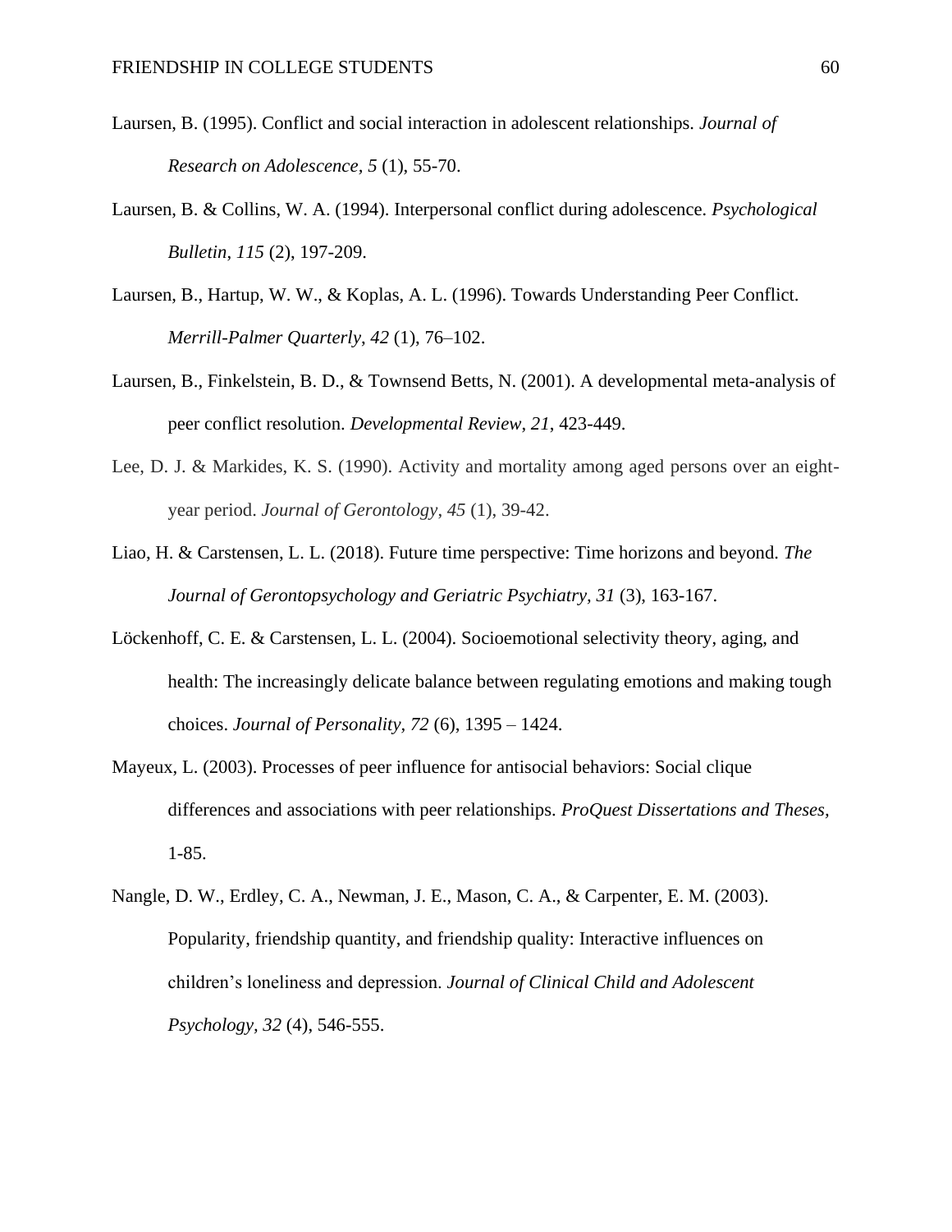Laursen, B. (1995). Conflict and social interaction in adolescent relationships. *Journal of Research on Adolescence*, *5* (1), 55-70.

Laursen, B. & Collins, W. A. (1994). Interpersonal conflict during adolescence. *Psychological Bulletin*, *115* (2), 197-209.

Laursen, B., Hartup, W. W., & Koplas, A. L. (1996). Towards Understanding Peer Conflict. *Merrill-Palmer Quarterly*, *42* (1), 76–102.

Laursen, B., Finkelstein, B. D., & Townsend Betts, N. (2001). A developmental meta-analysis of peer conflict resolution. *Developmental Review*, *21*, 423-449.

Lee, D. J. & Markides, K. S. (1990). Activity and mortality among aged persons over an eight-year period. *Journal of Gerontology*, *45* (1), 39-42.

Liao, H. & Carstensen, L. L. (2018). Future time perspective: Time horizons and beyond. *The Journal of Gerontopsychology and Geriatric Psychiatry, 31* (3), 163-167.

Löckenhoff, C. E. & Carstensen, L. L. (2004). Socioemotional selectivity theory, aging, and health: The increasingly delicate balance between regulating emotions and making tough choices. *Journal of Personality, 72* (6), 1395 – 1424.

Mayeux, L. (2003). Processes of peer influence for antisocial behaviors: Social clique differences and associations with peer relationships. *ProQuest Dissertations and Theses*, 1-85.

Nangle, D. W., Erdley, C. A., Newman, J. E., Mason, C. A., & Carpenter, E. M. (2003). Popularity, friendship quantity, and friendship quality: Interactive influences on children's loneliness and depression. *Journal of Clinical Child and Adolescent Psychology*, *32* (4), 546-555.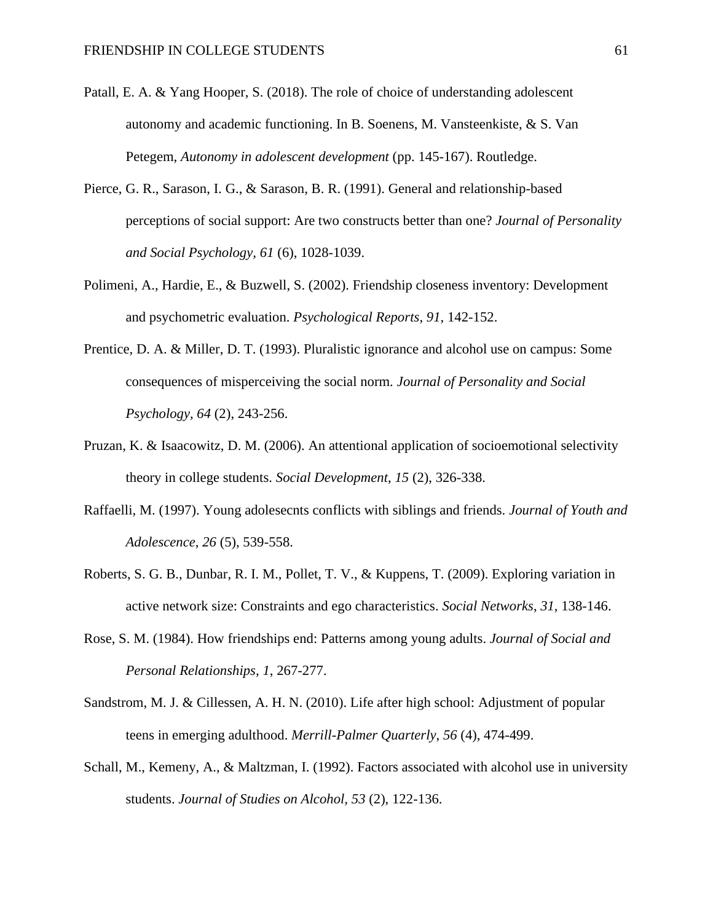Patall, E. A. & Yang Hooper, S. (2018). The role of choice of understanding adolescent autonomy and academic functioning. In B. Soenens, M. Vansteenkiste, & S. Van Petegem, *Autonomy in adolescent development* (pp. 145-167). Routledge.

Pierce, G. R., Sarason, I. G., & Sarason, B. R. (1991). General and relationship-based perceptions of social support: Are two constructs better than one? *Journal of Personality and Social Psychology, 61* (6), 1028-1039.

Polimeni, A., Hardie, E., & Buzwell, S. (2002). Friendship closeness inventory: Development and psychometric evaluation. *Psychological Reports*, *91*, 142-152.

Prentice, D. A. & Miller, D. T. (1993). Pluralistic ignorance and alcohol use on campus: Some consequences of misperceiving the social norm. *Journal of Personality and Social Psychology, 64* (2), 243-256.

Pruzan, K. & Isaacowitz, D. M. (2006). An attentional application of socioemotional selectivity theory in college students. *Social Development*, *15* (2), 326-338.

Raffaelli, M. (1997). Young adolesecnts conflicts with siblings and friends. *Journal of Youth and Adolescence*, *26* (5), 539-558.

Roberts, S. G. B., Dunbar, R. I. M., Pollet, T. V., & Kuppens, T. (2009). Exploring variation in active network size: Constraints and ego characteristics. *Social Networks*, *31*, 138-146.

Rose, S. M. (1984). How friendships end: Patterns among young adults. *Journal of Social and Personal Relationships, 1*, 267-277.

Sandstrom, M. J. & Cillessen, A. H. N. (2010). Life after high school: Adjustment of popular teens in emerging adulthood. *Merrill-Palmer Quarterly*, *56* (4), 474-499.

Schall, M., Kemeny, A., & Maltzman, I. (1992). Factors associated with alcohol use in university students. *Journal of Studies on Alcohol, 53* (2), 122-136.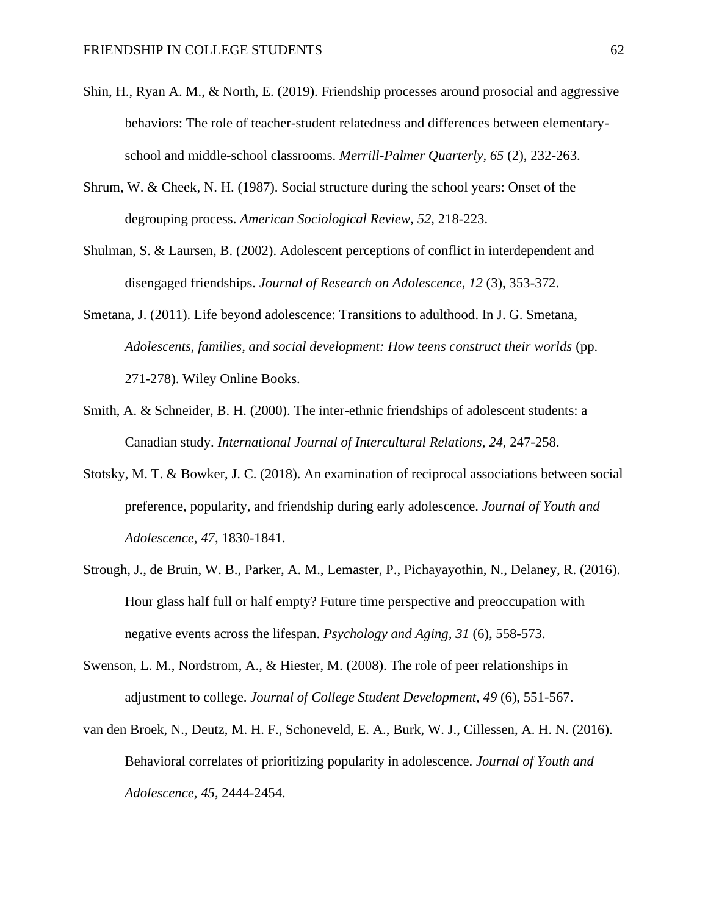Shin, H., Ryan A. M., & North, E. (2019). Friendship processes around prosocial and aggressive behaviors: The role of teacher-student relatedness and differences between elementary-school and middle-school classrooms. *Merrill-Palmer Quarterly, 65* (2), 232-263.

Shrum, W. & Cheek, N. H. (1987). Social structure during the school years: Onset of the degrouping process. *American Sociological Review*, *52,* 218-223.

Shulman, S. & Laursen, B. (2002). Adolescent perceptions of conflict in interdependent and disengaged friendships. *Journal of Research on Adolescence*, *12* (3), 353-372.

Smetana, J. (2011). Life beyond adolescence: Transitions to adulthood. In J. G. Smetana, *Adolescents, families, and social development: How teens construct their worlds* (pp. 271-278). Wiley Online Books.

Smith, A. & Schneider, B. H. (2000). The inter-ethnic friendships of adolescent students: a Canadian study. *International Journal of Intercultural Relations*, *24,* 247-258.

Stotsky, M. T. & Bowker, J. C. (2018). An examination of reciprocal associations between social preference, popularity, and friendship during early adolescence. *Journal of Youth and Adolescence*, *47*, 1830-1841.

Strough, J., de Bruin, W. B., Parker, A. M., Lemaster, P., Pichayayothin, N., Delaney, R. (2016). Hour glass half full or half empty? Future time perspective and preoccupation with negative events across the lifespan. *Psychology and Aging, 31* (6), 558-573.

Swenson, L. M., Nordstrom, A., & Hiester, M. (2008). The role of peer relationships in adjustment to college. *Journal of College Student Development, 49* (6), 551-567.

van den Broek, N., Deutz, M. H. F., Schoneveld, E. A., Burk, W. J., Cillessen, A. H. N. (2016). Behavioral correlates of prioritizing popularity in adolescence. *Journal of Youth and Adolescence*, *45*, 2444-2454.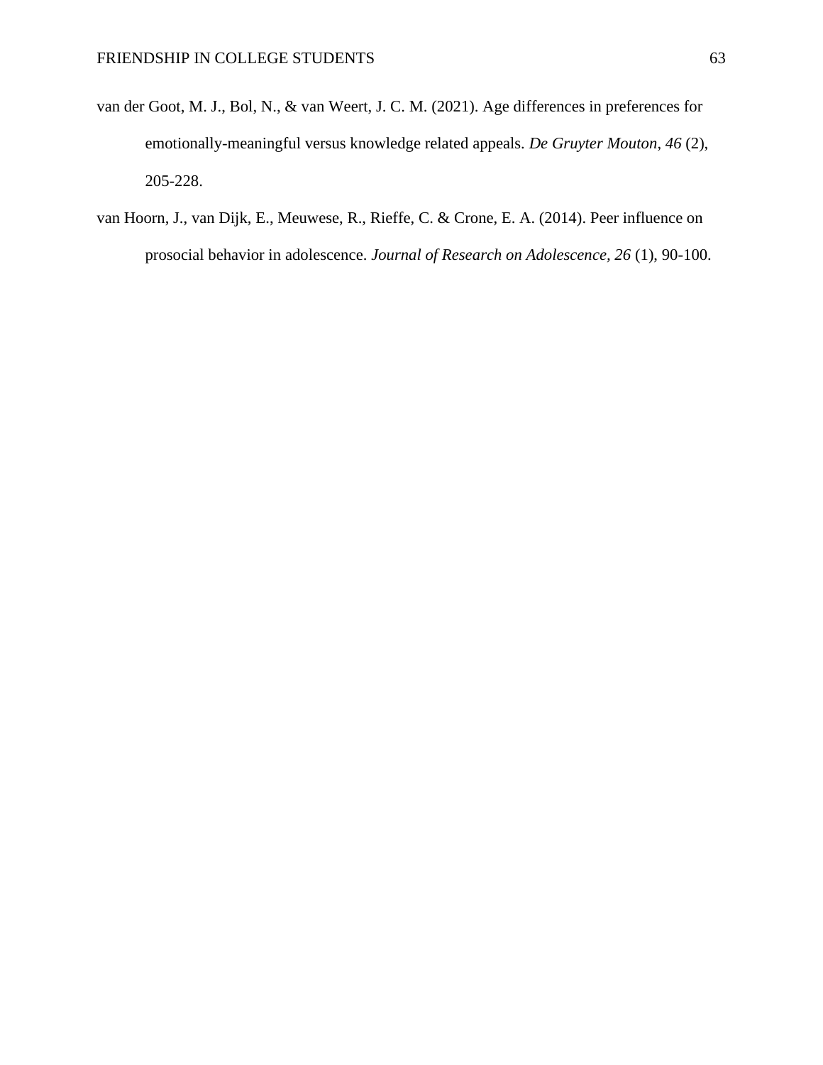van der Goot, M. J., Bol, N., & van Weert, J. C. M. (2021). Age differences in preferences for emotionally-meaningful versus knowledge related appeals. *De Gruyter Mouton*, *46* (2), 205-228.

van Hoorn, J., van Dijk, E., Meuwese, R., Rieffe, C. & Crone, E. A. (2014). Peer influence on prosocial behavior in adolescence. *Journal of Research on Adolescence, 26* (1), 90-100.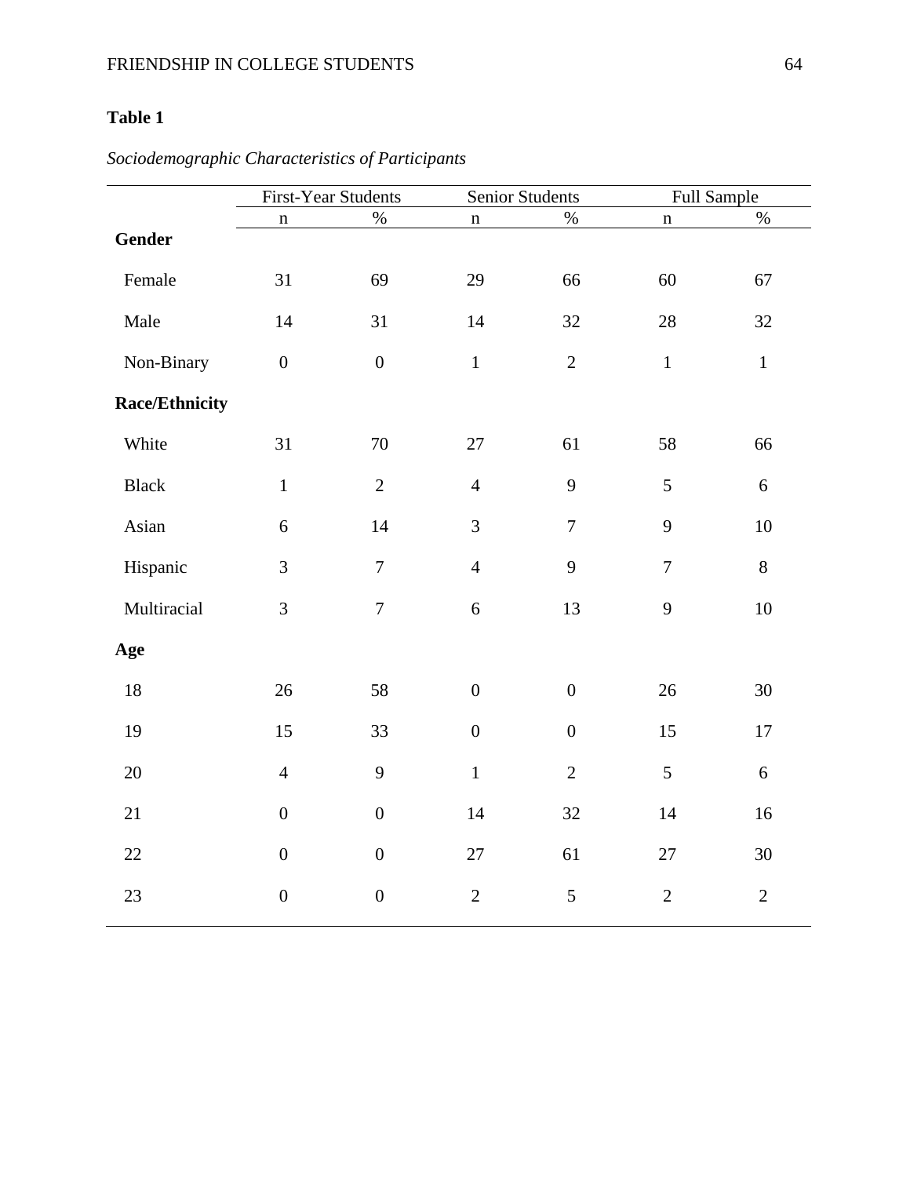**Table 1**

*Sociodemographic Characteristics of Participants*

| | First-Year Students | | Senior Students | | Full Sample | |
|---|---|---|---|---|---|---|
| | n | % | n | % | n | % |
| **Gender** | | | | | | |
| Female | 31 | 69 | 29 | 66 | 60 | 67 |
| Male | 14 | 31 | 14 | 32 | 28 | 32 |
| Non-Binary | 0 | 0 | 1 | 2 | 1 | 1 |
| **Race/Ethnicity** | | | | | | |
| White | 31 | 70 | 27 | 61 | 58 | 66 |
| Black | 1 | 2 | 4 | 9 | 5 | 6 |
| Asian | 6 | 14 | 3 | 7 | 9 | 10 |
| Hispanic | 3 | 7 | 4 | 9 | 7 | 8 |
| Multiracial | 3 | 7 | 6 | 13 | 9 | 10 |
| **Age** | | | | | | |
| 18 | 26 | 58 | 0 | 0 | 26 | 30 |
| 19 | 15 | 33 | 0 | 0 | 15 | 17 |
| 20 | 4 | 9 | 1 | 2 | 5 | 6 |
| 21 | 0 | 0 | 14 | 32 | 14 | 16 |
| 22 | 0 | 0 | 27 | 61 | 27 | 30 |
| 23 | 0 | 0 | 2 | 5 | 2 | 2 |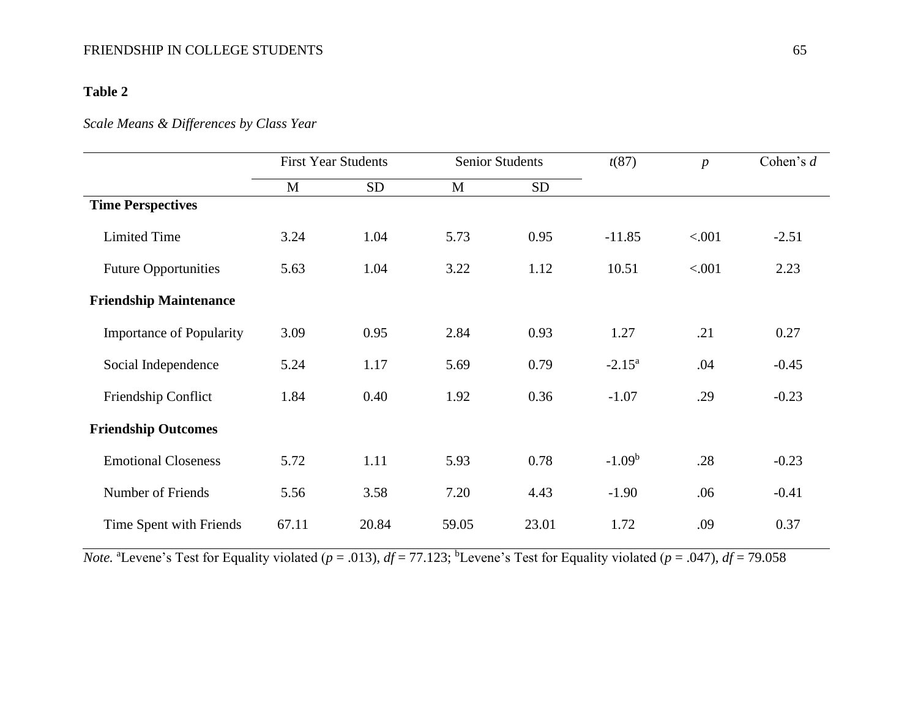**Table 2**

*Scale Means & Differences by Class Year*

| | First Year Students | | Senior Students | | $t(87)$ | $p$ | Cohen's $d$ |
|---|---|---|---|---|---|---|---|
| | M | SD | M | SD | | | |
| **Time Perspectives** | | | | | | | |
| Limited Time | 3.24 | 1.04 | 5.73 | 0.95 | -11.85 | <.001 | -2.51 |
| Future Opportunities | 5.63 | 1.04 | 3.22 | 1.12 | 10.51 | <.001 | 2.23 |
| **Friendship Maintenance** | | | | | | | |
| Importance of Popularity | 3.09 | 0.95 | 2.84 | 0.93 | 1.27 | .21 | 0.27 |
| Social Independence | 5.24 | 1.17 | 5.69 | 0.79 | -2.15[a] | .04 | -0.45 |
| Friendship Conflict | 1.84 | 0.40 | 1.92 | 0.36 | -1.07 | .29 | -0.23 |
| **Friendship Outcomes** | | | | | | | |
| Emotional Closeness | 5.72 | 1.11 | 5.93 | 0.78 | -1.09[b] | .28 | -0.23 |
| Number of Friends | 5.56 | 3.58 | 7.20 | 4.43 | -1.90 | .06 | -0.41 |
| Time Spent with Friends | 67.11 | 20.84 | 59.05 | 23.01 | 1.72 | .09 | 0.37 |

*Note.* [a]Levene's Test for Equality violated ($p$ = .013), $df$ = 77.123; [b]Levene's Test for Equality violated ($p$ = .047), $df$ = 79.058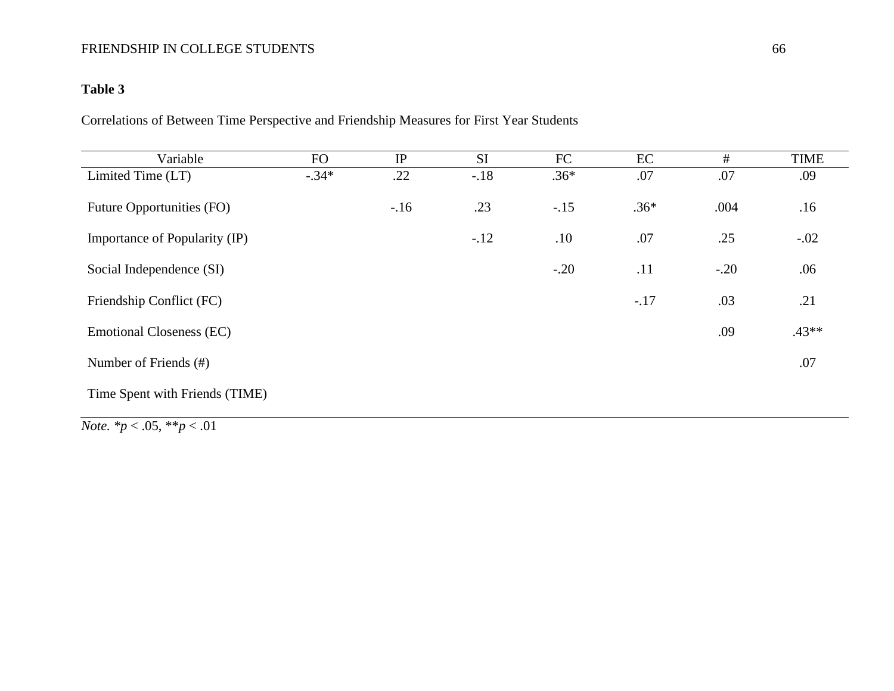**Table 3**

Correlations of Between Time Perspective and Friendship Measures for First Year Students

| Variable | FO | IP | SI | FC | EC | # | TIME |
|---|---|---|---|---|---|---|---|
| Limited Time (LT) | -.34* | .22 | -.18 | .36* | .07 | .07 | .09 |
| Future Opportunities (FO) | | -.16 | .23 | -.15 | .36* | .004 | .16 |
| Importance of Popularity (IP) | | | -.12 | .10 | .07 | .25 | -.02 |
| Social Independence (SI) | | | | -.20 | .11 | -.20 | .06 |
| Friendship Conflict (FC) | | | | | -.17 | .03 | .21 |
| Emotional Closeness (EC) | | | | | | .09 | .43** |
| Number of Friends (#) | | | | | | | .07 |
| Time Spent with Friends (TIME) | | | | | | | |

*Note.* *$p < .05$, **$p < .01$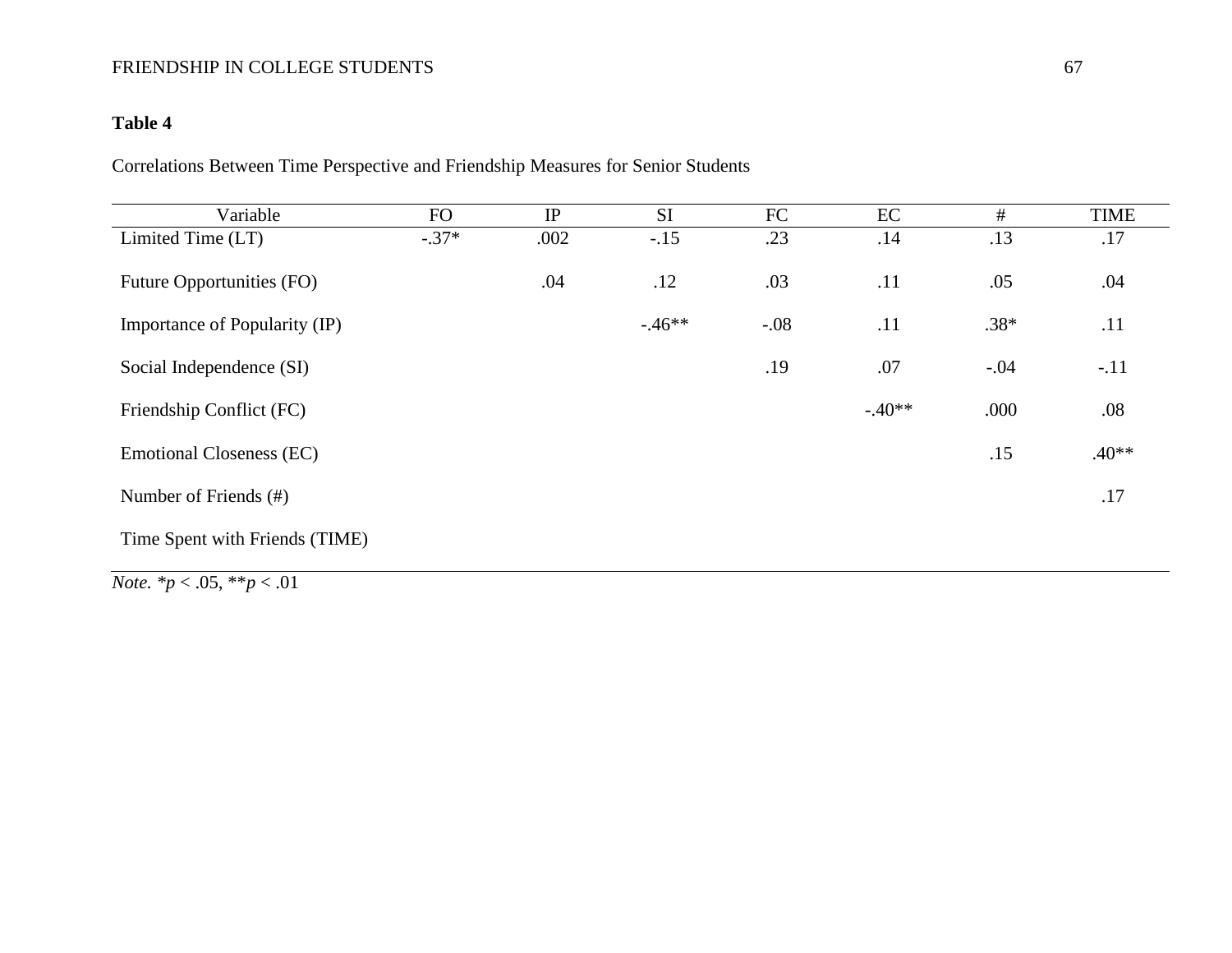**Table 4**

Correlations Between Time Perspective and Friendship Measures for Senior Students

| Variable | FO | IP | SI | FC | EC | # | TIME |
|---|---|---|---|---|---|---|---|
| Limited Time (LT) | -.37* | .002 | -.15 | .23 | .14 | .13 | .17 |
| Future Opportunities (FO) | | .04 | .12 | .03 | .11 | .05 | .04 |
| Importance of Popularity (IP) | | | -.46** | -.08 | .11 | .38* | .11 |
| Social Independence (SI) | | | | .19 | .07 | -.04 | -.11 |
| Friendship Conflict (FC) | | | | | -.40** | .000 | .08 |
| Emotional Closeness (EC) | | | | | | .15 | .40** |
| Number of Friends (#) | | | | | | | .17 |
| Time Spent with Friends (TIME) | | | | | | | |

*Note.* *$p < .05$, **$p < .01$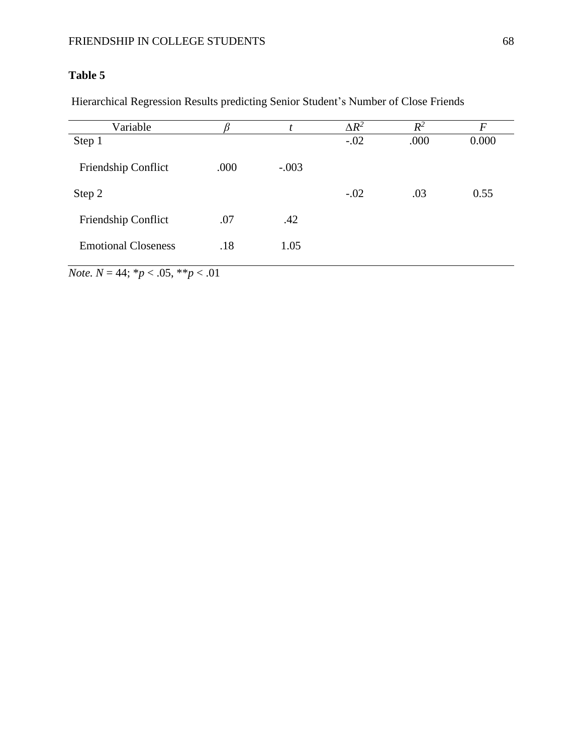**Table 5**

Hierarchical Regression Results predicting Senior Student's Number of Close Friends

| Variable | *β* | *t* | $\Delta R^2$ | $R^2$ | *F* |
|---|---|---|---|---|---|
| Step 1 | | | -.02 | .000 | 0.000 |
| Friendship Conflict | .000 | -.003 | | | |
| Step 2 | | | -.02 | .03 | 0.55 |
| Friendship Conflict | .07 | .42 | | | |
| Emotional Closeness | .18 | 1.05 | | | |

*Note.* $N = 44$; $^{*}p < .05$, $^{**}p < .01$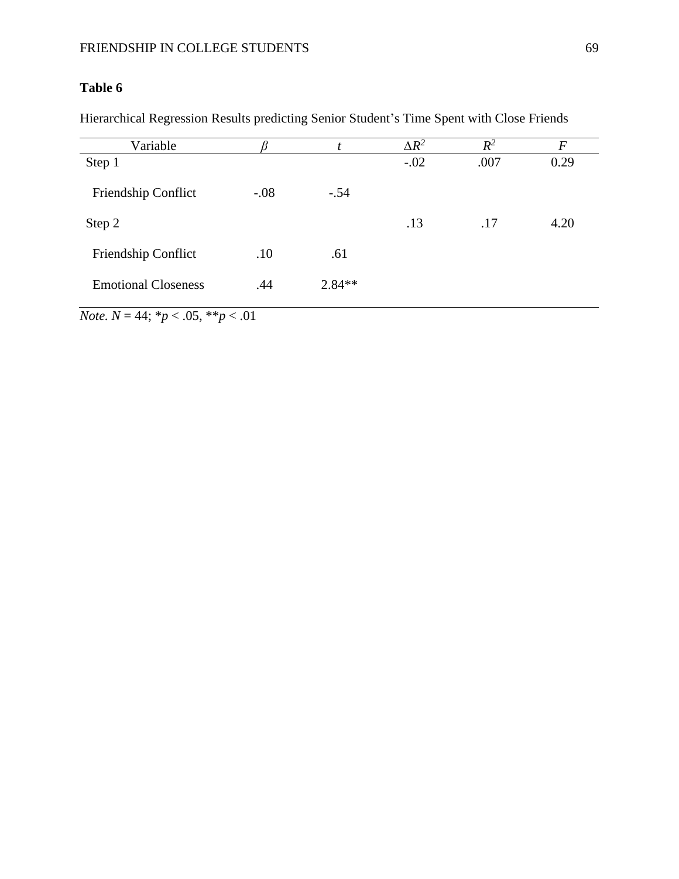**Table 6**

Hierarchical Regression Results predicting Senior Student's Time Spent with Close Friends

| Variable | $\beta$ | $t$ | $\Delta R^2$ | $R^2$ | $F$ |
|---|---|---|---|---|---|
| Step 1 | | | -.02 | .007 | 0.29 |
| Friendship Conflict | -.08 | -.54 | | | |
| Step 2 | | | .13 | .17 | 4.20 |
| Friendship Conflict | .10 | .61 | | | |
| Emotional Closeness | .44 | 2.84** | | | |

*Note.* $N = 44$; $*p < .05$, $**p < .01$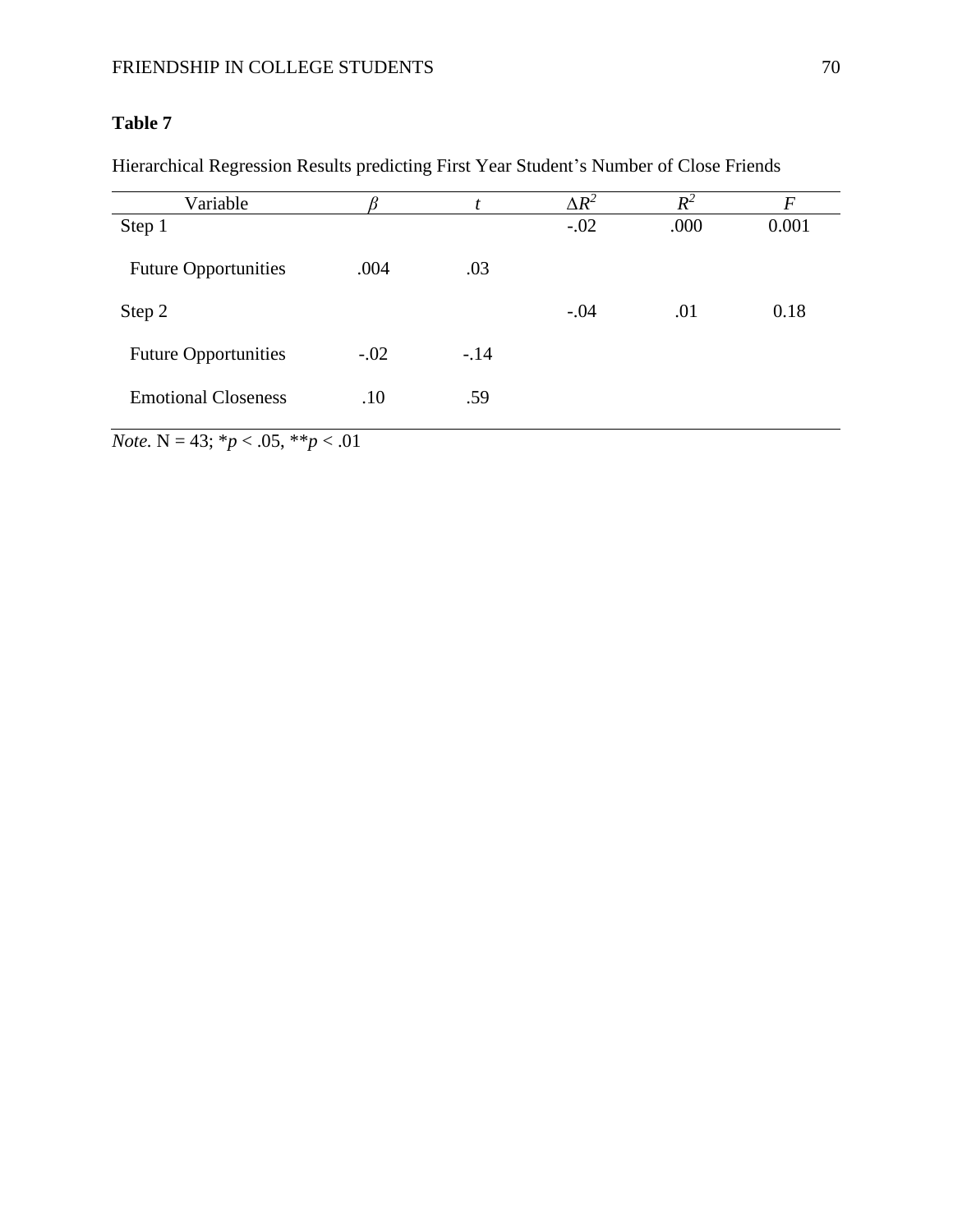**Table 7**

Hierarchical Regression Results predicting First Year Student's Number of Close Friends

| Variable | $\beta$ | $t$ | $\Delta R^2$ | $R^2$ | $F$ |
|---|---|---|---|---|---|
| Step 1 | | | -.02 | .000 | 0.001 |
| Future Opportunities | .004 | .03 | | | |
| Step 2 | | | -.04 | .01 | 0.18 |
| Future Opportunities | -.02 | -.14 | | | |
| Emotional Closeness | .10 | .59 | | | |

*Note.* N = 43; \*$p < .05$, \*\*$p < .01$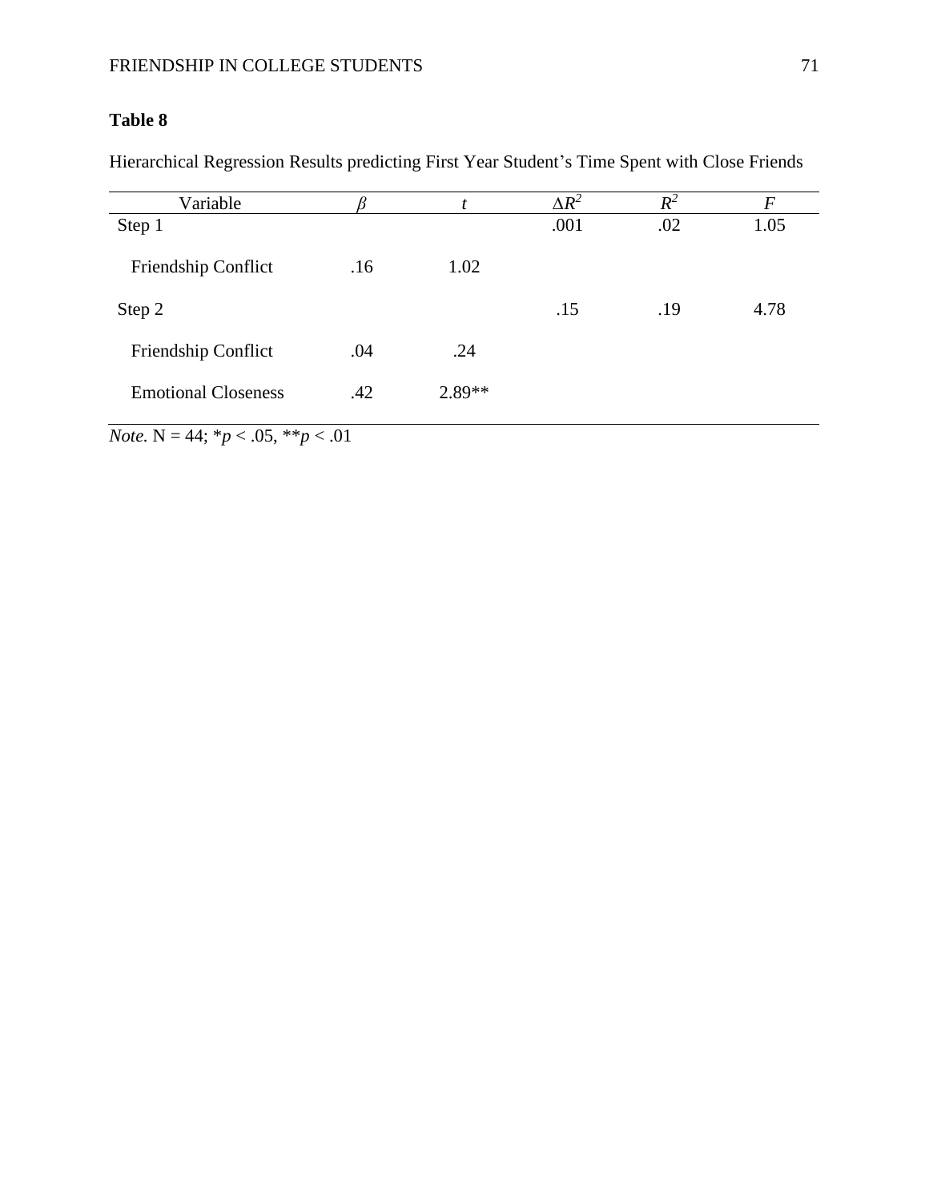**Table 8**

Hierarchical Regression Results predicting First Year Student's Time Spent with Close Friends

| Variable | $\beta$ | $t$ | $\Delta R^2$ | $R^2$ | $F$ |
|---|---|---|---|---|---|
| Step 1 | | | .001 | .02 | 1.05 |
| Friendship Conflict | .16 | 1.02 | | | |
| Step 2 | | | .15 | .19 | 4.78 |
| Friendship Conflict | .04 | .24 | | | |
| Emotional Closeness | .42 | 2.89** | | | |

*Note.* N = 44; \*$p < .05$, \*\*$p < .01$